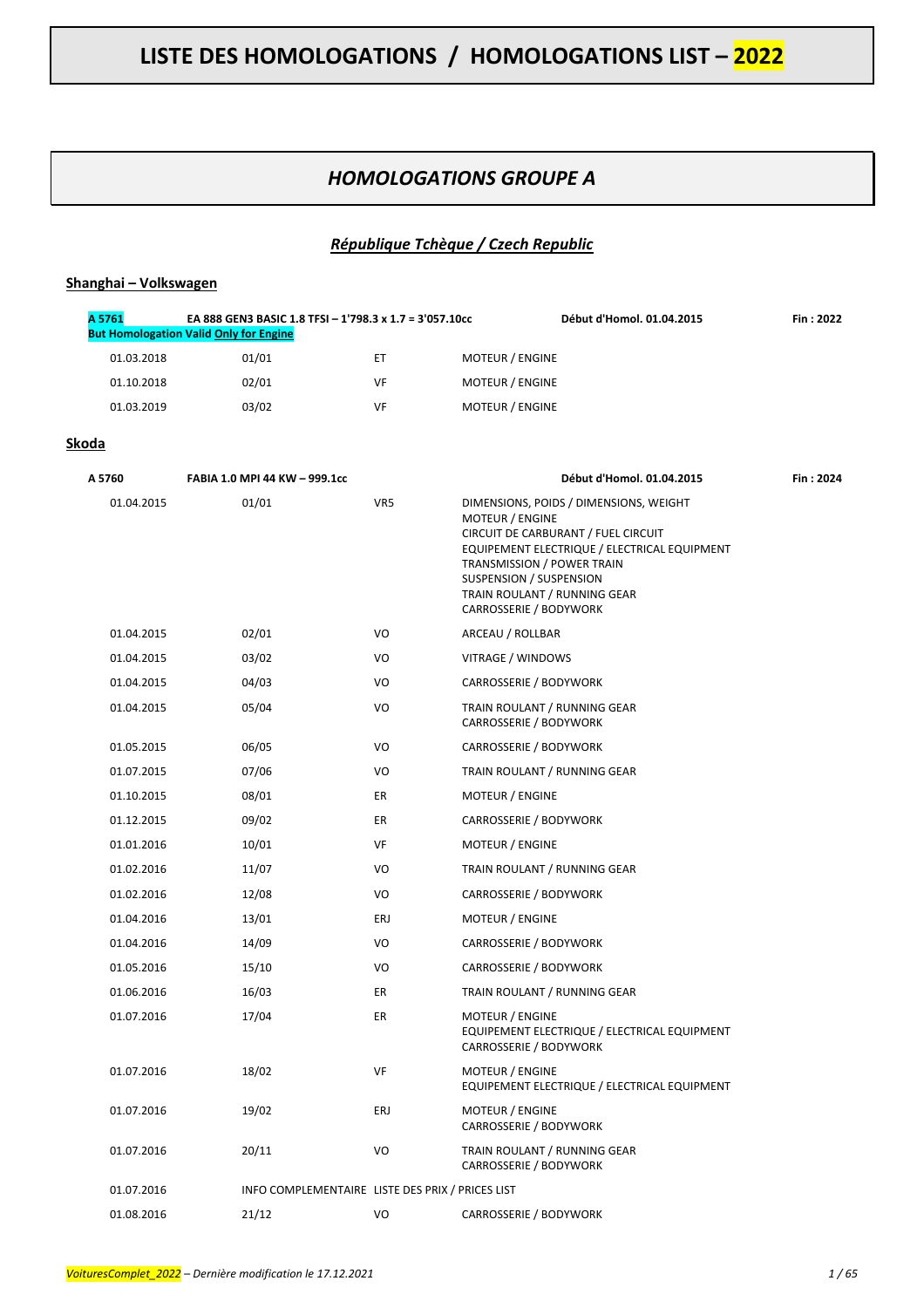# LISTE DES HOMOLOGATIONS / HOMOLOGATIONS LIST – 2022

## *HOMOLOGATIONS GROUPE A*

### ***République Tchèque / Czech Republic***

**Shanghai – Volkswagen**

| **A 5761** | **EA 888 GEN3 BASIC 1.8 TFSI – 1'798.3 x 1.7 = 3'057.10cc** | | **Début d'Homol. 01.04.2015** | **Fin : 2022** |
|---|---|---|---|---|
| **But Homologation Valid Only for Engine** | | | | |
| 01.03.2018 | 01/01 | ET | MOTEUR / ENGINE | |
| 01.10.2018 | 02/01 | VF | MOTEUR / ENGINE | |
| 01.03.2019 | 03/02 | VF | MOTEUR / ENGINE | |

**Skoda**

| **A 5760** | **FABIA 1.0 MPI 44 KW – 999.1cc** | | **Début d'Homol. 01.04.2015** | **Fin : 2024** |
|---|---|---|---|---|
| 01.04.2015 | 01/01 | VR5 | DIMENSIONS, POIDS / DIMENSIONS, WEIGHT<br>MOTEUR / ENGINE<br>CIRCUIT DE CARBURANT / FUEL CIRCUIT<br>EQUIPEMENT ELECTRIQUE / ELECTRICAL EQUIPMENT<br>TRANSMISSION / POWER TRAIN<br>SUSPENSION / SUSPENSION<br>TRAIN ROULANT / RUNNING GEAR<br>CARROSSERIE / BODYWORK | |
| 01.04.2015 | 02/01 | VO | ARCEAU / ROLLBAR | |
| 01.04.2015 | 03/02 | VO | VITRAGE / WINDOWS | |
| 01.04.2015 | 04/03 | VO | CARROSSERIE / BODYWORK | |
| 01.04.2015 | 05/04 | VO | TRAIN ROULANT / RUNNING GEAR<br>CARROSSERIE / BODYWORK | |
| 01.05.2015 | 06/05 | VO | CARROSSERIE / BODYWORK | |
| 01.07.2015 | 07/06 | VO | TRAIN ROULANT / RUNNING GEAR | |
| 01.10.2015 | 08/01 | ER | MOTEUR / ENGINE | |
| 01.12.2015 | 09/02 | ER | CARROSSERIE / BODYWORK | |
| 01.01.2016 | 10/01 | VF | MOTEUR / ENGINE | |
| 01.02.2016 | 11/07 | VO | TRAIN ROULANT / RUNNING GEAR | |
| 01.02.2016 | 12/08 | VO | CARROSSERIE / BODYWORK | |
| 01.04.2016 | 13/01 | ERJ | MOTEUR / ENGINE | |
| 01.04.2016 | 14/09 | VO | CARROSSERIE / BODYWORK | |
| 01.05.2016 | 15/10 | VO | CARROSSERIE / BODYWORK | |
| 01.06.2016 | 16/03 | ER | TRAIN ROULANT / RUNNING GEAR | |
| 01.07.2016 | 17/04 | ER | MOTEUR / ENGINE<br>EQUIPEMENT ELECTRIQUE / ELECTRICAL EQUIPMENT<br>CARROSSERIE / BODYWORK | |
| 01.07.2016 | 18/02 | VF | MOTEUR / ENGINE<br>EQUIPEMENT ELECTRIQUE / ELECTRICAL EQUIPMENT | |
| 01.07.2016 | 19/02 | ERJ | MOTEUR / ENGINE<br>CARROSSERIE / BODYWORK | |
| 01.07.2016 | 20/11 | VO | TRAIN ROULANT / RUNNING GEAR<br>CARROSSERIE / BODYWORK | |
| 01.07.2016 | INFO COMPLEMENTAIRE LISTE DES PRIX / PRICES LIST | | | |
| 01.08.2016 | 21/12 | VO | CARROSSERIE / BODYWORK | |

*VoituresComplet_2022 – Dernière modification le 17.12.2021*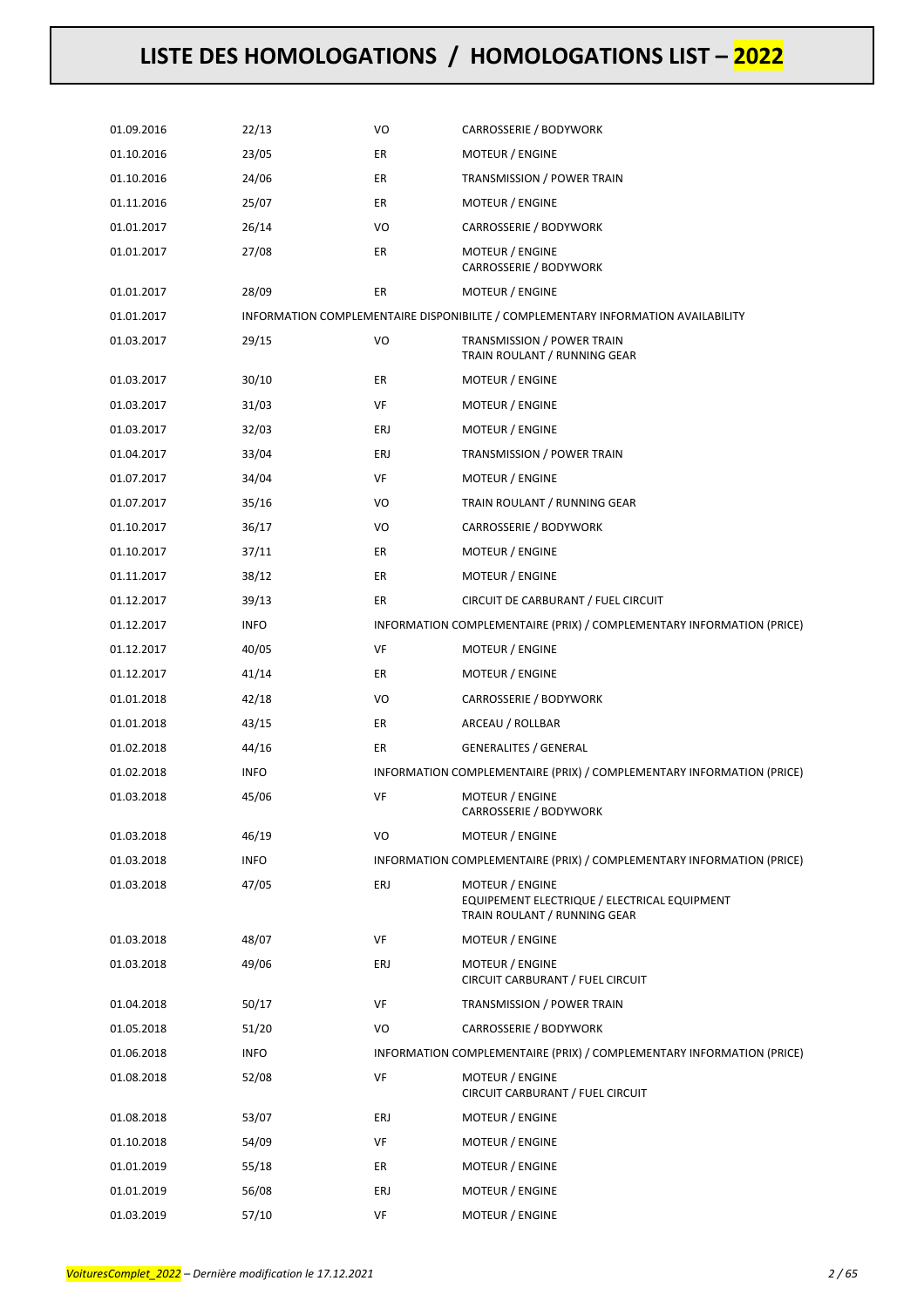# LISTE DES HOMOLOGATIONS / HOMOLOGATIONS LIST – 2022

| | | | |
|---|---|---|---|
| 01.09.2016 | 22/13 | VO | CARROSSERIE / BODYWORK |
| 01.10.2016 | 23/05 | ER | MOTEUR / ENGINE |
| 01.10.2016 | 24/06 | ER | TRANSMISSION / POWER TRAIN |
| 01.11.2016 | 25/07 | ER | MOTEUR / ENGINE |
| 01.01.2017 | 26/14 | VO | CARROSSERIE / BODYWORK |
| 01.01.2017 | 27/08 | ER | MOTEUR / ENGINE<br>CARROSSERIE / BODYWORK |
| 01.01.2017 | 28/09 | ER | MOTEUR / ENGINE |
| 01.01.2017 | INFORMATION COMPLEMENTAIRE DISPONIBILITE / COMPLEMENTARY INFORMATION AVAILABILITY | | |
| 01.03.2017 | 29/15 | VO | TRANSMISSION / POWER TRAIN<br>TRAIN ROULANT / RUNNING GEAR |
| 01.03.2017 | 30/10 | ER | MOTEUR / ENGINE |
| 01.03.2017 | 31/03 | VF | MOTEUR / ENGINE |
| 01.03.2017 | 32/03 | ERJ | MOTEUR / ENGINE |
| 01.04.2017 | 33/04 | ERJ | TRANSMISSION / POWER TRAIN |
| 01.07.2017 | 34/04 | VF | MOTEUR / ENGINE |
| 01.07.2017 | 35/16 | VO | TRAIN ROULANT / RUNNING GEAR |
| 01.10.2017 | 36/17 | VO | CARROSSERIE / BODYWORK |
| 01.10.2017 | 37/11 | ER | MOTEUR / ENGINE |
| 01.11.2017 | 38/12 | ER | MOTEUR / ENGINE |
| 01.12.2017 | 39/13 | ER | CIRCUIT DE CARBURANT / FUEL CIRCUIT |
| 01.12.2017 | INFO | INFORMATION COMPLEMENTAIRE (PRIX) / COMPLEMENTARY INFORMATION (PRICE) | |
| 01.12.2017 | 40/05 | VF | MOTEUR / ENGINE |
| 01.12.2017 | 41/14 | ER | MOTEUR / ENGINE |
| 01.01.2018 | 42/18 | VO | CARROSSERIE / BODYWORK |
| 01.01.2018 | 43/15 | ER | ARCEAU / ROLLBAR |
| 01.02.2018 | 44/16 | ER | GENERALITES / GENERAL |
| 01.02.2018 | INFO | INFORMATION COMPLEMENTAIRE (PRIX) / COMPLEMENTARY INFORMATION (PRICE) | |
| 01.03.2018 | 45/06 | VF | MOTEUR / ENGINE<br>CARROSSERIE / BODYWORK |
| 01.03.2018 | 46/19 | VO | MOTEUR / ENGINE |
| 01.03.2018 | INFO | INFORMATION COMPLEMENTAIRE (PRIX) / COMPLEMENTARY INFORMATION (PRICE) | |
| 01.03.2018 | 47/05 | ERJ | MOTEUR / ENGINE<br>EQUIPEMENT ELECTRIQUE / ELECTRICAL EQUIPMENT<br>TRAIN ROULANT / RUNNING GEAR |
| 01.03.2018 | 48/07 | VF | MOTEUR / ENGINE |
| 01.03.2018 | 49/06 | ERJ | MOTEUR / ENGINE<br>CIRCUIT CARBURANT / FUEL CIRCUIT |
| 01.04.2018 | 50/17 | VF | TRANSMISSION / POWER TRAIN |
| 01.05.2018 | 51/20 | VO | CARROSSERIE / BODYWORK |
| 01.06.2018 | INFO | INFORMATION COMPLEMENTAIRE (PRIX) / COMPLEMENTARY INFORMATION (PRICE) | |
| 01.08.2018 | 52/08 | VF | MOTEUR / ENGINE<br>CIRCUIT CARBURANT / FUEL CIRCUIT |
| 01.08.2018 | 53/07 | ERJ | MOTEUR / ENGINE |
| 01.10.2018 | 54/09 | VF | MOTEUR / ENGINE |
| 01.01.2019 | 55/18 | ER | MOTEUR / ENGINE |
| 01.01.2019 | 56/08 | ERJ | MOTEUR / ENGINE |
| 01.03.2019 | 57/10 | VF | MOTEUR / ENGINE |

*VoituresComplet_2022 – Dernière modification le 17.12.2021*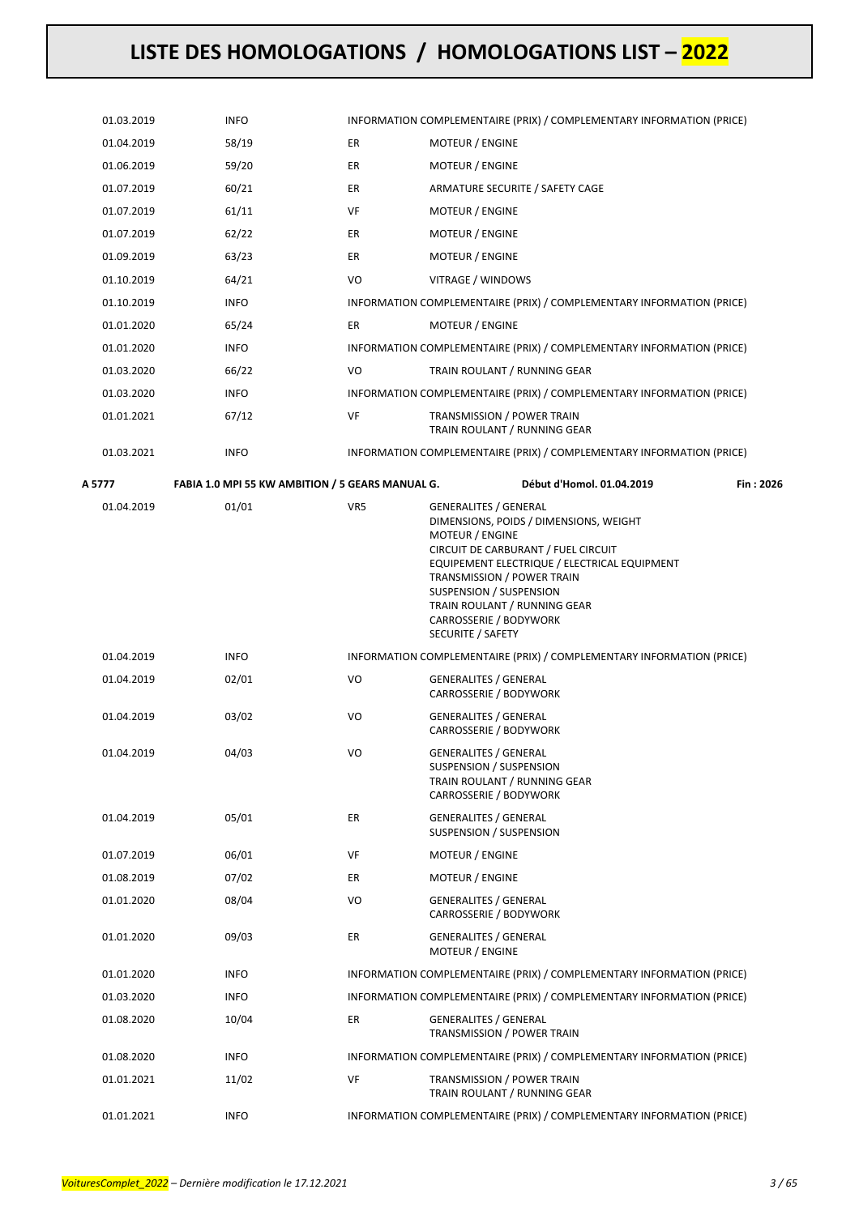# LISTE DES HOMOLOGATIONS / HOMOLOGATIONS LIST – 2022

| | | | |
|---|---|---|---|
| 01.03.2019 | INFO | | INFORMATION COMPLEMENTAIRE (PRIX) / COMPLEMENTARY INFORMATION (PRICE) |
| 01.04.2019 | 58/19 | ER | MOTEUR / ENGINE |
| 01.06.2019 | 59/20 | ER | MOTEUR / ENGINE |
| 01.07.2019 | 60/21 | ER | ARMATURE SECURITE / SAFETY CAGE |
| 01.07.2019 | 61/11 | VF | MOTEUR / ENGINE |
| 01.07.2019 | 62/22 | ER | MOTEUR / ENGINE |
| 01.09.2019 | 63/23 | ER | MOTEUR / ENGINE |
| 01.10.2019 | 64/21 | VO | VITRAGE / WINDOWS |
| 01.10.2019 | INFO | | INFORMATION COMPLEMENTAIRE (PRIX) / COMPLEMENTARY INFORMATION (PRICE) |
| 01.01.2020 | 65/24 | ER | MOTEUR / ENGINE |
| 01.01.2020 | INFO | | INFORMATION COMPLEMENTAIRE (PRIX) / COMPLEMENTARY INFORMATION (PRICE) |
| 01.03.2020 | 66/22 | VO | TRAIN ROULANT / RUNNING GEAR |
| 01.03.2020 | INFO | | INFORMATION COMPLEMENTAIRE (PRIX) / COMPLEMENTARY INFORMATION (PRICE) |
| 01.01.2021 | 67/12 | VF | TRANSMISSION / POWER TRAIN<br>TRAIN ROULANT / RUNNING GEAR |
| 01.03.2021 | INFO | | INFORMATION COMPLEMENTAIRE (PRIX) / COMPLEMENTARY INFORMATION (PRICE) |

**A 5777 — FABIA 1.0 MPI 55 KW AMBITION / 5 GEARS MANUAL G. — Début d'Homol. 01.04.2019 — Fin : 2026**

| | | | |
|---|---|---|---|
| 01.04.2019 | 01/01 | VR5 | GENERALITES / GENERAL<br>DIMENSIONS, POIDS / DIMENSIONS, WEIGHT<br>MOTEUR / ENGINE<br>CIRCUIT DE CARBURANT / FUEL CIRCUIT<br>EQUIPEMENT ELECTRIQUE / ELECTRICAL EQUIPMENT<br>TRANSMISSION / POWER TRAIN<br>SUSPENSION / SUSPENSION<br>TRAIN ROULANT / RUNNING GEAR<br>CARROSSERIE / BODYWORK<br>SECURITE / SAFETY |
| 01.04.2019 | INFO | | INFORMATION COMPLEMENTAIRE (PRIX) / COMPLEMENTARY INFORMATION (PRICE) |
| 01.04.2019 | 02/01 | VO | GENERALITES / GENERAL<br>CARROSSERIE / BODYWORK |
| 01.04.2019 | 03/02 | VO | GENERALITES / GENERAL<br>CARROSSERIE / BODYWORK |
| 01.04.2019 | 04/03 | VO | GENERALITES / GENERAL<br>SUSPENSION / SUSPENSION<br>TRAIN ROULANT / RUNNING GEAR<br>CARROSSERIE / BODYWORK |
| 01.04.2019 | 05/01 | ER | GENERALITES / GENERAL<br>SUSPENSION / SUSPENSION |
| 01.07.2019 | 06/01 | VF | MOTEUR / ENGINE |
| 01.08.2019 | 07/02 | ER | MOTEUR / ENGINE |
| 01.01.2020 | 08/04 | VO | GENERALITES / GENERAL<br>CARROSSERIE / BODYWORK |
| 01.01.2020 | 09/03 | ER | GENERALITES / GENERAL<br>MOTEUR / ENGINE |
| 01.01.2020 | INFO | | INFORMATION COMPLEMENTAIRE (PRIX) / COMPLEMENTARY INFORMATION (PRICE) |
| 01.03.2020 | INFO | | INFORMATION COMPLEMENTAIRE (PRIX) / COMPLEMENTARY INFORMATION (PRICE) |
| 01.08.2020 | 10/04 | ER | GENERALITES / GENERAL<br>TRANSMISSION / POWER TRAIN |
| 01.08.2020 | INFO | | INFORMATION COMPLEMENTAIRE (PRIX) / COMPLEMENTARY INFORMATION (PRICE) |
| 01.01.2021 | 11/02 | VF | TRANSMISSION / POWER TRAIN<br>TRAIN ROULANT / RUNNING GEAR |
| 01.01.2021 | INFO | | INFORMATION COMPLEMENTAIRE (PRIX) / COMPLEMENTARY INFORMATION (PRICE) |

*VoituresComplet_2022 – Dernière modification le 17.12.2021*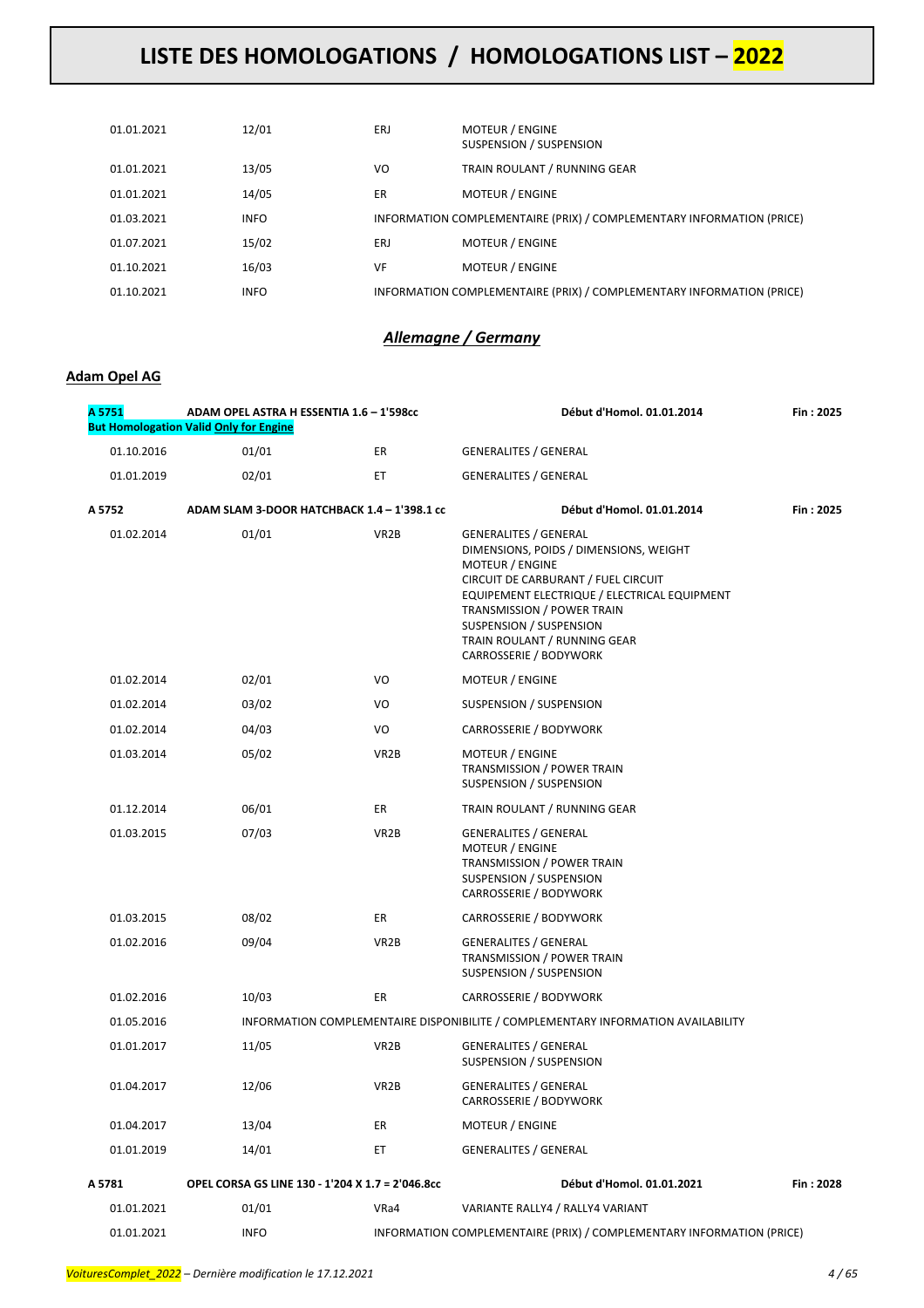| | | | |
|---|---|---|---|
| 01.01.2021 | 12/01 | ERJ | MOTEUR / ENGINE<br>SUSPENSION / SUSPENSION |
| 01.01.2021 | 13/05 | VO | TRAIN ROULANT / RUNNING GEAR |
| 01.01.2021 | 14/05 | ER | MOTEUR / ENGINE |
| 01.03.2021 | INFO | INFORMATION COMPLEMENTAIRE (PRIX) / COMPLEMENTARY INFORMATION (PRICE) | |
| 01.07.2021 | 15/02 | ERJ | MOTEUR / ENGINE |
| 01.10.2021 | 16/03 | VF | MOTEUR / ENGINE |
| 01.10.2021 | INFO | INFORMATION COMPLEMENTAIRE (PRIX) / COMPLEMENTARY INFORMATION (PRICE) | |

## *Allemagne / Germany*

### Adam Opel AG

**A 5751** — **ADAM OPEL ASTRA H ESSENTIA 1.6 – 1'598cc** — **Début d'Homol. 01.01.2014** — **Fin : 2025**
**But Homologation Valid Only for Engine**

| | | | |
|---|---|---|---|
| 01.10.2016 | 01/01 | ER | GENERALITES / GENERAL |
| 01.01.2019 | 02/01 | ET | GENERALITES / GENERAL |

**A 5752** — **ADAM SLAM 3-DOOR HATCHBACK 1.4 – 1'398.1 cc** — **Début d'Homol. 01.01.2014** — **Fin : 2025**

| | | | |
|---|---|---|---|
| 01.02.2014 | 01/01 | VR2B | GENERALITES / GENERAL<br>DIMENSIONS, POIDS / DIMENSIONS, WEIGHT<br>MOTEUR / ENGINE<br>CIRCUIT DE CARBURANT / FUEL CIRCUIT<br>EQUIPEMENT ELECTRIQUE / ELECTRICAL EQUIPMENT<br>TRANSMISSION / POWER TRAIN<br>SUSPENSION / SUSPENSION<br>TRAIN ROULANT / RUNNING GEAR<br>CARROSSERIE / BODYWORK |
| 01.02.2014 | 02/01 | VO | MOTEUR / ENGINE |
| 01.02.2014 | 03/02 | VO | SUSPENSION / SUSPENSION |
| 01.02.2014 | 04/03 | VO | CARROSSERIE / BODYWORK |
| 01.03.2014 | 05/02 | VR2B | MOTEUR / ENGINE<br>TRANSMISSION / POWER TRAIN<br>SUSPENSION / SUSPENSION |
| 01.12.2014 | 06/01 | ER | TRAIN ROULANT / RUNNING GEAR |
| 01.03.2015 | 07/03 | VR2B | GENERALITES / GENERAL<br>MOTEUR / ENGINE<br>TRANSMISSION / POWER TRAIN<br>SUSPENSION / SUSPENSION<br>CARROSSERIE / BODYWORK |
| 01.03.2015 | 08/02 | ER | CARROSSERIE / BODYWORK |
| 01.02.2016 | 09/04 | VR2B | GENERALITES / GENERAL<br>TRANSMISSION / POWER TRAIN<br>SUSPENSION / SUSPENSION |
| 01.02.2016 | 10/03 | ER | CARROSSERIE / BODYWORK |
| 01.05.2016 | INFORMATION COMPLEMENTAIRE DISPONIBILITE / COMPLEMENTARY INFORMATION AVAILABILITY | | |
| 01.01.2017 | 11/05 | VR2B | GENERALITES / GENERAL<br>SUSPENSION / SUSPENSION |
| 01.04.2017 | 12/06 | VR2B | GENERALITES / GENERAL<br>CARROSSERIE / BODYWORK |
| 01.04.2017 | 13/04 | ER | MOTEUR / ENGINE |
| 01.01.2019 | 14/01 | ET | GENERALITES / GENERAL |

**A 5781** — **OPEL CORSA GS LINE 130 - 1'204 X 1.7 = 2'046.8cc** — **Début d'Homol. 01.01.2021** — **Fin : 2028**

| | | | |
|---|---|---|---|
| 01.01.2021 | 01/01 | VRa4 | VARIANTE RALLY4 / RALLY4 VARIANT |
| 01.01.2021 | INFO | INFORMATION COMPLEMENTAIRE (PRIX) / COMPLEMENTARY INFORMATION (PRICE) | |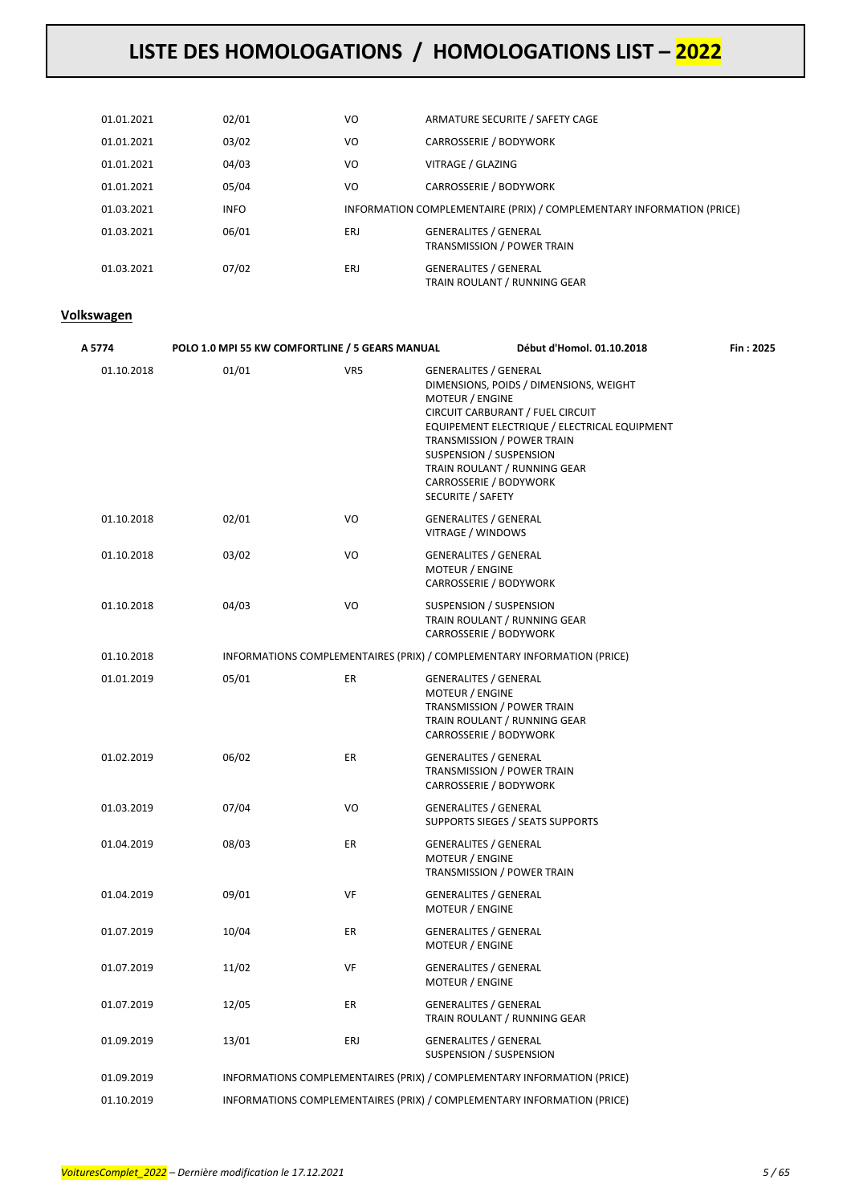| | | | |
|---|---|---|---|
| 01.01.2021 | 02/01 | VO | ARMATURE SECURITE / SAFETY CAGE |
| 01.01.2021 | 03/02 | VO | CARROSSERIE / BODYWORK |
| 01.01.2021 | 04/03 | VO | VITRAGE / GLAZING |
| 01.01.2021 | 05/04 | VO | CARROSSERIE / BODYWORK |
| 01.03.2021 | INFO | | INFORMATION COMPLEMENTAIRE (PRIX) / COMPLEMENTARY INFORMATION (PRICE) |
| 01.03.2021 | 06/01 | ERJ | GENERALITES / GENERAL<br>TRANSMISSION / POWER TRAIN |
| 01.03.2021 | 07/02 | ERJ | GENERALITES / GENERAL<br>TRAIN ROULANT / RUNNING GEAR |

## Volkswagen

**A 5774** — **POLO 1.0 MPI 55 KW COMFORTLINE / 5 GEARS MANUAL** — **Début d'Homol. 01.10.2018** — **Fin : 2025**

| | | | |
|---|---|---|---|
| 01.10.2018 | 01/01 | VR5 | GENERALITES / GENERAL<br>DIMENSIONS, POIDS / DIMENSIONS, WEIGHT<br>MOTEUR / ENGINE<br>CIRCUIT CARBURANT / FUEL CIRCUIT<br>EQUIPEMENT ELECTRIQUE / ELECTRICAL EQUIPMENT<br>TRANSMISSION / POWER TRAIN<br>SUSPENSION / SUSPENSION<br>TRAIN ROULANT / RUNNING GEAR<br>CARROSSERIE / BODYWORK<br>SECURITE / SAFETY |
| 01.10.2018 | 02/01 | VO | GENERALITES / GENERAL<br>VITRAGE / WINDOWS |
| 01.10.2018 | 03/02 | VO | GENERALITES / GENERAL<br>MOTEUR / ENGINE<br>CARROSSERIE / BODYWORK |
| 01.10.2018 | 04/03 | VO | SUSPENSION / SUSPENSION<br>TRAIN ROULANT / RUNNING GEAR<br>CARROSSERIE / BODYWORK |
| 01.10.2018 | | | INFORMATIONS COMPLEMENTAIRES (PRIX) / COMPLEMENTARY INFORMATION (PRICE) |
| 01.01.2019 | 05/01 | ER | GENERALITES / GENERAL<br>MOTEUR / ENGINE<br>TRANSMISSION / POWER TRAIN<br>TRAIN ROULANT / RUNNING GEAR<br>CARROSSERIE / BODYWORK |
| 01.02.2019 | 06/02 | ER | GENERALITES / GENERAL<br>TRANSMISSION / POWER TRAIN<br>CARROSSERIE / BODYWORK |
| 01.03.2019 | 07/04 | VO | GENERALITES / GENERAL<br>SUPPORTS SIEGES / SEATS SUPPORTS |
| 01.04.2019 | 08/03 | ER | GENERALITES / GENERAL<br>MOTEUR / ENGINE<br>TRANSMISSION / POWER TRAIN |
| 01.04.2019 | 09/01 | VF | GENERALITES / GENERAL<br>MOTEUR / ENGINE |
| 01.07.2019 | 10/04 | ER | GENERALITES / GENERAL<br>MOTEUR / ENGINE |
| 01.07.2019 | 11/02 | VF | GENERALITES / GENERAL<br>MOTEUR / ENGINE |
| 01.07.2019 | 12/05 | ER | GENERALITES / GENERAL<br>TRAIN ROULANT / RUNNING GEAR |
| 01.09.2019 | 13/01 | ERJ | GENERALITES / GENERAL<br>SUSPENSION / SUSPENSION |
| 01.09.2019 | | | INFORMATIONS COMPLEMENTAIRES (PRIX) / COMPLEMENTARY INFORMATION (PRICE) |
| 01.10.2019 | | | INFORMATIONS COMPLEMENTAIRES (PRIX) / COMPLEMENTARY INFORMATION (PRICE) |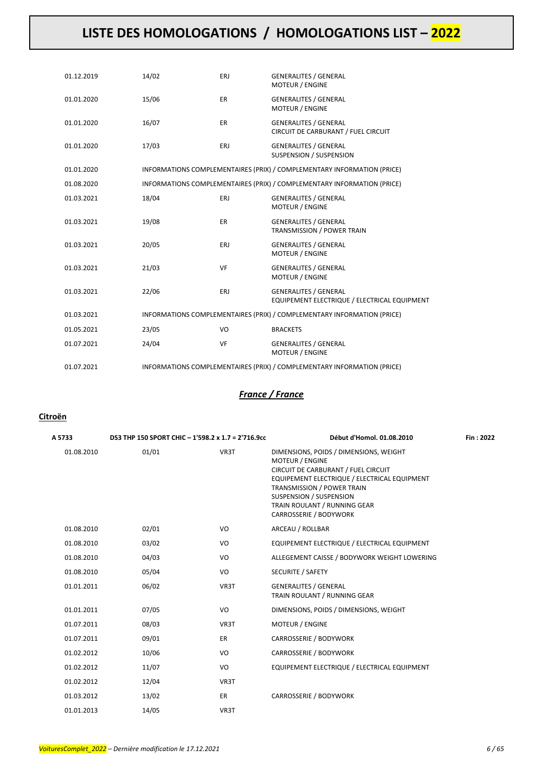| | | | |
|---|---|---|---|
| 01.12.2019 | 14/02 | ERJ | GENERALITES / GENERAL<br>MOTEUR / ENGINE |
| 01.01.2020 | 15/06 | ER | GENERALITES / GENERAL<br>MOTEUR / ENGINE |
| 01.01.2020 | 16/07 | ER | GENERALITES / GENERAL<br>CIRCUIT DE CARBURANT / FUEL CIRCUIT |
| 01.01.2020 | 17/03 | ERJ | GENERALITES / GENERAL<br>SUSPENSION / SUSPENSION |
| 01.01.2020 | INFORMATIONS COMPLEMENTAIRES (PRIX) / COMPLEMENTARY INFORMATION (PRICE) | | |
| 01.08.2020 | INFORMATIONS COMPLEMENTAIRES (PRIX) / COMPLEMENTARY INFORMATION (PRICE) | | |
| 01.03.2021 | 18/04 | ERJ | GENERALITES / GENERAL<br>MOTEUR / ENGINE |
| 01.03.2021 | 19/08 | ER | GENERALITES / GENERAL<br>TRANSMISSION / POWER TRAIN |
| 01.03.2021 | 20/05 | ERJ | GENERALITES / GENERAL<br>MOTEUR / ENGINE |
| 01.03.2021 | 21/03 | VF | GENERALITES / GENERAL<br>MOTEUR / ENGINE |
| 01.03.2021 | 22/06 | ERJ | GENERALITES / GENERAL<br>EQUIPEMENT ELECTRIQUE / ELECTRICAL EQUIPMENT |
| 01.03.2021 | INFORMATIONS COMPLEMENTAIRES (PRIX) / COMPLEMENTARY INFORMATION (PRICE) | | |
| 01.05.2021 | 23/05 | VO | BRACKETS |
| 01.07.2021 | 24/04 | VF | GENERALITES / GENERAL<br>MOTEUR / ENGINE |
| 01.07.2021 | INFORMATIONS COMPLEMENTAIRES (PRIX) / COMPLEMENTARY INFORMATION (PRICE) | | |

## *France / France*

### Citroën

| A 5733 | DS3 THP 150 SPORT CHIC – 1'598.2 x 1.7 = 2'716.9cc | | Début d'Homol. 01.08.2010 | Fin : 2022 |
|---|---|---|---|---|
| 01.08.2010 | 01/01 | VR3T | DIMENSIONS, POIDS / DIMENSIONS, WEIGHT<br>MOTEUR / ENGINE<br>CIRCUIT DE CARBURANT / FUEL CIRCUIT<br>EQUIPEMENT ELECTRIQUE / ELECTRICAL EQUIPMENT<br>TRANSMISSION / POWER TRAIN<br>SUSPENSION / SUSPENSION<br>TRAIN ROULANT / RUNNING GEAR<br>CARROSSERIE / BODYWORK | |
| 01.08.2010 | 02/01 | VO | ARCEAU / ROLLBAR | |
| 01.08.2010 | 03/02 | VO | EQUIPEMENT ELECTRIQUE / ELECTRICAL EQUIPMENT | |
| 01.08.2010 | 04/03 | VO | ALLEGEMENT CAISSE / BODYWORK WEIGHT LOWERING | |
| 01.08.2010 | 05/04 | VO | SECURITE / SAFETY | |
| 01.01.2011 | 06/02 | VR3T | GENERALITES / GENERAL<br>TRAIN ROULANT / RUNNING GEAR | |
| 01.01.2011 | 07/05 | VO | DIMENSIONS, POIDS / DIMENSIONS, WEIGHT | |
| 01.07.2011 | 08/03 | VR3T | MOTEUR / ENGINE | |
| 01.07.2011 | 09/01 | ER | CARROSSERIE / BODYWORK | |
| 01.02.2012 | 10/06 | VO | CARROSSERIE / BODYWORK | |
| 01.02.2012 | 11/07 | VO | EQUIPEMENT ELECTRIQUE / ELECTRICAL EQUIPMENT | |
| 01.02.2012 | 12/04 | VR3T | | |
| 01.03.2012 | 13/02 | ER | CARROSSERIE / BODYWORK | |
| 01.01.2013 | 14/05 | VR3T | | |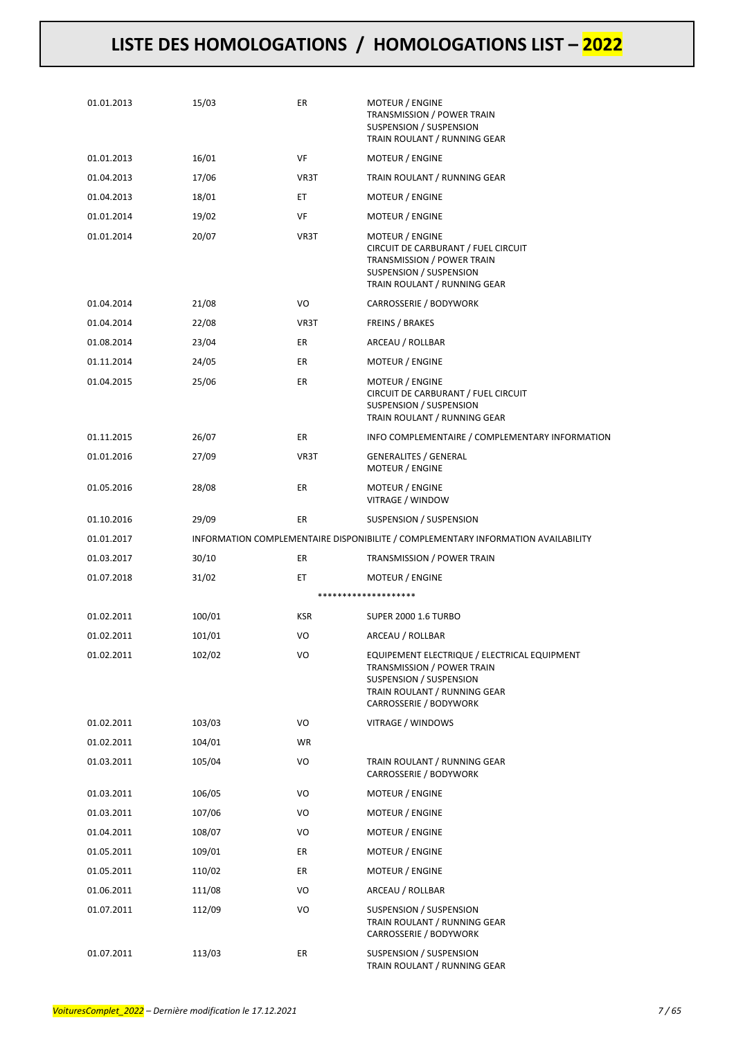| | | | |
|---|---|---|---|
| 01.01.2013 | 15/03 | ER | MOTEUR / ENGINE<br>TRANSMISSION / POWER TRAIN<br>SUSPENSION / SUSPENSION<br>TRAIN ROULANT / RUNNING GEAR |
| 01.01.2013 | 16/01 | VF | MOTEUR / ENGINE |
| 01.04.2013 | 17/06 | VR3T | TRAIN ROULANT / RUNNING GEAR |
| 01.04.2013 | 18/01 | ET | MOTEUR / ENGINE |
| 01.01.2014 | 19/02 | VF | MOTEUR / ENGINE |
| 01.01.2014 | 20/07 | VR3T | MOTEUR / ENGINE<br>CIRCUIT DE CARBURANT / FUEL CIRCUIT<br>TRANSMISSION / POWER TRAIN<br>SUSPENSION / SUSPENSION<br>TRAIN ROULANT / RUNNING GEAR |
| 01.04.2014 | 21/08 | VO | CARROSSERIE / BODYWORK |
| 01.04.2014 | 22/08 | VR3T | FREINS / BRAKES |
| 01.08.2014 | 23/04 | ER | ARCEAU / ROLLBAR |
| 01.11.2014 | 24/05 | ER | MOTEUR / ENGINE |
| 01.04.2015 | 25/06 | ER | MOTEUR / ENGINE<br>CIRCUIT DE CARBURANT / FUEL CIRCUIT<br>SUSPENSION / SUSPENSION<br>TRAIN ROULANT / RUNNING GEAR |
| 01.11.2015 | 26/07 | ER | INFO COMPLEMENTAIRE / COMPLEMENTARY INFORMATION |
| 01.01.2016 | 27/09 | VR3T | GENERALITES / GENERAL<br>MOTEUR / ENGINE |
| 01.05.2016 | 28/08 | ER | MOTEUR / ENGINE<br>VITRAGE / WINDOW |
| 01.10.2016 | 29/09 | ER | SUSPENSION / SUSPENSION |
| 01.01.2017 | INFORMATION COMPLEMENTAIRE DISPONIBILITE / COMPLEMENTARY INFORMATION AVAILABILITY | | |
| 01.03.2017 | 30/10 | ER | TRANSMISSION / POWER TRAIN |
| 01.07.2018 | 31/02 | ET | MOTEUR / ENGINE |
| | | ******************** | |
| 01.02.2011 | 100/01 | KSR | SUPER 2000 1.6 TURBO |
| 01.02.2011 | 101/01 | VO | ARCEAU / ROLLBAR |
| 01.02.2011 | 102/02 | VO | EQUIPEMENT ELECTRIQUE / ELECTRICAL EQUIPMENT<br>TRANSMISSION / POWER TRAIN<br>SUSPENSION / SUSPENSION<br>TRAIN ROULANT / RUNNING GEAR<br>CARROSSERIE / BODYWORK |
| 01.02.2011 | 103/03 | VO | VITRAGE / WINDOWS |
| 01.02.2011 | 104/01 | WR | |
| 01.03.2011 | 105/04 | VO | TRAIN ROULANT / RUNNING GEAR<br>CARROSSERIE / BODYWORK |
| 01.03.2011 | 106/05 | VO | MOTEUR / ENGINE |
| 01.03.2011 | 107/06 | VO | MOTEUR / ENGINE |
| 01.04.2011 | 108/07 | VO | MOTEUR / ENGINE |
| 01.05.2011 | 109/01 | ER | MOTEUR / ENGINE |
| 01.05.2011 | 110/02 | ER | MOTEUR / ENGINE |
| 01.06.2011 | 111/08 | VO | ARCEAU / ROLLBAR |
| 01.07.2011 | 112/09 | VO | SUSPENSION / SUSPENSION<br>TRAIN ROULANT / RUNNING GEAR<br>CARROSSERIE / BODYWORK |
| 01.07.2011 | 113/03 | ER | SUSPENSION / SUSPENSION<br>TRAIN ROULANT / RUNNING GEAR |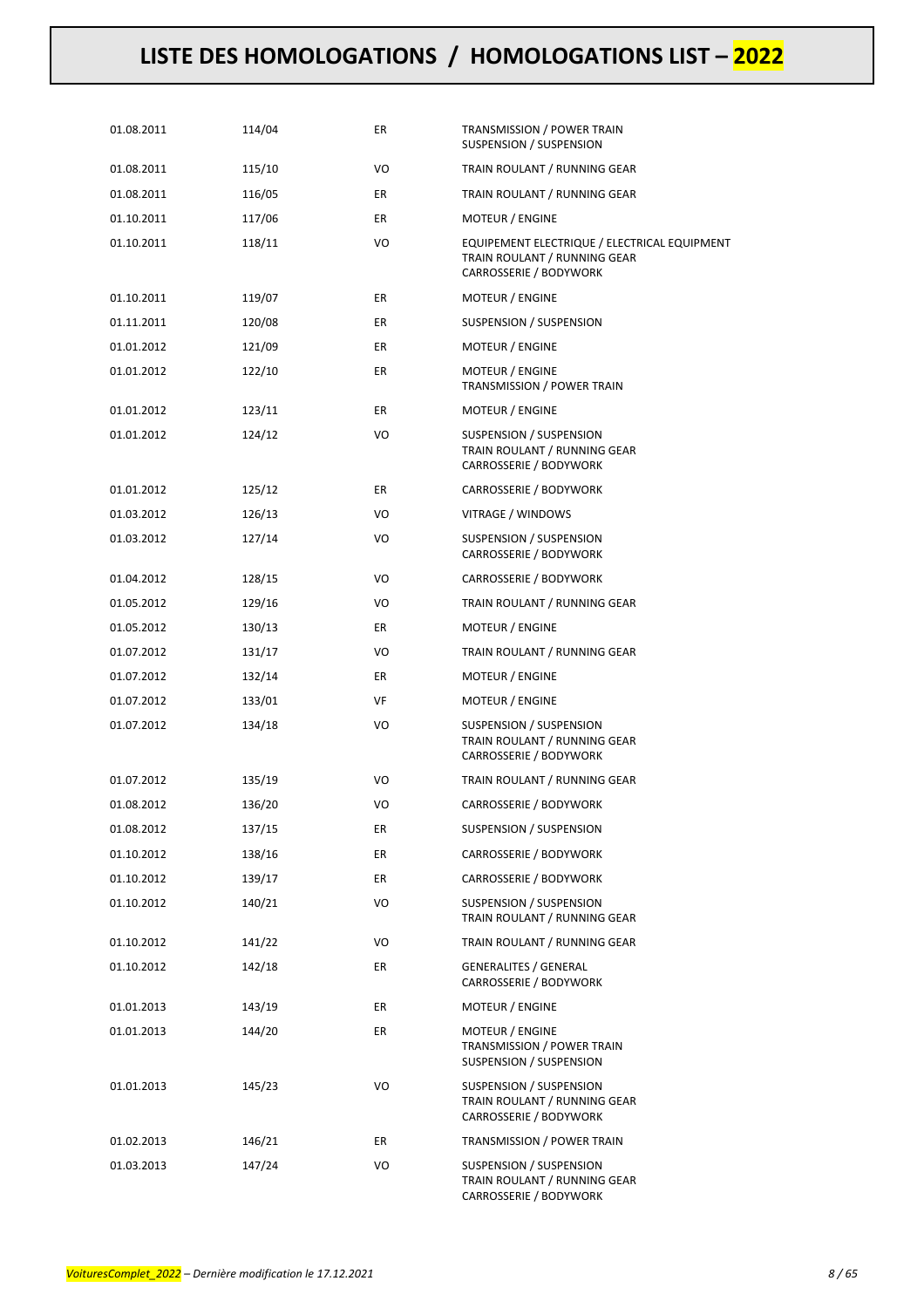# LISTE DES HOMOLOGATIONS / HOMOLOGATIONS LIST – 2022

| | | | |
|---|---|---|---|
| 01.08.2011 | 114/04 | ER | TRANSMISSION / POWER TRAIN<br>SUSPENSION / SUSPENSION |
| 01.08.2011 | 115/10 | VO | TRAIN ROULANT / RUNNING GEAR |
| 01.08.2011 | 116/05 | ER | TRAIN ROULANT / RUNNING GEAR |
| 01.10.2011 | 117/06 | ER | MOTEUR / ENGINE |
| 01.10.2011 | 118/11 | VO | EQUIPEMENT ELECTRIQUE / ELECTRICAL EQUIPMENT<br>TRAIN ROULANT / RUNNING GEAR<br>CARROSSERIE / BODYWORK |
| 01.10.2011 | 119/07 | ER | MOTEUR / ENGINE |
| 01.11.2011 | 120/08 | ER | SUSPENSION / SUSPENSION |
| 01.01.2012 | 121/09 | ER | MOTEUR / ENGINE |
| 01.01.2012 | 122/10 | ER | MOTEUR / ENGINE<br>TRANSMISSION / POWER TRAIN |
| 01.01.2012 | 123/11 | ER | MOTEUR / ENGINE |
| 01.01.2012 | 124/12 | VO | SUSPENSION / SUSPENSION<br>TRAIN ROULANT / RUNNING GEAR<br>CARROSSERIE / BODYWORK |
| 01.01.2012 | 125/12 | ER | CARROSSERIE / BODYWORK |
| 01.03.2012 | 126/13 | VO | VITRAGE / WINDOWS |
| 01.03.2012 | 127/14 | VO | SUSPENSION / SUSPENSION<br>CARROSSERIE / BODYWORK |
| 01.04.2012 | 128/15 | VO | CARROSSERIE / BODYWORK |
| 01.05.2012 | 129/16 | VO | TRAIN ROULANT / RUNNING GEAR |
| 01.05.2012 | 130/13 | ER | MOTEUR / ENGINE |
| 01.07.2012 | 131/17 | VO | TRAIN ROULANT / RUNNING GEAR |
| 01.07.2012 | 132/14 | ER | MOTEUR / ENGINE |
| 01.07.2012 | 133/01 | VF | MOTEUR / ENGINE |
| 01.07.2012 | 134/18 | VO | SUSPENSION / SUSPENSION<br>TRAIN ROULANT / RUNNING GEAR<br>CARROSSERIE / BODYWORK |
| 01.07.2012 | 135/19 | VO | TRAIN ROULANT / RUNNING GEAR |
| 01.08.2012 | 136/20 | VO | CARROSSERIE / BODYWORK |
| 01.08.2012 | 137/15 | ER | SUSPENSION / SUSPENSION |
| 01.10.2012 | 138/16 | ER | CARROSSERIE / BODYWORK |
| 01.10.2012 | 139/17 | ER | CARROSSERIE / BODYWORK |
| 01.10.2012 | 140/21 | VO | SUSPENSION / SUSPENSION<br>TRAIN ROULANT / RUNNING GEAR |
| 01.10.2012 | 141/22 | VO | TRAIN ROULANT / RUNNING GEAR |
| 01.10.2012 | 142/18 | ER | GENERALITES / GENERAL<br>CARROSSERIE / BODYWORK |
| 01.01.2013 | 143/19 | ER | MOTEUR / ENGINE |
| 01.01.2013 | 144/20 | ER | MOTEUR / ENGINE<br>TRANSMISSION / POWER TRAIN<br>SUSPENSION / SUSPENSION |
| 01.01.2013 | 145/23 | VO | SUSPENSION / SUSPENSION<br>TRAIN ROULANT / RUNNING GEAR<br>CARROSSERIE / BODYWORK |
| 01.02.2013 | 146/21 | ER | TRANSMISSION / POWER TRAIN |
| 01.03.2013 | 147/24 | VO | SUSPENSION / SUSPENSION<br>TRAIN ROULANT / RUNNING GEAR<br>CARROSSERIE / BODYWORK |

*VoituresComplet_2022 – Dernière modification le 17.12.2021*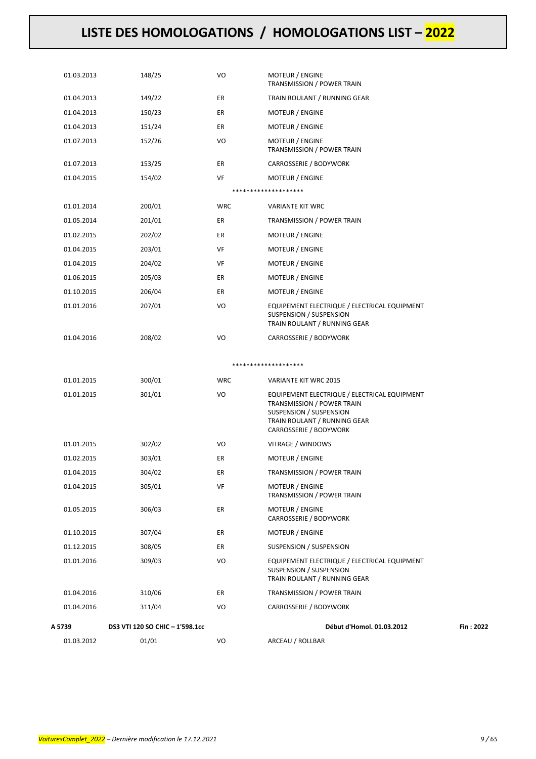| | | | | |
|---|---|---|---|---|
| 01.03.2013 | 148/25 | VO | MOTEUR / ENGINE<br>TRANSMISSION / POWER TRAIN | |
| 01.04.2013 | 149/22 | ER | TRAIN ROULANT / RUNNING GEAR | |
| 01.04.2013 | 150/23 | ER | MOTEUR / ENGINE | |
| 01.04.2013 | 151/24 | ER | MOTEUR / ENGINE | |
| 01.07.2013 | 152/26 | VO | MOTEUR / ENGINE<br>TRANSMISSION / POWER TRAIN | |
| 01.07.2013 | 153/25 | ER | CARROSSERIE / BODYWORK | |
| 01.04.2015 | 154/02 | VF | MOTEUR / ENGINE | |
| | | ******************** | | |
| 01.01.2014 | 200/01 | WRC | VARIANTE KIT WRC | |
| 01.05.2014 | 201/01 | ER | TRANSMISSION / POWER TRAIN | |
| 01.02.2015 | 202/02 | ER | MOTEUR / ENGINE | |
| 01.04.2015 | 203/01 | VF | MOTEUR / ENGINE | |
| 01.04.2015 | 204/02 | VF | MOTEUR / ENGINE | |
| 01.06.2015 | 205/03 | ER | MOTEUR / ENGINE | |
| 01.10.2015 | 206/04 | ER | MOTEUR / ENGINE | |
| 01.01.2016 | 207/01 | VO | EQUIPEMENT ELECTRIQUE / ELECTRICAL EQUIPMENT<br>SUSPENSION / SUSPENSION<br>TRAIN ROULANT / RUNNING GEAR | |
| 01.04.2016 | 208/02 | VO | CARROSSERIE / BODYWORK | |
| | | ******************** | | |
| 01.01.2015 | 300/01 | WRC | VARIANTE KIT WRC 2015 | |
| 01.01.2015 | 301/01 | VO | EQUIPEMENT ELECTRIQUE / ELECTRICAL EQUIPMENT<br>TRANSMISSION / POWER TRAIN<br>SUSPENSION / SUSPENSION<br>TRAIN ROULANT / RUNNING GEAR<br>CARROSSERIE / BODYWORK | |
| 01.01.2015 | 302/02 | VO | VITRAGE / WINDOWS | |
| 01.02.2015 | 303/01 | ER | MOTEUR / ENGINE | |
| 01.04.2015 | 304/02 | ER | TRANSMISSION / POWER TRAIN | |
| 01.04.2015 | 305/01 | VF | MOTEUR / ENGINE<br>TRANSMISSION / POWER TRAIN | |
| 01.05.2015 | 306/03 | ER | MOTEUR / ENGINE<br>CARROSSERIE / BODYWORK | |
| 01.10.2015 | 307/04 | ER | MOTEUR / ENGINE | |
| 01.12.2015 | 308/05 | ER | SUSPENSION / SUSPENSION | |
| 01.01.2016 | 309/03 | VO | EQUIPEMENT ELECTRIQUE / ELECTRICAL EQUIPMENT<br>SUSPENSION / SUSPENSION<br>TRAIN ROULANT / RUNNING GEAR | |
| 01.04.2016 | 310/06 | ER | TRANSMISSION / POWER TRAIN | |
| 01.04.2016 | 311/04 | VO | CARROSSERIE / BODYWORK | |
| **A 5739** | **DS3 VTI 120 SO CHIC – 1'598.1cc** | | **Début d'Homol. 01.03.2012** | **Fin : 2022** |
| 01.03.2012 | 01/01 | VO | ARCEAU / ROLLBAR | |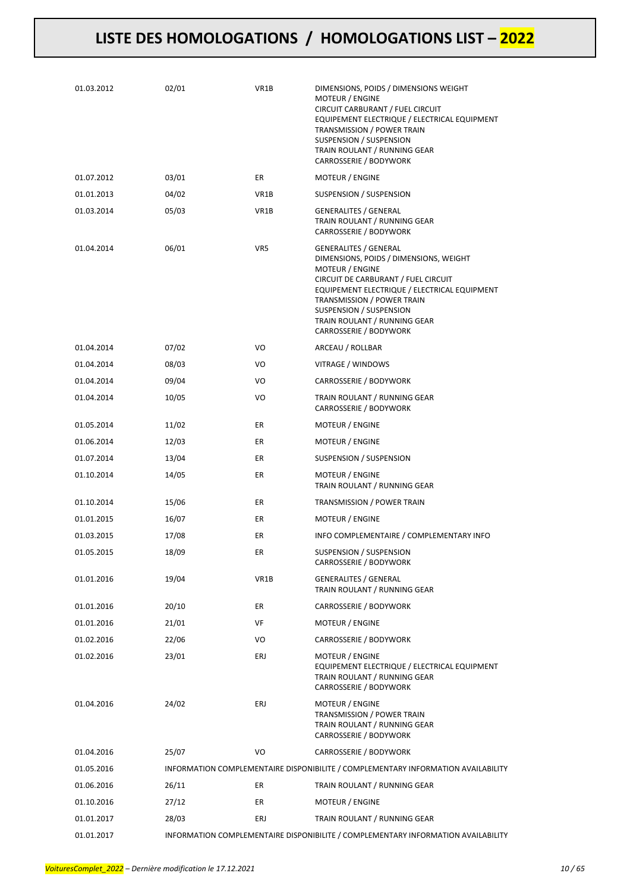| | | | |
|---|---|---|---|
| 01.03.2012 | 02/01 | VR1B | DIMENSIONS, POIDS / DIMENSIONS WEIGHT<br>MOTEUR / ENGINE<br>CIRCUIT CARBURANT / FUEL CIRCUIT<br>EQUIPEMENT ELECTRIQUE / ELECTRICAL EQUIPMENT<br>TRANSMISSION / POWER TRAIN<br>SUSPENSION / SUSPENSION<br>TRAIN ROULANT / RUNNING GEAR<br>CARROSSERIE / BODYWORK |
| 01.07.2012 | 03/01 | ER | MOTEUR / ENGINE |
| 01.01.2013 | 04/02 | VR1B | SUSPENSION / SUSPENSION |
| 01.03.2014 | 05/03 | VR1B | GENERALITES / GENERAL<br>TRAIN ROULANT / RUNNING GEAR<br>CARROSSERIE / BODYWORK |
| 01.04.2014 | 06/01 | VR5 | GENERALITES / GENERAL<br>DIMENSIONS, POIDS / DIMENSIONS, WEIGHT<br>MOTEUR / ENGINE<br>CIRCUIT DE CARBURANT / FUEL CIRCUIT<br>EQUIPEMENT ELECTRIQUE / ELECTRICAL EQUIPMENT<br>TRANSMISSION / POWER TRAIN<br>SUSPENSION / SUSPENSION<br>TRAIN ROULANT / RUNNING GEAR<br>CARROSSERIE / BODYWORK |
| 01.04.2014 | 07/02 | VO | ARCEAU / ROLLBAR |
| 01.04.2014 | 08/03 | VO | VITRAGE / WINDOWS |
| 01.04.2014 | 09/04 | VO | CARROSSERIE / BODYWORK |
| 01.04.2014 | 10/05 | VO | TRAIN ROULANT / RUNNING GEAR<br>CARROSSERIE / BODYWORK |
| 01.05.2014 | 11/02 | ER | MOTEUR / ENGINE |
| 01.06.2014 | 12/03 | ER | MOTEUR / ENGINE |
| 01.07.2014 | 13/04 | ER | SUSPENSION / SUSPENSION |
| 01.10.2014 | 14/05 | ER | MOTEUR / ENGINE<br>TRAIN ROULANT / RUNNING GEAR |
| 01.10.2014 | 15/06 | ER | TRANSMISSION / POWER TRAIN |
| 01.01.2015 | 16/07 | ER | MOTEUR / ENGINE |
| 01.03.2015 | 17/08 | ER | INFO COMPLEMENTAIRE / COMPLEMENTARY INFO |
| 01.05.2015 | 18/09 | ER | SUSPENSION / SUSPENSION<br>CARROSSERIE / BODYWORK |
| 01.01.2016 | 19/04 | VR1B | GENERALITES / GENERAL<br>TRAIN ROULANT / RUNNING GEAR |
| 01.01.2016 | 20/10 | ER | CARROSSERIE / BODYWORK |
| 01.01.2016 | 21/01 | VF | MOTEUR / ENGINE |
| 01.02.2016 | 22/06 | VO | CARROSSERIE / BODYWORK |
| 01.02.2016 | 23/01 | ERJ | MOTEUR / ENGINE<br>EQUIPEMENT ELECTRIQUE / ELECTRICAL EQUIPMENT<br>TRAIN ROULANT / RUNNING GEAR<br>CARROSSERIE / BODYWORK |
| 01.04.2016 | 24/02 | ERJ | MOTEUR / ENGINE<br>TRANSMISSION / POWER TRAIN<br>TRAIN ROULANT / RUNNING GEAR<br>CARROSSERIE / BODYWORK |
| 01.04.2016 | 25/07 | VO | CARROSSERIE / BODYWORK |
| 01.05.2016 | INFORMATION COMPLEMENTAIRE DISPONIBILITE / COMPLEMENTARY INFORMATION AVAILABILITY | | |
| 01.06.2016 | 26/11 | ER | TRAIN ROULANT / RUNNING GEAR |
| 01.10.2016 | 27/12 | ER | MOTEUR / ENGINE |
| 01.01.2017 | 28/03 | ERJ | TRAIN ROULANT / RUNNING GEAR |
| 01.01.2017 | INFORMATION COMPLEMENTAIRE DISPONIBILITE / COMPLEMENTARY INFORMATION AVAILABILITY | | |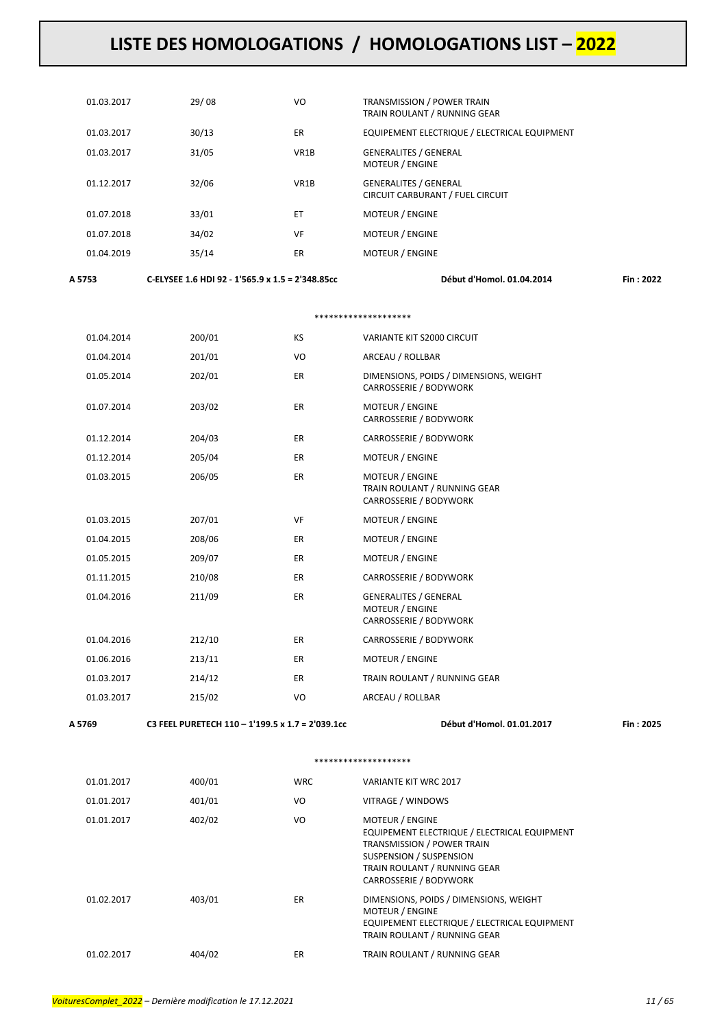# LISTE DES HOMOLOGATIONS / HOMOLOGATIONS LIST – 2022

| | | | |
|---|---|---|---|
| 01.03.2017 | 29/ 08 | VO | TRANSMISSION / POWER TRAIN<br>TRAIN ROULANT / RUNNING GEAR |
| 01.03.2017 | 30/13 | ER | EQUIPEMENT ELECTRIQUE / ELECTRICAL EQUIPMENT |
| 01.03.2017 | 31/05 | VR1B | GENERALITES / GENERAL<br>MOTEUR / ENGINE |
| 01.12.2017 | 32/06 | VR1B | GENERALITES / GENERAL<br>CIRCUIT CARBURANT / FUEL CIRCUIT |
| 01.07.2018 | 33/01 | ET | MOTEUR / ENGINE |
| 01.07.2018 | 34/02 | VF | MOTEUR / ENGINE |
| 01.04.2019 | 35/14 | ER | MOTEUR / ENGINE |

**A 5753** **C-ELYSEE 1.6 HDI 92 - 1'565.9 x 1.5 = 2'348.85cc** **Début d'Homol. 01.04.2014** **Fin : 2022**

********************

| | | | |
|---|---|---|---|
| 01.04.2014 | 200/01 | KS | VARIANTE KIT S2000 CIRCUIT |
| 01.04.2014 | 201/01 | VO | ARCEAU / ROLLBAR |
| 01.05.2014 | 202/01 | ER | DIMENSIONS, POIDS / DIMENSIONS, WEIGHT<br>CARROSSERIE / BODYWORK |
| 01.07.2014 | 203/02 | ER | MOTEUR / ENGINE<br>CARROSSERIE / BODYWORK |
| 01.12.2014 | 204/03 | ER | CARROSSERIE / BODYWORK |
| 01.12.2014 | 205/04 | ER | MOTEUR / ENGINE |
| 01.03.2015 | 206/05 | ER | MOTEUR / ENGINE<br>TRAIN ROULANT / RUNNING GEAR<br>CARROSSERIE / BODYWORK |
| 01.03.2015 | 207/01 | VF | MOTEUR / ENGINE |
| 01.04.2015 | 208/06 | ER | MOTEUR / ENGINE |
| 01.05.2015 | 209/07 | ER | MOTEUR / ENGINE |
| 01.11.2015 | 210/08 | ER | CARROSSERIE / BODYWORK |
| 01.04.2016 | 211/09 | ER | GENERALITES / GENERAL<br>MOTEUR / ENGINE<br>CARROSSERIE / BODYWORK |
| 01.04.2016 | 212/10 | ER | CARROSSERIE / BODYWORK |
| 01.06.2016 | 213/11 | ER | MOTEUR / ENGINE |
| 01.03.2017 | 214/12 | ER | TRAIN ROULANT / RUNNING GEAR |
| 01.03.2017 | 215/02 | VO | ARCEAU / ROLLBAR |

**A 5769** **C3 FEEL PURETECH 110 – 1'199.5 x 1.7 = 2'039.1cc** **Début d'Homol. 01.01.2017** **Fin : 2025**

********************

| | | | |
|---|---|---|---|
| 01.01.2017 | 400/01 | WRC | VARIANTE KIT WRC 2017 |
| 01.01.2017 | 401/01 | VO | VITRAGE / WINDOWS |
| 01.01.2017 | 402/02 | VO | MOTEUR / ENGINE<br>EQUIPEMENT ELECTRIQUE / ELECTRICAL EQUIPMENT<br>TRANSMISSION / POWER TRAIN<br>SUSPENSION / SUSPENSION<br>TRAIN ROULANT / RUNNING GEAR<br>CARROSSERIE / BODYWORK |
| 01.02.2017 | 403/01 | ER | DIMENSIONS, POIDS / DIMENSIONS, WEIGHT<br>MOTEUR / ENGINE<br>EQUIPEMENT ELECTRIQUE / ELECTRICAL EQUIPMENT<br>TRAIN ROULANT / RUNNING GEAR |
| 01.02.2017 | 404/02 | ER | TRAIN ROULANT / RUNNING GEAR |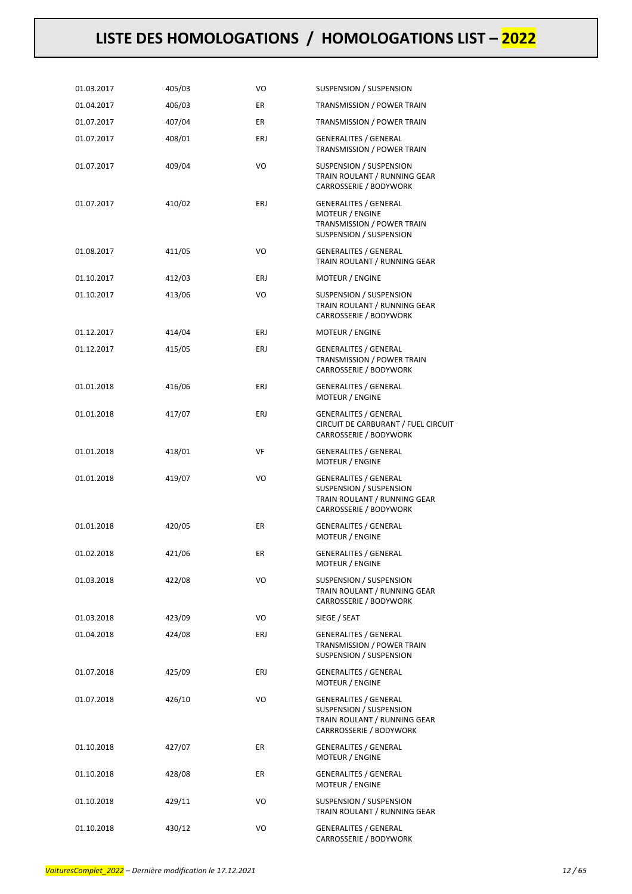# LISTE DES HOMOLOGATIONS / HOMOLOGATIONS LIST – 2022

| | | | |
|---|---|---|---|
| 01.03.2017 | 405/03 | VO | SUSPENSION / SUSPENSION |
| 01.04.2017 | 406/03 | ER | TRANSMISSION / POWER TRAIN |
| 01.07.2017 | 407/04 | ER | TRANSMISSION / POWER TRAIN |
| 01.07.2017 | 408/01 | ERJ | GENERALITES / GENERAL<br>TRANSMISSION / POWER TRAIN |
| 01.07.2017 | 409/04 | VO | SUSPENSION / SUSPENSION<br>TRAIN ROULANT / RUNNING GEAR<br>CARROSSERIE / BODYWORK |
| 01.07.2017 | 410/02 | ERJ | GENERALITES / GENERAL<br>MOTEUR / ENGINE<br>TRANSMISSION / POWER TRAIN<br>SUSPENSION / SUSPENSION |
| 01.08.2017 | 411/05 | VO | GENERALITES / GENERAL<br>TRAIN ROULANT / RUNNING GEAR |
| 01.10.2017 | 412/03 | ERJ | MOTEUR / ENGINE |
| 01.10.2017 | 413/06 | VO | SUSPENSION / SUSPENSION<br>TRAIN ROULANT / RUNNING GEAR<br>CARROSSERIE / BODYWORK |
| 01.12.2017 | 414/04 | ERJ | MOTEUR / ENGINE |
| 01.12.2017 | 415/05 | ERJ | GENERALITES / GENERAL<br>TRANSMISSION / POWER TRAIN<br>CARROSSERIE / BODYWORK |
| 01.01.2018 | 416/06 | ERJ | GENERALITES / GENERAL<br>MOTEUR / ENGINE |
| 01.01.2018 | 417/07 | ERJ | GENERALITES / GENERAL<br>CIRCUIT DE CARBURANT / FUEL CIRCUIT<br>CARROSSERIE / BODYWORK |
| 01.01.2018 | 418/01 | VF | GENERALITES / GENERAL<br>MOTEUR / ENGINE |
| 01.01.2018 | 419/07 | VO | GENERALITES / GENERAL<br>SUSPENSION / SUSPENSION<br>TRAIN ROULANT / RUNNING GEAR<br>CARROSSERIE / BODYWORK |
| 01.01.2018 | 420/05 | ER | GENERALITES / GENERAL<br>MOTEUR / ENGINE |
| 01.02.2018 | 421/06 | ER | GENERALITES / GENERAL<br>MOTEUR / ENGINE |
| 01.03.2018 | 422/08 | VO | SUSPENSION / SUSPENSION<br>TRAIN ROULANT / RUNNING GEAR<br>CARROSSERIE / BODYWORK |
| 01.03.2018 | 423/09 | VO | SIEGE / SEAT |
| 01.04.2018 | 424/08 | ERJ | GENERALITES / GENERAL<br>TRANSMISSION / POWER TRAIN<br>SUSPENSION / SUSPENSION |
| 01.07.2018 | 425/09 | ERJ | GENERALITES / GENERAL<br>MOTEUR / ENGINE |
| 01.07.2018 | 426/10 | VO | GENERALITES / GENERAL<br>SUSPENSION / SUSPENSION<br>TRAIN ROULANT / RUNNING GEAR<br>CARRROSSERIE / BODYWORK |
| 01.10.2018 | 427/07 | ER | GENERALITES / GENERAL<br>MOTEUR / ENGINE |
| 01.10.2018 | 428/08 | ER | GENERALITES / GENERAL<br>MOTEUR / ENGINE |
| 01.10.2018 | 429/11 | VO | SUSPENSION / SUSPENSION<br>TRAIN ROULANT / RUNNING GEAR |
| 01.10.2018 | 430/12 | VO | GENERALITES / GENERAL<br>CARROSSERIE / BODYWORK |

*VoituresComplet_2022 – Dernière modification le 17.12.2021*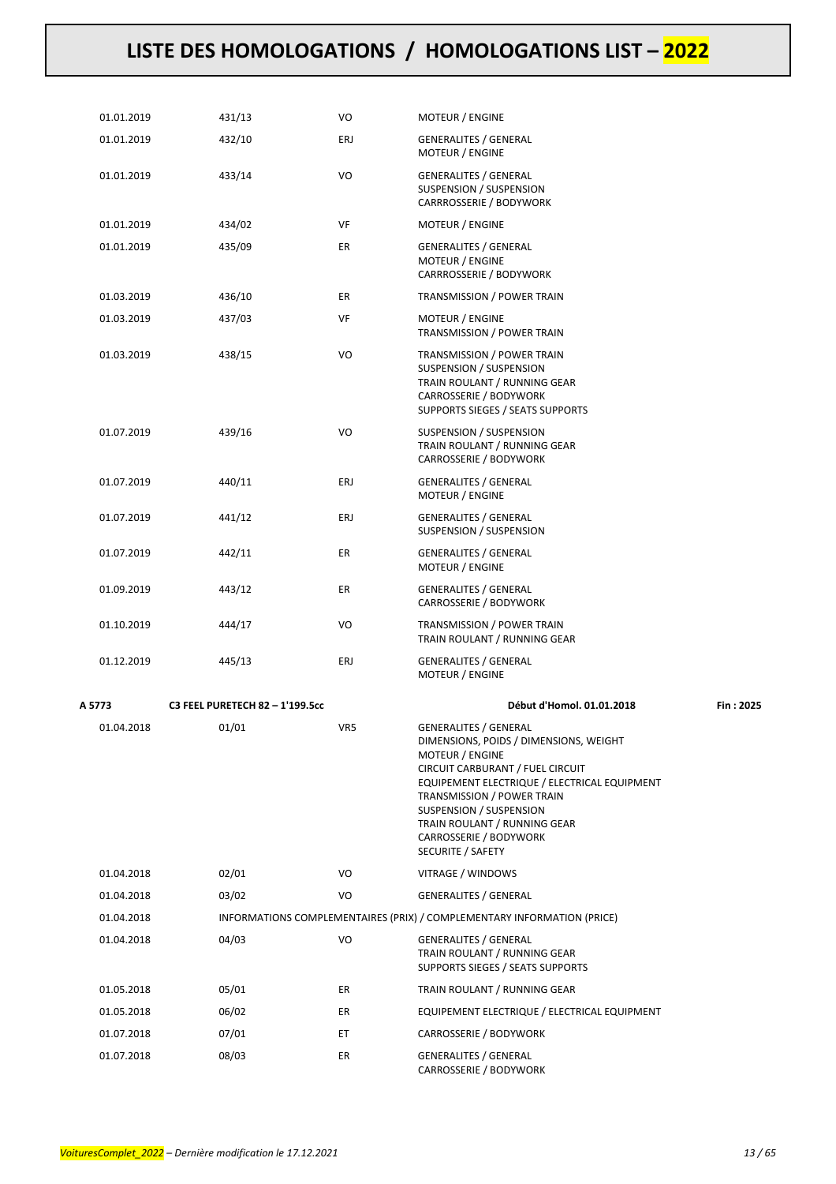| | | | | |
|---|---|---|---|---|
| 01.01.2019 | 431/13 | VO | MOTEUR / ENGINE | |
| 01.01.2019 | 432/10 | ERJ | GENERALITES / GENERAL<br>MOTEUR / ENGINE | |
| 01.01.2019 | 433/14 | VO | GENERALITES / GENERAL<br>SUSPENSION / SUSPENSION<br>CARRROSSERIE / BODYWORK | |
| 01.01.2019 | 434/02 | VF | MOTEUR / ENGINE | |
| 01.01.2019 | 435/09 | ER | GENERALITES / GENERAL<br>MOTEUR / ENGINE<br>CARRROSSERIE / BODYWORK | |
| 01.03.2019 | 436/10 | ER | TRANSMISSION / POWER TRAIN | |
| 01.03.2019 | 437/03 | VF | MOTEUR / ENGINE<br>TRANSMISSION / POWER TRAIN | |
| 01.03.2019 | 438/15 | VO | TRANSMISSION / POWER TRAIN<br>SUSPENSION / SUSPENSION<br>TRAIN ROULANT / RUNNING GEAR<br>CARROSSERIE / BODYWORK<br>SUPPORTS SIEGES / SEATS SUPPORTS | |
| 01.07.2019 | 439/16 | VO | SUSPENSION / SUSPENSION<br>TRAIN ROULANT / RUNNING GEAR<br>CARROSSERIE / BODYWORK | |
| 01.07.2019 | 440/11 | ERJ | GENERALITES / GENERAL<br>MOTEUR / ENGINE | |
| 01.07.2019 | 441/12 | ERJ | GENERALITES / GENERAL<br>SUSPENSION / SUSPENSION | |
| 01.07.2019 | 442/11 | ER | GENERALITES / GENERAL<br>MOTEUR / ENGINE | |
| 01.09.2019 | 443/12 | ER | GENERALITES / GENERAL<br>CARROSSERIE / BODYWORK | |
| 01.10.2019 | 444/17 | VO | TRANSMISSION / POWER TRAIN<br>TRAIN ROULANT / RUNNING GEAR | |
| 01.12.2019 | 445/13 | ERJ | GENERALITES / GENERAL<br>MOTEUR / ENGINE | |
| **A 5773** | **C3 FEEL PURETECH 82 – 1'199.5cc** | | **Début d'Homol. 01.01.2018** | **Fin : 2025** |
| 01.04.2018 | 01/01 | VR5 | GENERALITES / GENERAL<br>DIMENSIONS, POIDS / DIMENSIONS, WEIGHT<br>MOTEUR / ENGINE<br>CIRCUIT CARBURANT / FUEL CIRCUIT<br>EQUIPEMENT ELECTRIQUE / ELECTRICAL EQUIPMENT<br>TRANSMISSION / POWER TRAIN<br>SUSPENSION / SUSPENSION<br>TRAIN ROULANT / RUNNING GEAR<br>CARROSSERIE / BODYWORK<br>SECURITE / SAFETY | |
| 01.04.2018 | 02/01 | VO | VITRAGE / WINDOWS | |
| 01.04.2018 | 03/02 | VO | GENERALITES / GENERAL | |
| 01.04.2018 | INFORMATIONS COMPLEMENTAIRES (PRIX) / COMPLEMENTARY INFORMATION (PRICE) | | | |
| 01.04.2018 | 04/03 | VO | GENERALITES / GENERAL<br>TRAIN ROULANT / RUNNING GEAR<br>SUPPORTS SIEGES / SEATS SUPPORTS | |
| 01.05.2018 | 05/01 | ER | TRAIN ROULANT / RUNNING GEAR | |
| 01.05.2018 | 06/02 | ER | EQUIPEMENT ELECTRIQUE / ELECTRICAL EQUIPMENT | |
| 01.07.2018 | 07/01 | ET | CARROSSERIE / BODYWORK | |
| 01.07.2018 | 08/03 | ER | GENERALITES / GENERAL<br>CARROSSERIE / BODYWORK | |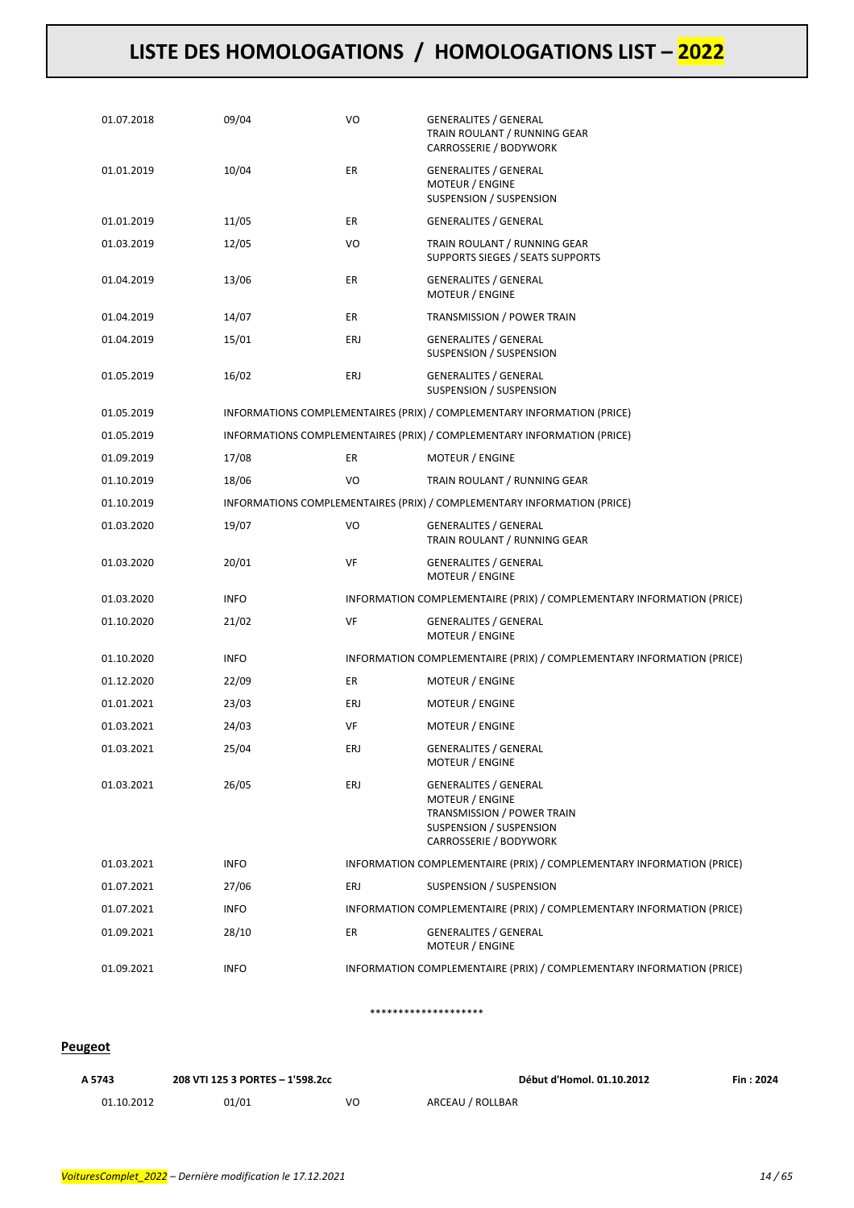| | | | |
|---|---|---|---|
| 01.07.2018 | 09/04 | VO | GENERALITES / GENERAL<br>TRAIN ROULANT / RUNNING GEAR<br>CARROSSERIE / BODYWORK |
| 01.01.2019 | 10/04 | ER | GENERALITES / GENERAL<br>MOTEUR / ENGINE<br>SUSPENSION / SUSPENSION |
| 01.01.2019 | 11/05 | ER | GENERALITES / GENERAL |
| 01.03.2019 | 12/05 | VO | TRAIN ROULANT / RUNNING GEAR<br>SUPPORTS SIEGES / SEATS SUPPORTS |
| 01.04.2019 | 13/06 | ER | GENERALITES / GENERAL<br>MOTEUR / ENGINE |
| 01.04.2019 | 14/07 | ER | TRANSMISSION / POWER TRAIN |
| 01.04.2019 | 15/01 | ERJ | GENERALITES / GENERAL<br>SUSPENSION / SUSPENSION |
| 01.05.2019 | 16/02 | ERJ | GENERALITES / GENERAL<br>SUSPENSION / SUSPENSION |
| 01.05.2019 | INFORMATIONS COMPLEMENTAIRES (PRIX) / COMPLEMENTARY INFORMATION (PRICE) | | |
| 01.05.2019 | INFORMATIONS COMPLEMENTAIRES (PRIX) / COMPLEMENTARY INFORMATION (PRICE) | | |
| 01.09.2019 | 17/08 | ER | MOTEUR / ENGINE |
| 01.10.2019 | 18/06 | VO | TRAIN ROULANT / RUNNING GEAR |
| 01.10.2019 | INFORMATIONS COMPLEMENTAIRES (PRIX) / COMPLEMENTARY INFORMATION (PRICE) | | |
| 01.03.2020 | 19/07 | VO | GENERALITES / GENERAL<br>TRAIN ROULANT / RUNNING GEAR |
| 01.03.2020 | 20/01 | VF | GENERALITES / GENERAL<br>MOTEUR / ENGINE |
| 01.03.2020 | INFO | INFORMATION COMPLEMENTAIRE (PRIX) / COMPLEMENTARY INFORMATION (PRICE) | |
| 01.10.2020 | 21/02 | VF | GENERALITES / GENERAL<br>MOTEUR / ENGINE |
| 01.10.2020 | INFO | INFORMATION COMPLEMENTAIRE (PRIX) / COMPLEMENTARY INFORMATION (PRICE) | |
| 01.12.2020 | 22/09 | ER | MOTEUR / ENGINE |
| 01.01.2021 | 23/03 | ERJ | MOTEUR / ENGINE |
| 01.03.2021 | 24/03 | VF | MOTEUR / ENGINE |
| 01.03.2021 | 25/04 | ERJ | GENERALITES / GENERAL<br>MOTEUR / ENGINE |
| 01.03.2021 | 26/05 | ERJ | GENERALITES / GENERAL<br>MOTEUR / ENGINE<br>TRANSMISSION / POWER TRAIN<br>SUSPENSION / SUSPENSION<br>CARROSSERIE / BODYWORK |
| 01.03.2021 | INFO | INFORMATION COMPLEMENTAIRE (PRIX) / COMPLEMENTARY INFORMATION (PRICE) | |
| 01.07.2021 | 27/06 | ERJ | SUSPENSION / SUSPENSION |
| 01.07.2021 | INFO | INFORMATION COMPLEMENTAIRE (PRIX) / COMPLEMENTARY INFORMATION (PRICE) | |
| 01.09.2021 | 28/10 | ER | GENERALITES / GENERAL<br>MOTEUR / ENGINE |
| 01.09.2021 | INFO | INFORMATION COMPLEMENTAIRE (PRIX) / COMPLEMENTARY INFORMATION (PRICE) | |

********************

## Peugeot

| **A 5743** | **208 VTI 125 3 PORTES – 1'598.2cc** | | **Début d'Homol. 01.10.2012** | **Fin : 2024** |
|---|---|---|---|---|
| 01.10.2012 | 01/01 | VO | ARCEAU / ROLLBAR | |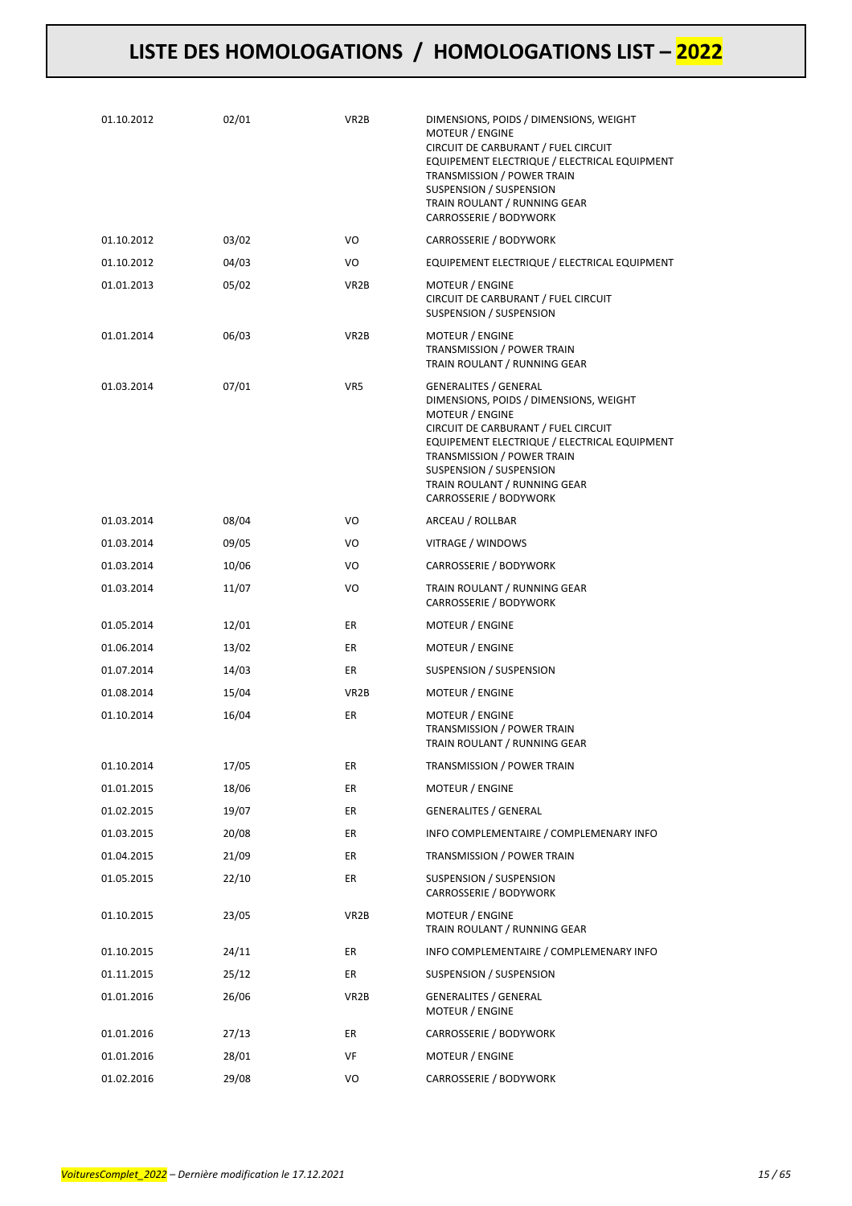# LISTE DES HOMOLOGATIONS / HOMOLOGATIONS LIST – 2022

| | | | |
|---|---|---|---|
| 01.10.2012 | 02/01 | VR2B | DIMENSIONS, POIDS / DIMENSIONS, WEIGHT<br>MOTEUR / ENGINE<br>CIRCUIT DE CARBURANT / FUEL CIRCUIT<br>EQUIPEMENT ELECTRIQUE / ELECTRICAL EQUIPMENT<br>TRANSMISSION / POWER TRAIN<br>SUSPENSION / SUSPENSION<br>TRAIN ROULANT / RUNNING GEAR<br>CARROSSERIE / BODYWORK |
| 01.10.2012 | 03/02 | VO | CARROSSERIE / BODYWORK |
| 01.10.2012 | 04/03 | VO | EQUIPEMENT ELECTRIQUE / ELECTRICAL EQUIPMENT |
| 01.01.2013 | 05/02 | VR2B | MOTEUR / ENGINE<br>CIRCUIT DE CARBURANT / FUEL CIRCUIT<br>SUSPENSION / SUSPENSION |
| 01.01.2014 | 06/03 | VR2B | MOTEUR / ENGINE<br>TRANSMISSION / POWER TRAIN<br>TRAIN ROULANT / RUNNING GEAR |
| 01.03.2014 | 07/01 | VR5 | GENERALITES / GENERAL<br>DIMENSIONS, POIDS / DIMENSIONS, WEIGHT<br>MOTEUR / ENGINE<br>CIRCUIT DE CARBURANT / FUEL CIRCUIT<br>EQUIPEMENT ELECTRIQUE / ELECTRICAL EQUIPMENT<br>TRANSMISSION / POWER TRAIN<br>SUSPENSION / SUSPENSION<br>TRAIN ROULANT / RUNNING GEAR<br>CARROSSERIE / BODYWORK |
| 01.03.2014 | 08/04 | VO | ARCEAU / ROLLBAR |
| 01.03.2014 | 09/05 | VO | VITRAGE / WINDOWS |
| 01.03.2014 | 10/06 | VO | CARROSSERIE / BODYWORK |
| 01.03.2014 | 11/07 | VO | TRAIN ROULANT / RUNNING GEAR<br>CARROSSERIE / BODYWORK |
| 01.05.2014 | 12/01 | ER | MOTEUR / ENGINE |
| 01.06.2014 | 13/02 | ER | MOTEUR / ENGINE |
| 01.07.2014 | 14/03 | ER | SUSPENSION / SUSPENSION |
| 01.08.2014 | 15/04 | VR2B | MOTEUR / ENGINE |
| 01.10.2014 | 16/04 | ER | MOTEUR / ENGINE<br>TRANSMISSION / POWER TRAIN<br>TRAIN ROULANT / RUNNING GEAR |
| 01.10.2014 | 17/05 | ER | TRANSMISSION / POWER TRAIN |
| 01.01.2015 | 18/06 | ER | MOTEUR / ENGINE |
| 01.02.2015 | 19/07 | ER | GENERALITES / GENERAL |
| 01.03.2015 | 20/08 | ER | INFO COMPLEMENTAIRE / COMPLEMENARY INFO |
| 01.04.2015 | 21/09 | ER | TRANSMISSION / POWER TRAIN |
| 01.05.2015 | 22/10 | ER | SUSPENSION / SUSPENSION<br>CARROSSERIE / BODYWORK |
| 01.10.2015 | 23/05 | VR2B | MOTEUR / ENGINE<br>TRAIN ROULANT / RUNNING GEAR |
| 01.10.2015 | 24/11 | ER | INFO COMPLEMENTAIRE / COMPLEMENARY INFO |
| 01.11.2015 | 25/12 | ER | SUSPENSION / SUSPENSION |
| 01.01.2016 | 26/06 | VR2B | GENERALITES / GENERAL<br>MOTEUR / ENGINE |
| 01.01.2016 | 27/13 | ER | CARROSSERIE / BODYWORK |
| 01.01.2016 | 28/01 | VF | MOTEUR / ENGINE |
| 01.02.2016 | 29/08 | VO | CARROSSERIE / BODYWORK |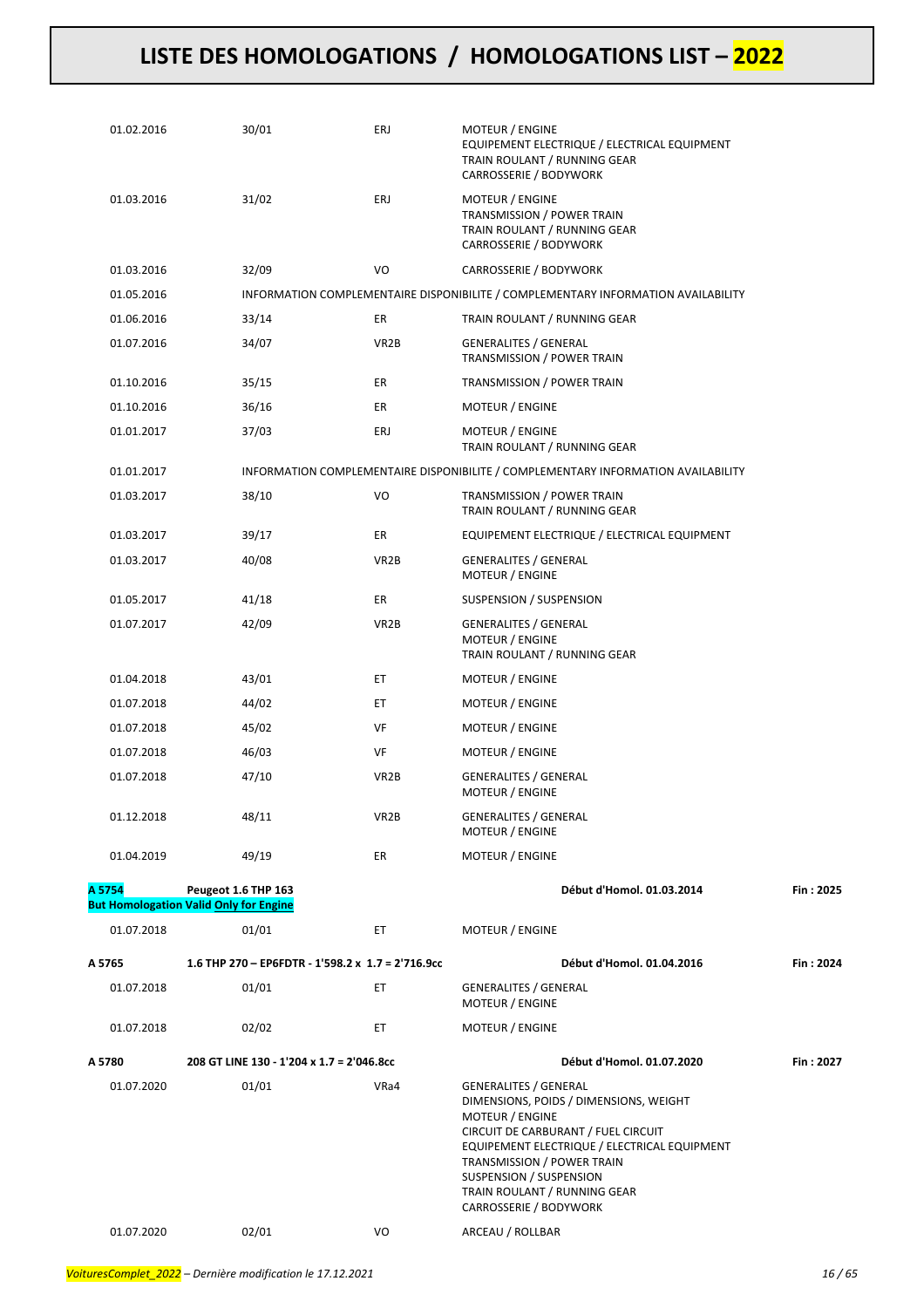| Date | No. | Type | Description |
|---|---|---|---|
| 01.02.2016 | 30/01 | ERJ | MOTEUR / ENGINE<br>EQUIPEMENT ELECTRIQUE / ELECTRICAL EQUIPMENT<br>TRAIN ROULANT / RUNNING GEAR<br>CARROSSERIE / BODYWORK |
| 01.03.2016 | 31/02 | ERJ | MOTEUR / ENGINE<br>TRANSMISSION / POWER TRAIN<br>TRAIN ROULANT / RUNNING GEAR<br>CARROSSERIE / BODYWORK |
| 01.03.2016 | 32/09 | VO | CARROSSERIE / BODYWORK |
| 01.05.2016 | INFORMATION COMPLEMENTAIRE DISPONIBILITE / COMPLEMENTARY INFORMATION AVAILABILITY | | |
| 01.06.2016 | 33/14 | ER | TRAIN ROULANT / RUNNING GEAR |
| 01.07.2016 | 34/07 | VR2B | GENERALITES / GENERAL<br>TRANSMISSION / POWER TRAIN |
| 01.10.2016 | 35/15 | ER | TRANSMISSION / POWER TRAIN |
| 01.10.2016 | 36/16 | ER | MOTEUR / ENGINE |
| 01.01.2017 | 37/03 | ERJ | MOTEUR / ENGINE<br>TRAIN ROULANT / RUNNING GEAR |
| 01.01.2017 | INFORMATION COMPLEMENTAIRE DISPONIBILITE / COMPLEMENTARY INFORMATION AVAILABILITY | | |
| 01.03.2017 | 38/10 | VO | TRANSMISSION / POWER TRAIN<br>TRAIN ROULANT / RUNNING GEAR |
| 01.03.2017 | 39/17 | ER | EQUIPEMENT ELECTRIQUE / ELECTRICAL EQUIPMENT |
| 01.03.2017 | 40/08 | VR2B | GENERALITES / GENERAL<br>MOTEUR / ENGINE |
| 01.05.2017 | 41/18 | ER | SUSPENSION / SUSPENSION |
| 01.07.2017 | 42/09 | VR2B | GENERALITES / GENERAL<br>MOTEUR / ENGINE<br>TRAIN ROULANT / RUNNING GEAR |
| 01.04.2018 | 43/01 | ET | MOTEUR / ENGINE |
| 01.07.2018 | 44/02 | ET | MOTEUR / ENGINE |
| 01.07.2018 | 45/02 | VF | MOTEUR / ENGINE |
| 01.07.2018 | 46/03 | VF | MOTEUR / ENGINE |
| 01.07.2018 | 47/10 | VR2B | GENERALITES / GENERAL<br>MOTEUR / ENGINE |
| 01.12.2018 | 48/11 | VR2B | GENERALITES / GENERAL<br>MOTEUR / ENGINE |
| 01.04.2019 | 49/19 | ER | MOTEUR / ENGINE |

**A 5754** **Peugeot 1.6 THP 163** — **Début d'Homol. 01.03.2014** — **Fin : 2025**

**But Homologation Valid Only for Engine**

| Date | No. | Type | Description |
|---|---|---|---|
| 01.07.2018 | 01/01 | ET | MOTEUR / ENGINE |

**A 5765** **1.6 THP 270 – EP6FDTR - 1'598.2 x 1.7 = 2'716.9cc** — **Début d'Homol. 01.04.2016** — **Fin : 2024**

| Date | No. | Type | Description |
|---|---|---|---|
| 01.07.2018 | 01/01 | ET | GENERALITES / GENERAL<br>MOTEUR / ENGINE |
| 01.07.2018 | 02/02 | ET | MOTEUR / ENGINE |

**A 5780** **208 GT LINE 130 - 1'204 x 1.7 = 2'046.8cc** — **Début d'Homol. 01.07.2020** — **Fin : 2027**

| Date | No. | Type | Description |
|---|---|---|---|
| 01.07.2020 | 01/01 | VRa4 | GENERALITES / GENERAL<br>DIMENSIONS, POIDS / DIMENSIONS, WEIGHT<br>MOTEUR / ENGINE<br>CIRCUIT DE CARBURANT / FUEL CIRCUIT<br>EQUIPEMENT ELECTRIQUE / ELECTRICAL EQUIPMENT<br>TRANSMISSION / POWER TRAIN<br>SUSPENSION / SUSPENSION<br>TRAIN ROULANT / RUNNING GEAR<br>CARROSSERIE / BODYWORK |
| 01.07.2020 | 02/01 | VO | ARCEAU / ROLLBAR |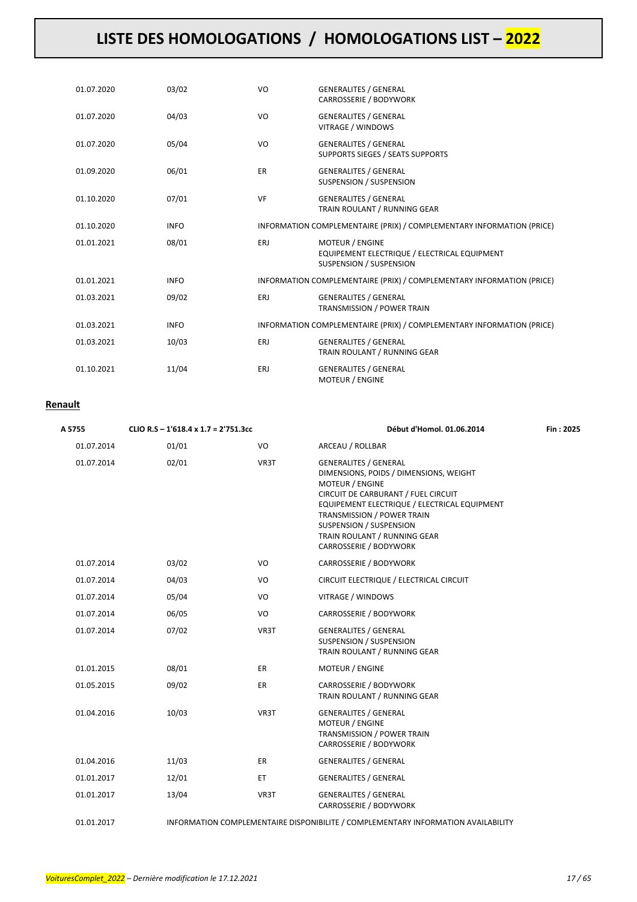| | | | |
|---|---|---|---|
| 01.07.2020 | 03/02 | VO | GENERALITES / GENERAL<br>CARROSSERIE / BODYWORK |
| 01.07.2020 | 04/03 | VO | GENERALITES / GENERAL<br>VITRAGE / WINDOWS |
| 01.07.2020 | 05/04 | VO | GENERALITES / GENERAL<br>SUPPORTS SIEGES / SEATS SUPPORTS |
| 01.09.2020 | 06/01 | ER | GENERALITES / GENERAL<br>SUSPENSION / SUSPENSION |
| 01.10.2020 | 07/01 | VF | GENERALITES / GENERAL<br>TRAIN ROULANT / RUNNING GEAR |
| 01.10.2020 | INFO | INFORMATION COMPLEMENTAIRE (PRIX) / COMPLEMENTARY INFORMATION (PRICE) | |
| 01.01.2021 | 08/01 | ERJ | MOTEUR / ENGINE<br>EQUIPEMENT ELECTRIQUE / ELECTRICAL EQUIPMENT<br>SUSPENSION / SUSPENSION |
| 01.01.2021 | INFO | INFORMATION COMPLEMENTAIRE (PRIX) / COMPLEMENTARY INFORMATION (PRICE) | |
| 01.03.2021 | 09/02 | ERJ | GENERALITES / GENERAL<br>TRANSMISSION / POWER TRAIN |
| 01.03.2021 | INFO | INFORMATION COMPLEMENTAIRE (PRIX) / COMPLEMENTARY INFORMATION (PRICE) | |
| 01.03.2021 | 10/03 | ERJ | GENERALITES / GENERAL<br>TRAIN ROULANT / RUNNING GEAR |
| 01.10.2021 | 11/04 | ERJ | GENERALITES / GENERAL<br>MOTEUR / ENGINE |

## **Renault**

| A 5755 | CLIO R.S – 1'618.4 x 1.7 = 2'751.3cc | | Début d'Homol. 01.06.2014 | Fin : 2025 |
|---|---|---|---|---|
| 01.07.2014 | 01/01 | VO | ARCEAU / ROLLBAR | |
| 01.07.2014 | 02/01 | VR3T | GENERALITES / GENERAL<br>DIMENSIONS, POIDS / DIMENSIONS, WEIGHT<br>MOTEUR / ENGINE<br>CIRCUIT DE CARBURANT / FUEL CIRCUIT<br>EQUIPEMENT ELECTRIQUE / ELECTRICAL EQUIPMENT<br>TRANSMISSION / POWER TRAIN<br>SUSPENSION / SUSPENSION<br>TRAIN ROULANT / RUNNING GEAR<br>CARROSSERIE / BODYWORK | |
| 01.07.2014 | 03/02 | VO | CARROSSERIE / BODYWORK | |
| 01.07.2014 | 04/03 | VO | CIRCUIT ELECTRIQUE / ELECTRICAL CIRCUIT | |
| 01.07.2014 | 05/04 | VO | VITRAGE / WINDOWS | |
| 01.07.2014 | 06/05 | VO | CARROSSERIE / BODYWORK | |
| 01.07.2014 | 07/02 | VR3T | GENERALITES / GENERAL<br>SUSPENSION / SUSPENSION<br>TRAIN ROULANT / RUNNING GEAR | |
| 01.01.2015 | 08/01 | ER | MOTEUR / ENGINE | |
| 01.05.2015 | 09/02 | ER | CARROSSERIE / BODYWORK<br>TRAIN ROULANT / RUNNING GEAR | |
| 01.04.2016 | 10/03 | VR3T | GENERALITES / GENERAL<br>MOTEUR / ENGINE<br>TRANSMISSION / POWER TRAIN<br>CARROSSERIE / BODYWORK | |
| 01.04.2016 | 11/03 | ER | GENERALITES / GENERAL | |
| 01.01.2017 | 12/01 | ET | GENERALITES / GENERAL | |
| 01.01.2017 | 13/04 | VR3T | GENERALITES / GENERAL<br>CARROSSERIE / BODYWORK | |
| 01.01.2017 | INFORMATION COMPLEMENTAIRE DISPONIBILITE / COMPLEMENTARY INFORMATION AVAILABILITY | | | |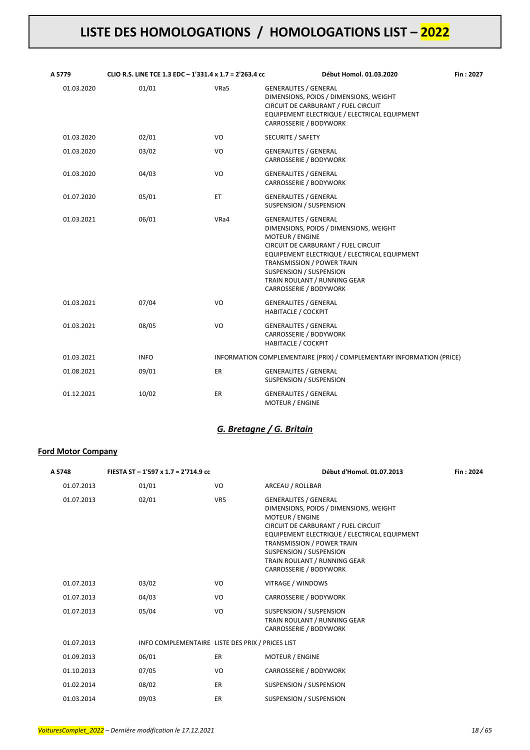# LISTE DES HOMOLOGATIONS / HOMOLOGATIONS LIST – 2022

| A 5779 | CLIO R.S. LINE TCE 1.3 EDC – 1'331.4 x 1.7 = 2'263.4 cc | | Début Homol. 01.03.2020 | Fin : 2027 |
|---|---|---|---|---|
| 01.03.2020 | 01/01 | VRa5 | GENERALITES / GENERAL<br>DIMENSIONS, POIDS / DIMENSIONS, WEIGHT<br>CIRCUIT DE CARBURANT / FUEL CIRCUIT<br>EQUIPEMENT ELECTRIQUE / ELECTRICAL EQUIPMENT<br>CARROSSERIE / BODYWORK | |
| 01.03.2020 | 02/01 | VO | SECURITE / SAFETY | |
| 01.03.2020 | 03/02 | VO | GENERALITES / GENERAL<br>CARROSSERIE / BODYWORK | |
| 01.03.2020 | 04/03 | VO | GENERALITES / GENERAL<br>CARROSSERIE / BODYWORK | |
| 01.07.2020 | 05/01 | ET | GENERALITES / GENERAL<br>SUSPENSION / SUSPENSION | |
| 01.03.2021 | 06/01 | VRa4 | GENERALITES / GENERAL<br>DIMENSIONS, POIDS / DIMENSIONS, WEIGHT<br>MOTEUR / ENGINE<br>CIRCUIT DE CARBURANT / FUEL CIRCUIT<br>EQUIPEMENT ELECTRIQUE / ELECTRICAL EQUIPMENT<br>TRANSMISSION / POWER TRAIN<br>SUSPENSION / SUSPENSION<br>TRAIN ROULANT / RUNNING GEAR<br>CARROSSERIE / BODYWORK | |
| 01.03.2021 | 07/04 | VO | GENERALITES / GENERAL<br>HABITACLE / COCKPIT | |
| 01.03.2021 | 08/05 | VO | GENERALITES / GENERAL<br>CARROSSERIE / BODYWORK<br>HABITACLE / COCKPIT | |
| 01.03.2021 | INFO | INFORMATION COMPLEMENTAIRE (PRIX) / COMPLEMENTARY INFORMATION (PRICE) | | |
| 01.08.2021 | 09/01 | ER | GENERALITES / GENERAL<br>SUSPENSION / SUSPENSION | |
| 01.12.2021 | 10/02 | ER | GENERALITES / GENERAL<br>MOTEUR / ENGINE | |

## *G. Bretagne / G. Britain*

### Ford Motor Company

| A 5748 | FIESTA ST – 1'597 x 1.7 = 2'714.9 cc | | Début d'Homol. 01.07.2013 | Fin : 2024 |
|---|---|---|---|---|
| 01.07.2013 | 01/01 | VO | ARCEAU / ROLLBAR | |
| 01.07.2013 | 02/01 | VR5 | GENERALITES / GENERAL<br>DIMENSIONS, POIDS / DIMENSIONS, WEIGHT<br>MOTEUR / ENGINE<br>CIRCUIT DE CARBURANT / FUEL CIRCUIT<br>EQUIPEMENT ELECTRIQUE / ELECTRICAL EQUIPMENT<br>TRANSMISSION / POWER TRAIN<br>SUSPENSION / SUSPENSION<br>TRAIN ROULANT / RUNNING GEAR<br>CARROSSERIE / BODYWORK | |
| 01.07.2013 | 03/02 | VO | VITRAGE / WINDOWS | |
| 01.07.2013 | 04/03 | VO | CARROSSERIE / BODYWORK | |
| 01.07.2013 | 05/04 | VO | SUSPENSION / SUSPENSION<br>TRAIN ROULANT / RUNNING GEAR<br>CARROSSERIE / BODYWORK | |
| 01.07.2013 | INFO COMPLEMENTAIRE LISTE DES PRIX / PRICES LIST | | | |
| 01.09.2013 | 06/01 | ER | MOTEUR / ENGINE | |
| 01.10.2013 | 07/05 | VO | CARROSSERIE / BODYWORK | |
| 01.02.2014 | 08/02 | ER | SUSPENSION / SUSPENSION | |
| 01.03.2014 | 09/03 | ER | SUSPENSION / SUSPENSION | |

*VoituresComplet_2022 – Dernière modification le 17.12.2021*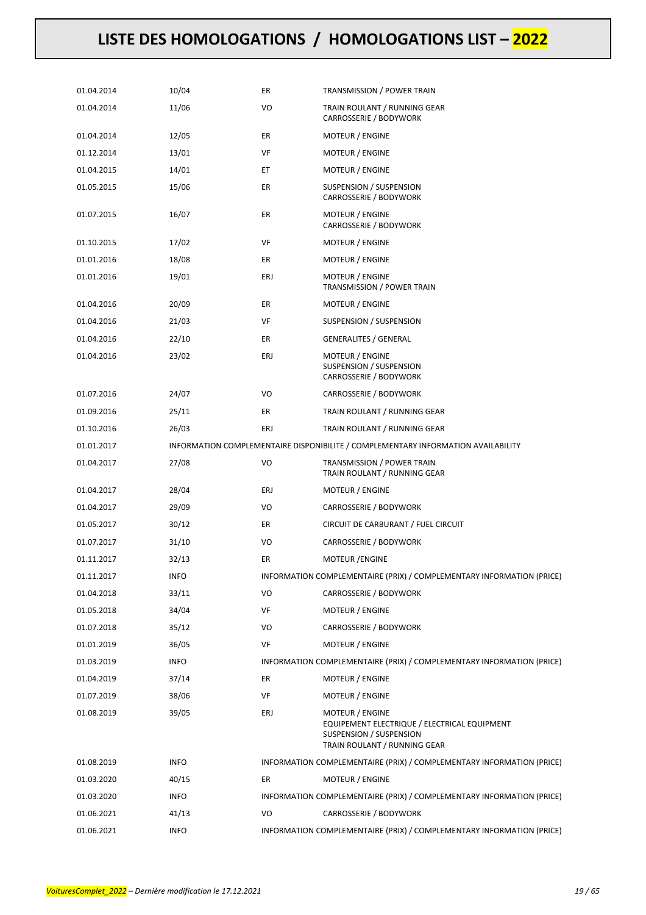# LISTE DES HOMOLOGATIONS / HOMOLOGATIONS LIST – 2022

| | | | |
|---|---|---|---|
| 01.04.2014 | 10/04 | ER | TRANSMISSION / POWER TRAIN |
| 01.04.2014 | 11/06 | VO | TRAIN ROULANT / RUNNING GEAR<br>CARROSSERIE / BODYWORK |
| 01.04.2014 | 12/05 | ER | MOTEUR / ENGINE |
| 01.12.2014 | 13/01 | VF | MOTEUR / ENGINE |
| 01.04.2015 | 14/01 | ET | MOTEUR / ENGINE |
| 01.05.2015 | 15/06 | ER | SUSPENSION / SUSPENSION<br>CARROSSERIE / BODYWORK |
| 01.07.2015 | 16/07 | ER | MOTEUR / ENGINE<br>CARROSSERIE / BODYWORK |
| 01.10.2015 | 17/02 | VF | MOTEUR / ENGINE |
| 01.01.2016 | 18/08 | ER | MOTEUR / ENGINE |
| 01.01.2016 | 19/01 | ERJ | MOTEUR / ENGINE<br>TRANSMISSION / POWER TRAIN |
| 01.04.2016 | 20/09 | ER | MOTEUR / ENGINE |
| 01.04.2016 | 21/03 | VF | SUSPENSION / SUSPENSION |
| 01.04.2016 | 22/10 | ER | GENERALITES / GENERAL |
| 01.04.2016 | 23/02 | ERJ | MOTEUR / ENGINE<br>SUSPENSION / SUSPENSION<br>CARROSSERIE / BODYWORK |
| 01.07.2016 | 24/07 | VO | CARROSSERIE / BODYWORK |
| 01.09.2016 | 25/11 | ER | TRAIN ROULANT / RUNNING GEAR |
| 01.10.2016 | 26/03 | ERJ | TRAIN ROULANT / RUNNING GEAR |
| 01.01.2017 | INFORMATION COMPLEMENTAIRE DISPONIBILITE / COMPLEMENTARY INFORMATION AVAILABILITY | | |
| 01.04.2017 | 27/08 | VO | TRANSMISSION / POWER TRAIN<br>TRAIN ROULANT / RUNNING GEAR |
| 01.04.2017 | 28/04 | ERJ | MOTEUR / ENGINE |
| 01.04.2017 | 29/09 | VO | CARROSSERIE / BODYWORK |
| 01.05.2017 | 30/12 | ER | CIRCUIT DE CARBURANT / FUEL CIRCUIT |
| 01.07.2017 | 31/10 | VO | CARROSSERIE / BODYWORK |
| 01.11.2017 | 32/13 | ER | MOTEUR /ENGINE |
| 01.11.2017 | INFO | INFORMATION COMPLEMENTAIRE (PRIX) / COMPLEMENTARY INFORMATION (PRICE) | |
| 01.04.2018 | 33/11 | VO | CARROSSERIE / BODYWORK |
| 01.05.2018 | 34/04 | VF | MOTEUR / ENGINE |
| 01.07.2018 | 35/12 | VO | CARROSSERIE / BODYWORK |
| 01.01.2019 | 36/05 | VF | MOTEUR / ENGINE |
| 01.03.2019 | INFO | INFORMATION COMPLEMENTAIRE (PRIX) / COMPLEMENTARY INFORMATION (PRICE) | |
| 01.04.2019 | 37/14 | ER | MOTEUR / ENGINE |
| 01.07.2019 | 38/06 | VF | MOTEUR / ENGINE |
| 01.08.2019 | 39/05 | ERJ | MOTEUR / ENGINE<br>EQUIPEMENT ELECTRIQUE / ELECTRICAL EQUIPMENT<br>SUSPENSION / SUSPENSION<br>TRAIN ROULANT / RUNNING GEAR |
| 01.08.2019 | INFO | INFORMATION COMPLEMENTAIRE (PRIX) / COMPLEMENTARY INFORMATION (PRICE) | |
| 01.03.2020 | 40/15 | ER | MOTEUR / ENGINE |
| 01.03.2020 | INFO | INFORMATION COMPLEMENTAIRE (PRIX) / COMPLEMENTARY INFORMATION (PRICE) | |
| 01.06.2021 | 41/13 | VO | CARROSSERIE / BODYWORK |
| 01.06.2021 | INFO | INFORMATION COMPLEMENTAIRE (PRIX) / COMPLEMENTARY INFORMATION (PRICE) | |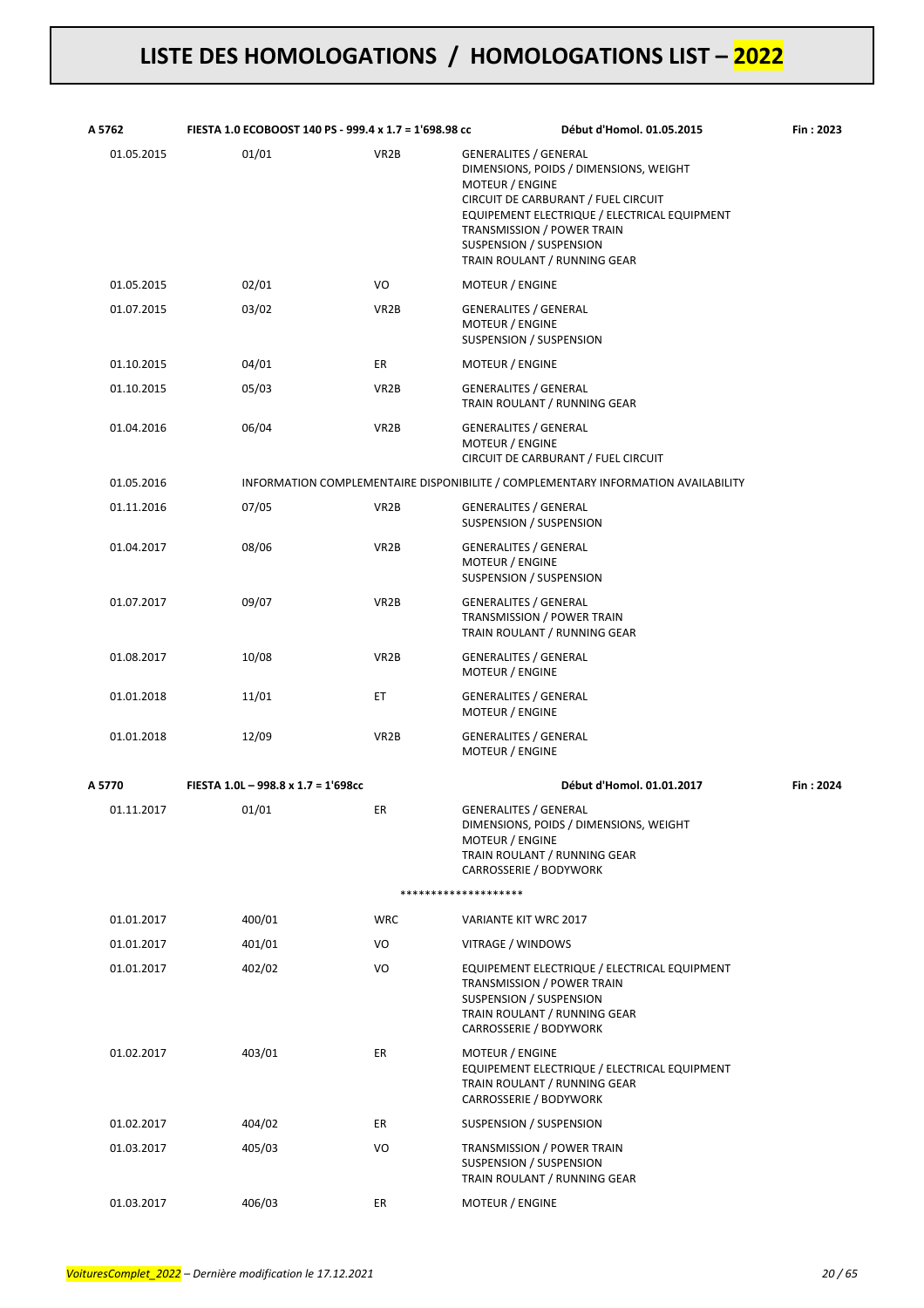# LISTE DES HOMOLOGATIONS / HOMOLOGATIONS LIST – 2022

| **A 5762** | **FIESTA 1.0 ECOBOOST 140 PS - 999.4 x 1.7 = 1'698.98 cc** | | **Début d'Homol. 01.05.2015** | **Fin : 2023** |
|---|---|---|---|---|
| 01.05.2015 | 01/01 | VR2B | GENERALITES / GENERAL<br>DIMENSIONS, POIDS / DIMENSIONS, WEIGHT<br>MOTEUR / ENGINE<br>CIRCUIT DE CARBURANT / FUEL CIRCUIT<br>EQUIPEMENT ELECTRIQUE / ELECTRICAL EQUIPMENT<br>TRANSMISSION / POWER TRAIN<br>SUSPENSION / SUSPENSION<br>TRAIN ROULANT / RUNNING GEAR | |
| 01.05.2015 | 02/01 | VO | MOTEUR / ENGINE | |
| 01.07.2015 | 03/02 | VR2B | GENERALITES / GENERAL<br>MOTEUR / ENGINE<br>SUSPENSION / SUSPENSION | |
| 01.10.2015 | 04/01 | ER | MOTEUR / ENGINE | |
| 01.10.2015 | 05/03 | VR2B | GENERALITES / GENERAL<br>TRAIN ROULANT / RUNNING GEAR | |
| 01.04.2016 | 06/04 | VR2B | GENERALITES / GENERAL<br>MOTEUR / ENGINE<br>CIRCUIT DE CARBURANT / FUEL CIRCUIT | |
| 01.05.2016 | INFORMATION COMPLEMENTAIRE DISPONIBILITE / COMPLEMENTARY INFORMATION AVAILABILITY | | | |
| 01.11.2016 | 07/05 | VR2B | GENERALITES / GENERAL<br>SUSPENSION / SUSPENSION | |
| 01.04.2017 | 08/06 | VR2B | GENERALITES / GENERAL<br>MOTEUR / ENGINE<br>SUSPENSION / SUSPENSION | |
| 01.07.2017 | 09/07 | VR2B | GENERALITES / GENERAL<br>TRANSMISSION / POWER TRAIN<br>TRAIN ROULANT / RUNNING GEAR | |
| 01.08.2017 | 10/08 | VR2B | GENERALITES / GENERAL<br>MOTEUR / ENGINE | |
| 01.01.2018 | 11/01 | ET | GENERALITES / GENERAL<br>MOTEUR / ENGINE | |
| 01.01.2018 | 12/09 | VR2B | GENERALITES / GENERAL<br>MOTEUR / ENGINE | |
| **A 5770** | **FIESTA 1.0L – 998.8 x 1.7 = 1'698cc** | | **Début d'Homol. 01.01.2017** | **Fin : 2024** |
| 01.11.2017 | 01/01 | ER | GENERALITES / GENERAL<br>DIMENSIONS, POIDS / DIMENSIONS, WEIGHT<br>MOTEUR / ENGINE<br>TRAIN ROULANT / RUNNING GEAR<br>CARROSSERIE / BODYWORK | |
| | | ******************* | | |
| 01.01.2017 | 400/01 | WRC | VARIANTE KIT WRC 2017 | |
| 01.01.2017 | 401/01 | VO | VITRAGE / WINDOWS | |
| 01.01.2017 | 402/02 | VO | EQUIPEMENT ELECTRIQUE / ELECTRICAL EQUIPMENT<br>TRANSMISSION / POWER TRAIN<br>SUSPENSION / SUSPENSION<br>TRAIN ROULANT / RUNNING GEAR<br>CARROSSERIE / BODYWORK | |
| 01.02.2017 | 403/01 | ER | MOTEUR / ENGINE<br>EQUIPEMENT ELECTRIQUE / ELECTRICAL EQUIPMENT<br>TRAIN ROULANT / RUNNING GEAR<br>CARROSSERIE / BODYWORK | |
| 01.02.2017 | 404/02 | ER | SUSPENSION / SUSPENSION | |
| 01.03.2017 | 405/03 | VO | TRANSMISSION / POWER TRAIN<br>SUSPENSION / SUSPENSION<br>TRAIN ROULANT / RUNNING GEAR | |
| 01.03.2017 | 406/03 | ER | MOTEUR / ENGINE | |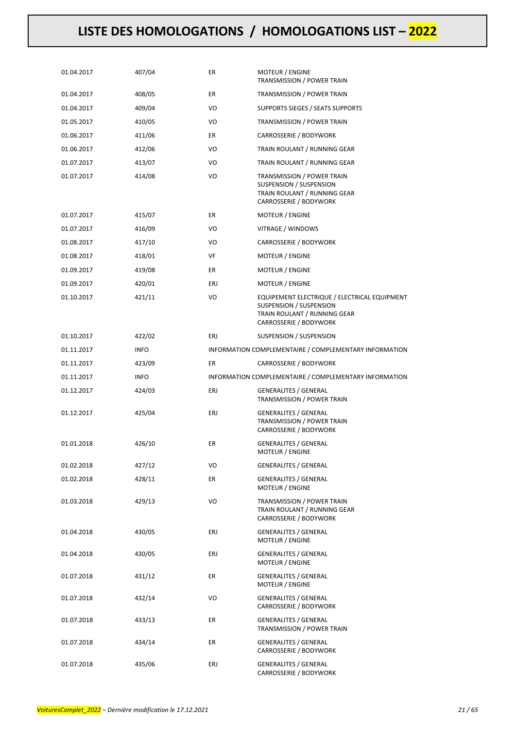# LISTE DES HOMOLOGATIONS / HOMOLOGATIONS LIST – 2022

| | | | |
|---|---|---|---|
| 01.04.2017 | 407/04 | ER | MOTEUR / ENGINE<br>TRANSMISSION / POWER TRAIN |
| 01.04.2017 | 408/05 | ER | TRANSMISSION / POWER TRAIN |
| 01.04.2017 | 409/04 | VO | SUPPORTS SIEGES / SEATS SUPPORTS |
| 01.05.2017 | 410/05 | VO | TRANSMISSION / POWER TRAIN |
| 01.06.2017 | 411/06 | ER | CARROSSERIE / BODYWORK |
| 01.06.2017 | 412/06 | VO | TRAIN ROULANT / RUNNING GEAR |
| 01.07.2017 | 413/07 | VO | TRAIN ROULANT / RUNNING GEAR |
| 01.07.2017 | 414/08 | VO | TRANSMISSION / POWER TRAIN<br>SUSPENSION / SUSPENSION<br>TRAIN ROULANT / RUNNING GEAR<br>CARROSSERIE / BODYWORK |
| 01.07.2017 | 415/07 | ER | MOTEUR / ENGINE |
| 01.07.2017 | 416/09 | VO | VITRAGE / WINDOWS |
| 01.08.2017 | 417/10 | VO | CARROSSERIE / BODYWORK |
| 01.08.2017 | 418/01 | VF | MOTEUR / ENGINE |
| 01.09.2017 | 419/08 | ER | MOTEUR / ENGINE |
| 01.09.2017 | 420/01 | ERJ | MOTEUR / ENGINE |
| 01.10.2017 | 421/11 | VO | EQUIPEMENT ELECTRIQUE / ELECTRICAL EQUIPMENT<br>SUSPENSION / SUSPENSION<br>TRAIN ROULANT / RUNNING GEAR<br>CARROSSERIE / BODYWORK |
| 01.10.2017 | 422/02 | ERJ | SUSPENSION / SUSPENSION |
| 01.11.2017 | INFO | | INFORMATION COMPLEMENTAIRE / COMPLEMENTARY INFORMATION |
| 01.11.2017 | 423/09 | ER | CARROSSERIE / BODYWORK |
| 01.11.2017 | INFO | | INFORMATION COMPLEMENTAIRE / COMPLEMENTARY INFORMATION |
| 01.12.2017 | 424/03 | ERJ | GENERALITES / GENERAL<br>TRANSMISSION / POWER TRAIN |
| 01.12.2017 | 425/04 | ERJ | GENERALITES / GENERAL<br>TRANSMISSION / POWER TRAIN<br>CARROSSERIE / BODYWORK |
| 01.01.2018 | 426/10 | ER | GENERALITES / GENERAL<br>MOTEUR / ENGINE |
| 01.02.2018 | 427/12 | VO | GENERALITES / GENERAL |
| 01.02.2018 | 428/11 | ER | GENERALITES / GENERAL<br>MOTEUR / ENGINE |
| 01.03.2018 | 429/13 | VO | TRANSMISSION / POWER TRAIN<br>TRAIN ROULANT / RUNNING GEAR<br>CARROSSERIE / BODYWORK |
| 01.04.2018 | 430/05 | ERJ | GENERALITES / GENERAL<br>MOTEUR / ENGINE |
| 01.04.2018 | 430/05 | ERJ | GENERALITES / GENERAL<br>MOTEUR / ENGINE |
| 01.07.2018 | 431/12 | ER | GENERALITES / GENERAL<br>MOTEUR / ENGINE |
| 01.07.2018 | 432/14 | VO | GENERALITES / GENERAL<br>CARROSSERIE / BODYWORK |
| 01.07.2018 | 433/13 | ER | GENERALITES / GENERAL<br>TRANSMISSION / POWER TRAIN |
| 01.07.2018 | 434/14 | ER | GENERALITES / GENERAL<br>CARROSSERIE / BODYWORK |
| 01.07.2018 | 435/06 | ERJ | GENERALITES / GENERAL<br>CARROSSERIE / BODYWORK |

*VoituresComplet_2022 – Dernière modification le 17.12.2021*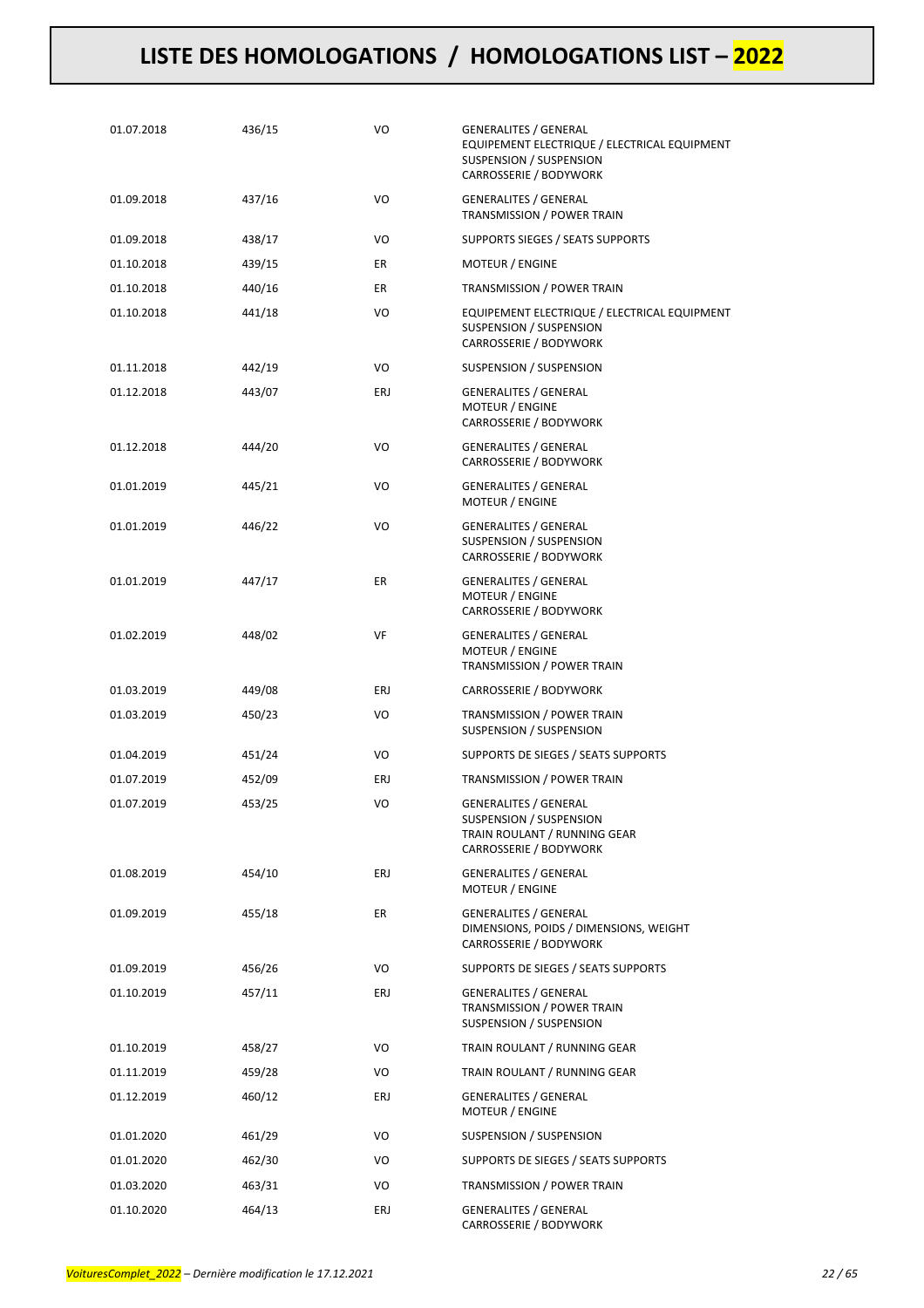# LISTE DES HOMOLOGATIONS / HOMOLOGATIONS LIST – 2022

| | | | |
|---|---|---|---|
| 01.07.2018 | 436/15 | VO | GENERALITES / GENERAL<br>EQUIPEMENT ELECTRIQUE / ELECTRICAL EQUIPMENT<br>SUSPENSION / SUSPENSION<br>CARROSSERIE / BODYWORK |
| 01.09.2018 | 437/16 | VO | GENERALITES / GENERAL<br>TRANSMISSION / POWER TRAIN |
| 01.09.2018 | 438/17 | VO | SUPPORTS SIEGES / SEATS SUPPORTS |
| 01.10.2018 | 439/15 | ER | MOTEUR / ENGINE |
| 01.10.2018 | 440/16 | ER | TRANSMISSION / POWER TRAIN |
| 01.10.2018 | 441/18 | VO | EQUIPEMENT ELECTRIQUE / ELECTRICAL EQUIPMENT<br>SUSPENSION / SUSPENSION<br>CARROSSERIE / BODYWORK |
| 01.11.2018 | 442/19 | VO | SUSPENSION / SUSPENSION |
| 01.12.2018 | 443/07 | ERJ | GENERALITES / GENERAL<br>MOTEUR / ENGINE<br>CARROSSERIE / BODYWORK |
| 01.12.2018 | 444/20 | VO | GENERALITES / GENERAL<br>CARROSSERIE / BODYWORK |
| 01.01.2019 | 445/21 | VO | GENERALITES / GENERAL<br>MOTEUR / ENGINE |
| 01.01.2019 | 446/22 | VO | GENERALITES / GENERAL<br>SUSPENSION / SUSPENSION<br>CARROSSERIE / BODYWORK |
| 01.01.2019 | 447/17 | ER | GENERALITES / GENERAL<br>MOTEUR / ENGINE<br>CARROSSERIE / BODYWORK |
| 01.02.2019 | 448/02 | VF | GENERALITES / GENERAL<br>MOTEUR / ENGINE<br>TRANSMISSION / POWER TRAIN |
| 01.03.2019 | 449/08 | ERJ | CARROSSERIE / BODYWORK |
| 01.03.2019 | 450/23 | VO | TRANSMISSION / POWER TRAIN<br>SUSPENSION / SUSPENSION |
| 01.04.2019 | 451/24 | VO | SUPPORTS DE SIEGES / SEATS SUPPORTS |
| 01.07.2019 | 452/09 | ERJ | TRANSMISSION / POWER TRAIN |
| 01.07.2019 | 453/25 | VO | GENERALITES / GENERAL<br>SUSPENSION / SUSPENSION<br>TRAIN ROULANT / RUNNING GEAR<br>CARROSSERIE / BODYWORK |
| 01.08.2019 | 454/10 | ERJ | GENERALITES / GENERAL<br>MOTEUR / ENGINE |
| 01.09.2019 | 455/18 | ER | GENERALITES / GENERAL<br>DIMENSIONS, POIDS / DIMENSIONS, WEIGHT<br>CARROSSERIE / BODYWORK |
| 01.09.2019 | 456/26 | VO | SUPPORTS DE SIEGES / SEATS SUPPORTS |
| 01.10.2019 | 457/11 | ERJ | GENERALITES / GENERAL<br>TRANSMISSION / POWER TRAIN<br>SUSPENSION / SUSPENSION |
| 01.10.2019 | 458/27 | VO | TRAIN ROULANT / RUNNING GEAR |
| 01.11.2019 | 459/28 | VO | TRAIN ROULANT / RUNNING GEAR |
| 01.12.2019 | 460/12 | ERJ | GENERALITES / GENERAL<br>MOTEUR / ENGINE |
| 01.01.2020 | 461/29 | VO | SUSPENSION / SUSPENSION |
| 01.01.2020 | 462/30 | VO | SUPPORTS DE SIEGES / SEATS SUPPORTS |
| 01.03.2020 | 463/31 | VO | TRANSMISSION / POWER TRAIN |
| 01.10.2020 | 464/13 | ERJ | GENERALITES / GENERAL<br>CARROSSERIE / BODYWORK |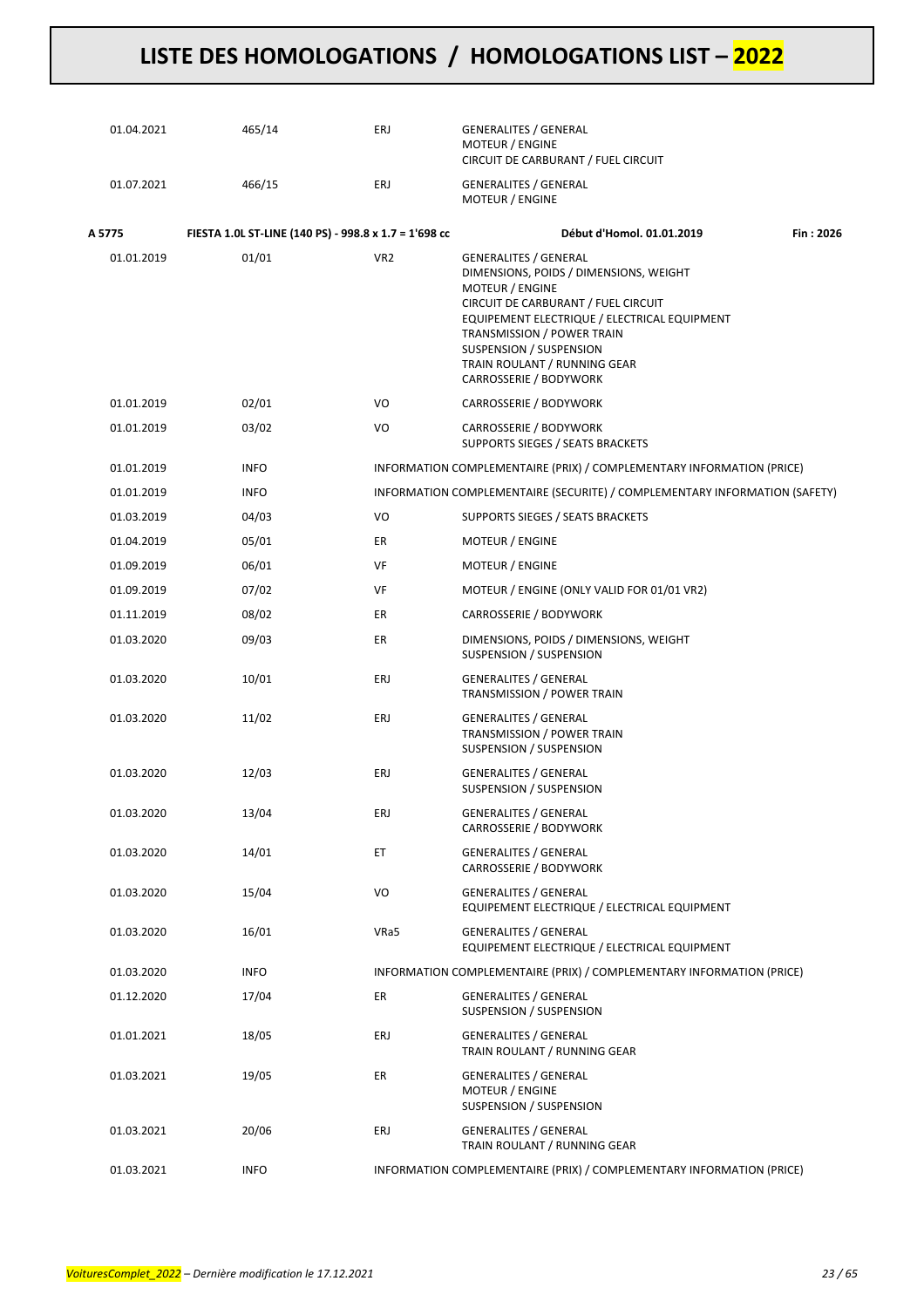| | | | | |
|---|---|---|---|---|
| 01.04.2021 | 465/14 | ERJ | GENERALITES / GENERAL<br>MOTEUR / ENGINE<br>CIRCUIT DE CARBURANT / FUEL CIRCUIT | |
| 01.07.2021 | 466/15 | ERJ | GENERALITES / GENERAL<br>MOTEUR / ENGINE | |
| **A 5775** | **FIESTA 1.0L ST-LINE (140 PS) - 998.8 x 1.7 = 1'698 cc** | | **Début d'Homol. 01.01.2019** | **Fin : 2026** |
| 01.01.2019 | 01/01 | VR2 | GENERALITES / GENERAL<br>DIMENSIONS, POIDS / DIMENSIONS, WEIGHT<br>MOTEUR / ENGINE<br>CIRCUIT DE CARBURANT / FUEL CIRCUIT<br>EQUIPEMENT ELECTRIQUE / ELECTRICAL EQUIPMENT<br>TRANSMISSION / POWER TRAIN<br>SUSPENSION / SUSPENSION<br>TRAIN ROULANT / RUNNING GEAR<br>CARROSSERIE / BODYWORK | |
| 01.01.2019 | 02/01 | VO | CARROSSERIE / BODYWORK | |
| 01.01.2019 | 03/02 | VO | CARROSSERIE / BODYWORK<br>SUPPORTS SIEGES / SEATS BRACKETS | |
| 01.01.2019 | INFO | | INFORMATION COMPLEMENTAIRE (PRIX) / COMPLEMENTARY INFORMATION (PRICE) | |
| 01.01.2019 | INFO | | INFORMATION COMPLEMENTAIRE (SECURITE) / COMPLEMENTARY INFORMATION (SAFETY) | |
| 01.03.2019 | 04/03 | VO | SUPPORTS SIEGES / SEATS BRACKETS | |
| 01.04.2019 | 05/01 | ER | MOTEUR / ENGINE | |
| 01.09.2019 | 06/01 | VF | MOTEUR / ENGINE | |
| 01.09.2019 | 07/02 | VF | MOTEUR / ENGINE (ONLY VALID FOR 01/01 VR2) | |
| 01.11.2019 | 08/02 | ER | CARROSSERIE / BODYWORK | |
| 01.03.2020 | 09/03 | ER | DIMENSIONS, POIDS / DIMENSIONS, WEIGHT<br>SUSPENSION / SUSPENSION | |
| 01.03.2020 | 10/01 | ERJ | GENERALITES / GENERAL<br>TRANSMISSION / POWER TRAIN | |
| 01.03.2020 | 11/02 | ERJ | GENERALITES / GENERAL<br>TRANSMISSION / POWER TRAIN<br>SUSPENSION / SUSPENSION | |
| 01.03.2020 | 12/03 | ERJ | GENERALITES / GENERAL<br>SUSPENSION / SUSPENSION | |
| 01.03.2020 | 13/04 | ERJ | GENERALITES / GENERAL<br>CARROSSERIE / BODYWORK | |
| 01.03.2020 | 14/01 | ET | GENERALITES / GENERAL<br>CARROSSERIE / BODYWORK | |
| 01.03.2020 | 15/04 | VO | GENERALITES / GENERAL<br>EQUIPEMENT ELECTRIQUE / ELECTRICAL EQUIPMENT | |
| 01.03.2020 | 16/01 | VRa5 | GENERALITES / GENERAL<br>EQUIPEMENT ELECTRIQUE / ELECTRICAL EQUIPMENT | |
| 01.03.2020 | INFO | | INFORMATION COMPLEMENTAIRE (PRIX) / COMPLEMENTARY INFORMATION (PRICE) | |
| 01.12.2020 | 17/04 | ER | GENERALITES / GENERAL<br>SUSPENSION / SUSPENSION | |
| 01.01.2021 | 18/05 | ERJ | GENERALITES / GENERAL<br>TRAIN ROULANT / RUNNING GEAR | |
| 01.03.2021 | 19/05 | ER | GENERALITES / GENERAL<br>MOTEUR / ENGINE<br>SUSPENSION / SUSPENSION | |
| 01.03.2021 | 20/06 | ERJ | GENERALITES / GENERAL<br>TRAIN ROULANT / RUNNING GEAR | |
| 01.03.2021 | INFO | | INFORMATION COMPLEMENTAIRE (PRIX) / COMPLEMENTARY INFORMATION (PRICE) | |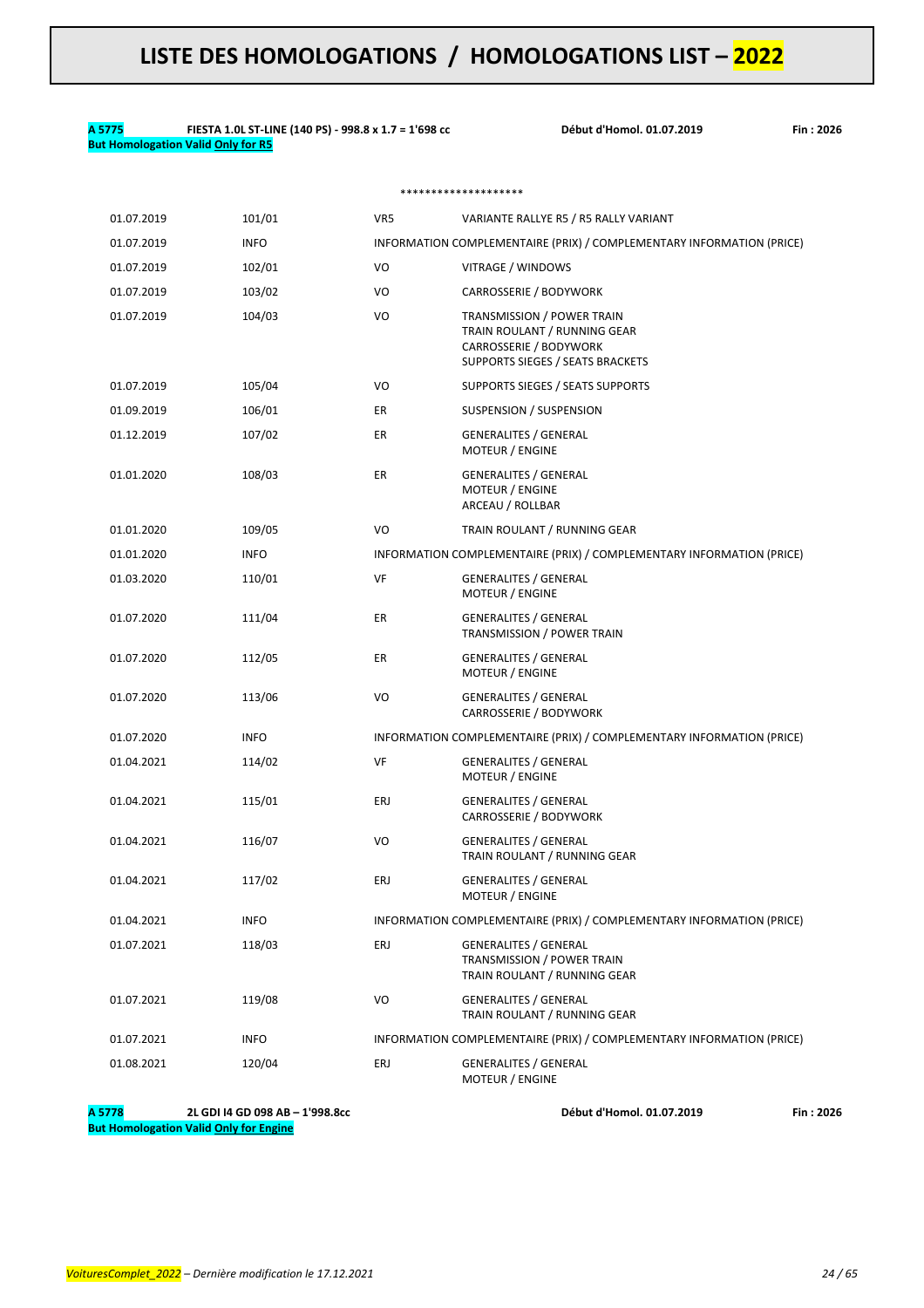# LISTE DES HOMOLOGATIONS / HOMOLOGATIONS LIST – 2022

**A 5775** **FIESTA 1.0L ST-LINE (140 PS) - 998.8 x 1.7 = 1'698 cc** **Début d'Homol. 01.07.2019** **Fin : 2026**
**But Homologation Valid Only for R5**

********************

| | | | |
|---|---|---|---|
| 01.07.2019 | 101/01 | VR5 | VARIANTE RALLYE R5 / R5 RALLY VARIANT |
| 01.07.2019 | INFO | INFORMATION COMPLEMENTAIRE (PRIX) / COMPLEMENTARY INFORMATION (PRICE) | |
| 01.07.2019 | 102/01 | VO | VITRAGE / WINDOWS |
| 01.07.2019 | 103/02 | VO | CARROSSERIE / BODYWORK |
| 01.07.2019 | 104/03 | VO | TRANSMISSION / POWER TRAIN<br>TRAIN ROULANT / RUNNING GEAR<br>CARROSSERIE / BODYWORK<br>SUPPORTS SIEGES / SEATS BRACKETS |
| 01.07.2019 | 105/04 | VO | SUPPORTS SIEGES / SEATS SUPPORTS |
| 01.09.2019 | 106/01 | ER | SUSPENSION / SUSPENSION |
| 01.12.2019 | 107/02 | ER | GENERALITES / GENERAL<br>MOTEUR / ENGINE |
| 01.01.2020 | 108/03 | ER | GENERALITES / GENERAL<br>MOTEUR / ENGINE<br>ARCEAU / ROLLBAR |
| 01.01.2020 | 109/05 | VO | TRAIN ROULANT / RUNNING GEAR |
| 01.01.2020 | INFO | INFORMATION COMPLEMENTAIRE (PRIX) / COMPLEMENTARY INFORMATION (PRICE) | |
| 01.03.2020 | 110/01 | VF | GENERALITES / GENERAL<br>MOTEUR / ENGINE |
| 01.07.2020 | 111/04 | ER | GENERALITES / GENERAL<br>TRANSMISSION / POWER TRAIN |
| 01.07.2020 | 112/05 | ER | GENERALITES / GENERAL<br>MOTEUR / ENGINE |
| 01.07.2020 | 113/06 | VO | GENERALITES / GENERAL<br>CARROSSERIE / BODYWORK |
| 01.07.2020 | INFO | INFORMATION COMPLEMENTAIRE (PRIX) / COMPLEMENTARY INFORMATION (PRICE) | |
| 01.04.2021 | 114/02 | VF | GENERALITES / GENERAL<br>MOTEUR / ENGINE |
| 01.04.2021 | 115/01 | ERJ | GENERALITES / GENERAL<br>CARROSSERIE / BODYWORK |
| 01.04.2021 | 116/07 | VO | GENERALITES / GENERAL<br>TRAIN ROULANT / RUNNING GEAR |
| 01.04.2021 | 117/02 | ERJ | GENERALITES / GENERAL<br>MOTEUR / ENGINE |
| 01.04.2021 | INFO | INFORMATION COMPLEMENTAIRE (PRIX) / COMPLEMENTARY INFORMATION (PRICE) | |
| 01.07.2021 | 118/03 | ERJ | GENERALITES / GENERAL<br>TRANSMISSION / POWER TRAIN<br>TRAIN ROULANT / RUNNING GEAR |
| 01.07.2021 | 119/08 | VO | GENERALITES / GENERAL<br>TRAIN ROULANT / RUNNING GEAR |
| 01.07.2021 | INFO | INFORMATION COMPLEMENTAIRE (PRIX) / COMPLEMENTARY INFORMATION (PRICE) | |
| 01.08.2021 | 120/04 | ERJ | GENERALITES / GENERAL<br>MOTEUR / ENGINE |

**A 5778** **2L GDI I4 GD 098 AB – 1'998.8cc** **Début d'Homol. 01.07.2019** **Fin : 2026**
**But Homologation Valid Only for Engine**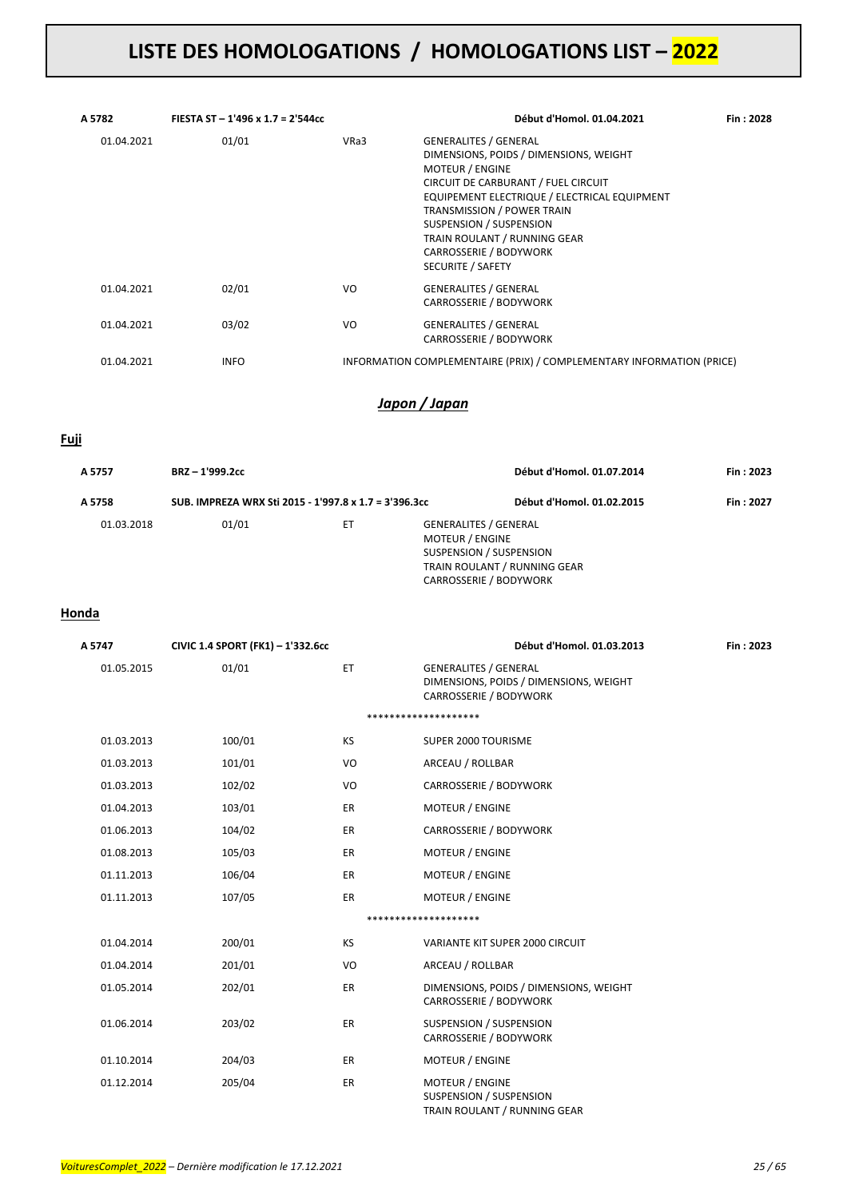# LISTE DES HOMOLOGATIONS / HOMOLOGATIONS LIST – 2022

| A 5782 | FIESTA ST – 1'496 x 1.7 = 2'544cc | | Début d'Homol. 01.04.2021 | Fin : 2028 |
|---|---|---|---|---|
| 01.04.2021 | 01/01 | VRa3 | GENERALITES / GENERAL<br>DIMENSIONS, POIDS / DIMENSIONS, WEIGHT<br>MOTEUR / ENGINE<br>CIRCUIT DE CARBURANT / FUEL CIRCUIT<br>EQUIPEMENT ELECTRIQUE / ELECTRICAL EQUIPMENT<br>TRANSMISSION / POWER TRAIN<br>SUSPENSION / SUSPENSION<br>TRAIN ROULANT / RUNNING GEAR<br>CARROSSERIE / BODYWORK<br>SECURITE / SAFETY | |
| 01.04.2021 | 02/01 | VO | GENERALITES / GENERAL<br>CARROSSERIE / BODYWORK | |
| 01.04.2021 | 03/02 | VO | GENERALITES / GENERAL<br>CARROSSERIE / BODYWORK | |
| 01.04.2021 | INFO | INFORMATION COMPLEMENTAIRE (PRIX) / COMPLEMENTARY INFORMATION (PRICE) | | |

## *Japon / Japan*

### Fuji

| A 5757 | BRZ – 1'999.2cc | | Début d'Homol. 01.07.2014 | Fin : 2023 |
|---|---|---|---|---|
| **A 5758** | **SUB. IMPREZA WRX Sti 2015 - 1'997.8 x 1.7 = 3'396.3cc** | | **Début d'Homol. 01.02.2015** | **Fin : 2027** |
| 01.03.2018 | 01/01 | ET | GENERALITES / GENERAL<br>MOTEUR / ENGINE<br>SUSPENSION / SUSPENSION<br>TRAIN ROULANT / RUNNING GEAR<br>CARROSSERIE / BODYWORK | |

### Honda

| A 5747 | CIVIC 1.4 SPORT (FK1) – 1'332.6cc | | Début d'Homol. 01.03.2013 | Fin : 2023 |
|---|---|---|---|---|
| 01.05.2015 | 01/01 | ET | GENERALITES / GENERAL<br>DIMENSIONS, POIDS / DIMENSIONS, WEIGHT<br>CARROSSERIE / BODYWORK | |
| | | ******************** | | |
| 01.03.2013 | 100/01 | KS | SUPER 2000 TOURISME | |
| 01.03.2013 | 101/01 | VO | ARCEAU / ROLLBAR | |
| 01.03.2013 | 102/02 | VO | CARROSSERIE / BODYWORK | |
| 01.04.2013 | 103/01 | ER | MOTEUR / ENGINE | |
| 01.06.2013 | 104/02 | ER | CARROSSERIE / BODYWORK | |
| 01.08.2013 | 105/03 | ER | MOTEUR / ENGINE | |
| 01.11.2013 | 106/04 | ER | MOTEUR / ENGINE | |
| 01.11.2013 | 107/05 | ER | MOTEUR / ENGINE | |
| | | ******************** | | |
| 01.04.2014 | 200/01 | KS | VARIANTE KIT SUPER 2000 CIRCUIT | |
| 01.04.2014 | 201/01 | VO | ARCEAU / ROLLBAR | |
| 01.05.2014 | 202/01 | ER | DIMENSIONS, POIDS / DIMENSIONS, WEIGHT<br>CARROSSERIE / BODYWORK | |
| 01.06.2014 | 203/02 | ER | SUSPENSION / SUSPENSION<br>CARROSSERIE / BODYWORK | |
| 01.10.2014 | 204/03 | ER | MOTEUR / ENGINE | |
| 01.12.2014 | 205/04 | ER | MOTEUR / ENGINE<br>SUSPENSION / SUSPENSION<br>TRAIN ROULANT / RUNNING GEAR | |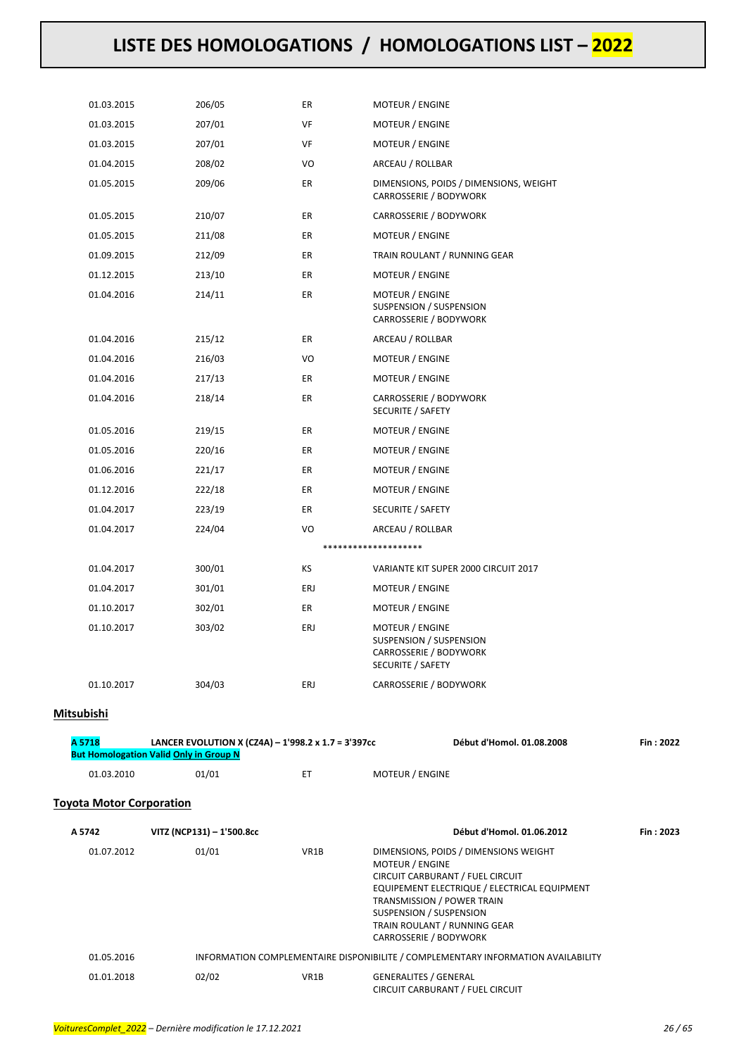| | | | |
|---|---|---|---|
| 01.03.2015 | 206/05 | ER | MOTEUR / ENGINE |
| 01.03.2015 | 207/01 | VF | MOTEUR / ENGINE |
| 01.03.2015 | 207/01 | VF | MOTEUR / ENGINE |
| 01.04.2015 | 208/02 | VO | ARCEAU / ROLLBAR |
| 01.05.2015 | 209/06 | ER | DIMENSIONS, POIDS / DIMENSIONS, WEIGHT<br>CARROSSERIE / BODYWORK |
| 01.05.2015 | 210/07 | ER | CARROSSERIE / BODYWORK |
| 01.05.2015 | 211/08 | ER | MOTEUR / ENGINE |
| 01.09.2015 | 212/09 | ER | TRAIN ROULANT / RUNNING GEAR |
| 01.12.2015 | 213/10 | ER | MOTEUR / ENGINE |
| 01.04.2016 | 214/11 | ER | MOTEUR / ENGINE<br>SUSPENSION / SUSPENSION<br>CARROSSERIE / BODYWORK |
| 01.04.2016 | 215/12 | ER | ARCEAU / ROLLBAR |
| 01.04.2016 | 216/03 | VO | MOTEUR / ENGINE |
| 01.04.2016 | 217/13 | ER | MOTEUR / ENGINE |
| 01.04.2016 | 218/14 | ER | CARROSSERIE / BODYWORK<br>SECURITE / SAFETY |
| 01.05.2016 | 219/15 | ER | MOTEUR / ENGINE |
| 01.05.2016 | 220/16 | ER | MOTEUR / ENGINE |
| 01.06.2016 | 221/17 | ER | MOTEUR / ENGINE |
| 01.12.2016 | 222/18 | ER | MOTEUR / ENGINE |
| 01.04.2017 | 223/19 | ER | SECURITE / SAFETY |
| 01.04.2017 | 224/04 | VO | ARCEAU / ROLLBAR |

********************

| | | | |
|---|---|---|---|
| 01.04.2017 | 300/01 | KS | VARIANTE KIT SUPER 2000 CIRCUIT 2017 |
| 01.04.2017 | 301/01 | ERJ | MOTEUR / ENGINE |
| 01.10.2017 | 302/01 | ER | MOTEUR / ENGINE |
| 01.10.2017 | 303/02 | ERJ | MOTEUR / ENGINE<br>SUSPENSION / SUSPENSION<br>CARROSSERIE / BODYWORK<br>SECURITE / SAFETY |
| 01.10.2017 | 304/03 | ERJ | CARROSSERIE / BODYWORK |

## Mitsubishi

**A 5718** **LANCER EVOLUTION X (CZ4A) – 1'998.2 x 1.7 = 3'397cc** **Début d'Homol. 01.08.2008** **Fin : 2022**
**But Homologation Valid Only in Group N**

| | | | |
|---|---|---|---|
| 01.03.2010 | 01/01 | ET | MOTEUR / ENGINE |

## Toyota Motor Corporation

**A 5742** **VITZ (NCP131) – 1'500.8cc** **Début d'Homol. 01.06.2012** **Fin : 2023**

| | | | |
|---|---|---|---|
| 01.07.2012 | 01/01 | VR1B | DIMENSIONS, POIDS / DIMENSIONS WEIGHT<br>MOTEUR / ENGINE<br>CIRCUIT CARBURANT / FUEL CIRCUIT<br>EQUIPEMENT ELECTRIQUE / ELECTRICAL EQUIPMENT<br>TRANSMISSION / POWER TRAIN<br>SUSPENSION / SUSPENSION<br>TRAIN ROULANT / RUNNING GEAR<br>CARROSSERIE / BODYWORK |
| 01.05.2016 | INFORMATION COMPLEMENTAIRE DISPONIBILITE / COMPLEMENTARY INFORMATION AVAILABILITY | | |
| 01.01.2018 | 02/02 | VR1B | GENERALITES / GENERAL<br>CIRCUIT CARBURANT / FUEL CIRCUIT |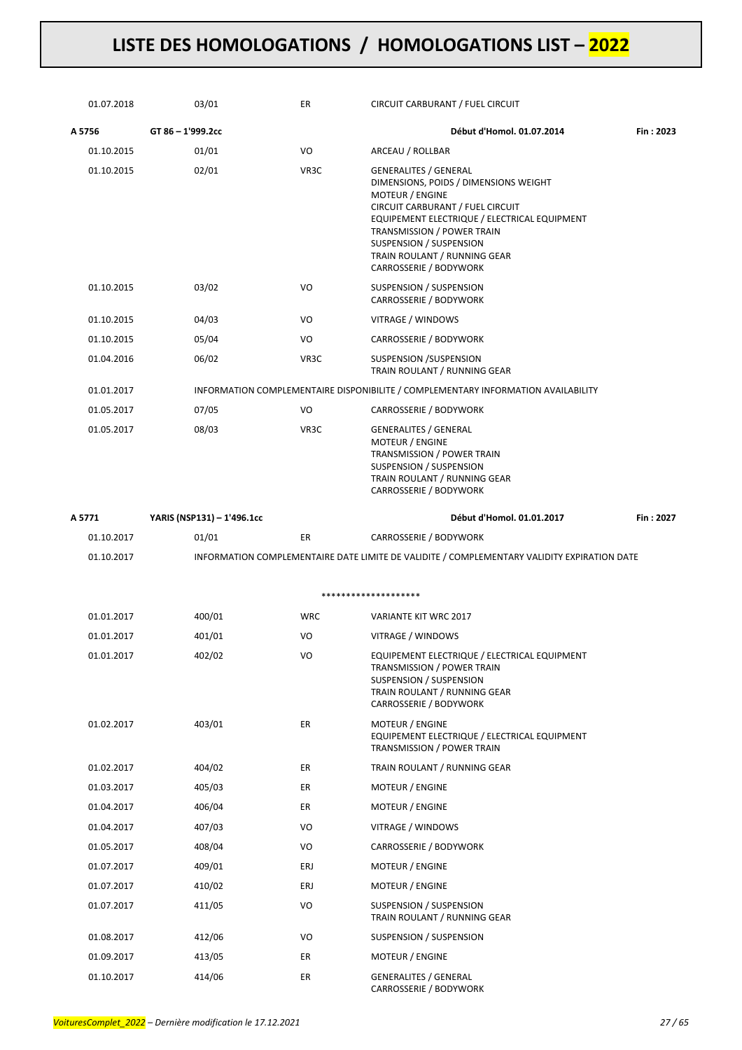# LISTE DES HOMOLOGATIONS / HOMOLOGATIONS LIST – 2022

| | | | | |
|---|---|---|---|---|
| 01.07.2018 | 03/01 | ER | CIRCUIT CARBURANT / FUEL CIRCUIT | |
| **A 5756** | **GT 86 – 1'999.2cc** | | **Début d'Homol. 01.07.2014** | **Fin : 2023** |
| 01.10.2015 | 01/01 | VO | ARCEAU / ROLLBAR | |
| 01.10.2015 | 02/01 | VR3C | GENERALITES / GENERAL<br>DIMENSIONS, POIDS / DIMENSIONS WEIGHT<br>MOTEUR / ENGINE<br>CIRCUIT CARBURANT / FUEL CIRCUIT<br>EQUIPEMENT ELECTRIQUE / ELECTRICAL EQUIPMENT<br>TRANSMISSION / POWER TRAIN<br>SUSPENSION / SUSPENSION<br>TRAIN ROULANT / RUNNING GEAR<br>CARROSSERIE / BODYWORK | |
| 01.10.2015 | 03/02 | VO | SUSPENSION / SUSPENSION<br>CARROSSERIE / BODYWORK | |
| 01.10.2015 | 04/03 | VO | VITRAGE / WINDOWS | |
| 01.10.2015 | 05/04 | VO | CARROSSERIE / BODYWORK | |
| 01.04.2016 | 06/02 | VR3C | SUSPENSION /SUSPENSION<br>TRAIN ROULANT / RUNNING GEAR | |
| 01.01.2017 | INFORMATION COMPLEMENTAIRE DISPONIBILITE / COMPLEMENTARY INFORMATION AVAILABILITY | | | |
| 01.05.2017 | 07/05 | VO | CARROSSERIE / BODYWORK | |
| 01.05.2017 | 08/03 | VR3C | GENERALITES / GENERAL<br>MOTEUR / ENGINE<br>TRANSMISSION / POWER TRAIN<br>SUSPENSION / SUSPENSION<br>TRAIN ROULANT / RUNNING GEAR<br>CARROSSERIE / BODYWORK | |
| **A 5771** | **YARIS (NSP131) – 1'496.1cc** | | **Début d'Homol. 01.01.2017** | **Fin : 2027** |
| 01.10.2017 | 01/01 | ER | CARROSSERIE / BODYWORK | |
| 01.10.2017 | INFORMATION COMPLEMENTAIRE DATE LIMITE DE VALIDITE / COMPLEMENTARY VALIDITY EXPIRATION DATE | | | |
| | | | ******************** | |
| 01.01.2017 | 400/01 | WRC | VARIANTE KIT WRC 2017 | |
| 01.01.2017 | 401/01 | VO | VITRAGE / WINDOWS | |
| 01.01.2017 | 402/02 | VO | EQUIPEMENT ELECTRIQUE / ELECTRICAL EQUIPMENT<br>TRANSMISSION / POWER TRAIN<br>SUSPENSION / SUSPENSION<br>TRAIN ROULANT / RUNNING GEAR<br>CARROSSERIE / BODYWORK | |
| 01.02.2017 | 403/01 | ER | MOTEUR / ENGINE<br>EQUIPEMENT ELECTRIQUE / ELECTRICAL EQUIPMENT<br>TRANSMISSION / POWER TRAIN | |
| 01.02.2017 | 404/02 | ER | TRAIN ROULANT / RUNNING GEAR | |
| 01.03.2017 | 405/03 | ER | MOTEUR / ENGINE | |
| 01.04.2017 | 406/04 | ER | MOTEUR / ENGINE | |
| 01.04.2017 | 407/03 | VO | VITRAGE / WINDOWS | |
| 01.05.2017 | 408/04 | VO | CARROSSERIE / BODYWORK | |
| 01.07.2017 | 409/01 | ERJ | MOTEUR / ENGINE | |
| 01.07.2017 | 410/02 | ERJ | MOTEUR / ENGINE | |
| 01.07.2017 | 411/05 | VO | SUSPENSION / SUSPENSION<br>TRAIN ROULANT / RUNNING GEAR | |
| 01.08.2017 | 412/06 | VO | SUSPENSION / SUSPENSION | |
| 01.09.2017 | 413/05 | ER | MOTEUR / ENGINE | |
| 01.10.2017 | 414/06 | ER | GENERALITES / GENERAL<br>CARROSSERIE / BODYWORK | |

*VoituresComplet_2022 – Dernière modification le 17.12.2021*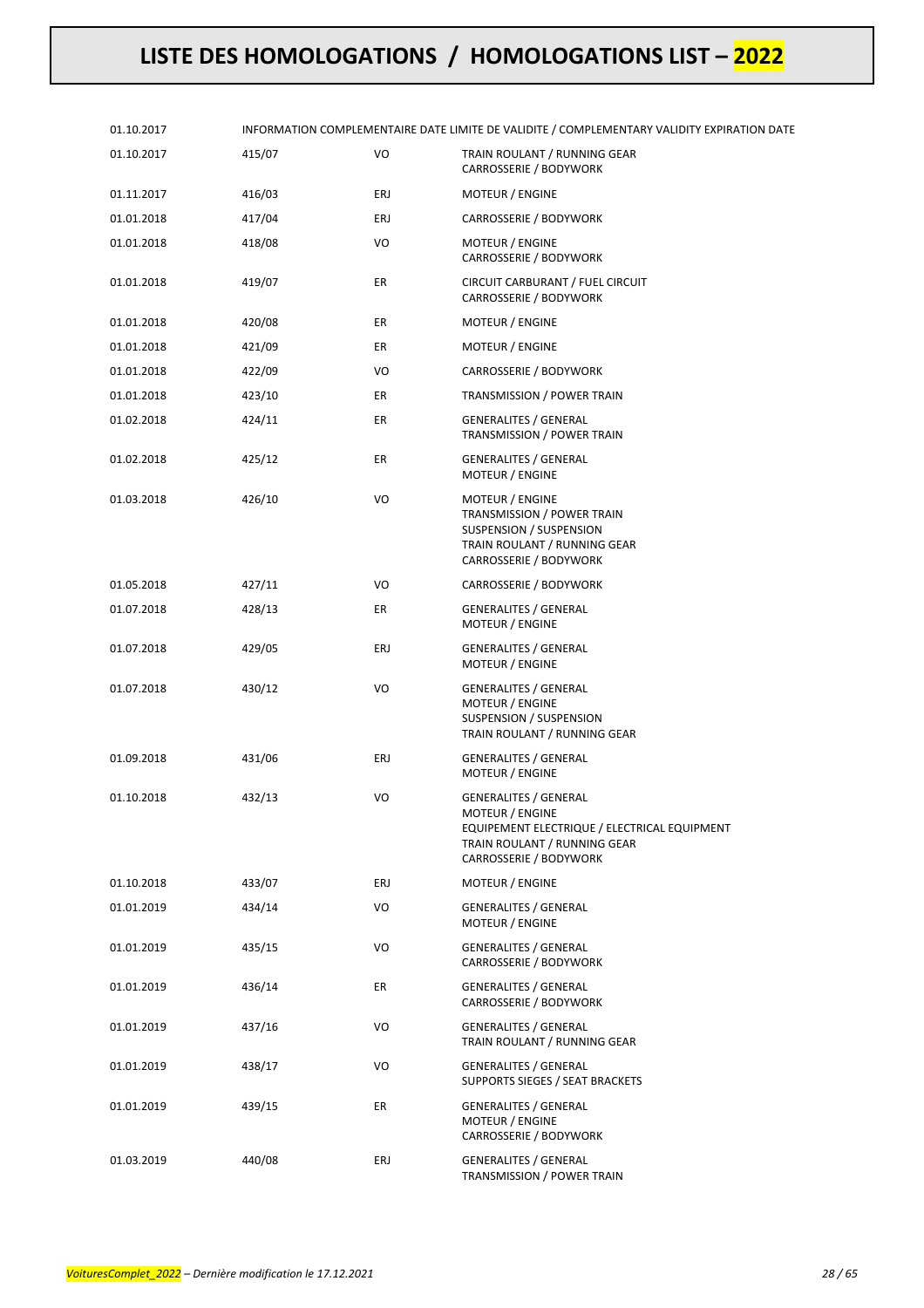# LISTE DES HOMOLOGATIONS / HOMOLOGATIONS LIST – 2022

| | | | |
|---|---|---|---|
| 01.10.2017 | INFORMATION COMPLEMENTAIRE DATE LIMITE DE VALIDITE / COMPLEMENTARY VALIDITY EXPIRATION DATE | | |
| 01.10.2017 | 415/07 | VO | TRAIN ROULANT / RUNNING GEAR<br>CARROSSERIE / BODYWORK |
| 01.11.2017 | 416/03 | ERJ | MOTEUR / ENGINE |
| 01.01.2018 | 417/04 | ERJ | CARROSSERIE / BODYWORK |
| 01.01.2018 | 418/08 | VO | MOTEUR / ENGINE<br>CARROSSERIE / BODYWORK |
| 01.01.2018 | 419/07 | ER | CIRCUIT CARBURANT / FUEL CIRCUIT<br>CARROSSERIE / BODYWORK |
| 01.01.2018 | 420/08 | ER | MOTEUR / ENGINE |
| 01.01.2018 | 421/09 | ER | MOTEUR / ENGINE |
| 01.01.2018 | 422/09 | VO | CARROSSERIE / BODYWORK |
| 01.01.2018 | 423/10 | ER | TRANSMISSION / POWER TRAIN |
| 01.02.2018 | 424/11 | ER | GENERALITES / GENERAL<br>TRANSMISSION / POWER TRAIN |
| 01.02.2018 | 425/12 | ER | GENERALITES / GENERAL<br>MOTEUR / ENGINE |
| 01.03.2018 | 426/10 | VO | MOTEUR / ENGINE<br>TRANSMISSION / POWER TRAIN<br>SUSPENSION / SUSPENSION<br>TRAIN ROULANT / RUNNING GEAR<br>CARROSSERIE / BODYWORK |
| 01.05.2018 | 427/11 | VO | CARROSSERIE / BODYWORK |
| 01.07.2018 | 428/13 | ER | GENERALITES / GENERAL<br>MOTEUR / ENGINE |
| 01.07.2018 | 429/05 | ERJ | GENERALITES / GENERAL<br>MOTEUR / ENGINE |
| 01.07.2018 | 430/12 | VO | GENERALITES / GENERAL<br>MOTEUR / ENGINE<br>SUSPENSION / SUSPENSION<br>TRAIN ROULANT / RUNNING GEAR |
| 01.09.2018 | 431/06 | ERJ | GENERALITES / GENERAL<br>MOTEUR / ENGINE |
| 01.10.2018 | 432/13 | VO | GENERALITES / GENERAL<br>MOTEUR / ENGINE<br>EQUIPEMENT ELECTRIQUE / ELECTRICAL EQUIPMENT<br>TRAIN ROULANT / RUNNING GEAR<br>CARROSSERIE / BODYWORK |
| 01.10.2018 | 433/07 | ERJ | MOTEUR / ENGINE |
| 01.01.2019 | 434/14 | VO | GENERALITES / GENERAL<br>MOTEUR / ENGINE |
| 01.01.2019 | 435/15 | VO | GENERALITES / GENERAL<br>CARROSSERIE / BODYWORK |
| 01.01.2019 | 436/14 | ER | GENERALITES / GENERAL<br>CARROSSERIE / BODYWORK |
| 01.01.2019 | 437/16 | VO | GENERALITES / GENERAL<br>TRAIN ROULANT / RUNNING GEAR |
| 01.01.2019 | 438/17 | VO | GENERALITES / GENERAL<br>SUPPORTS SIEGES / SEAT BRACKETS |
| 01.01.2019 | 439/15 | ER | GENERALITES / GENERAL<br>MOTEUR / ENGINE<br>CARROSSERIE / BODYWORK |
| 01.03.2019 | 440/08 | ERJ | GENERALITES / GENERAL<br>TRANSMISSION / POWER TRAIN |

*VoituresComplet_2022 – Dernière modification le 17.12.2021*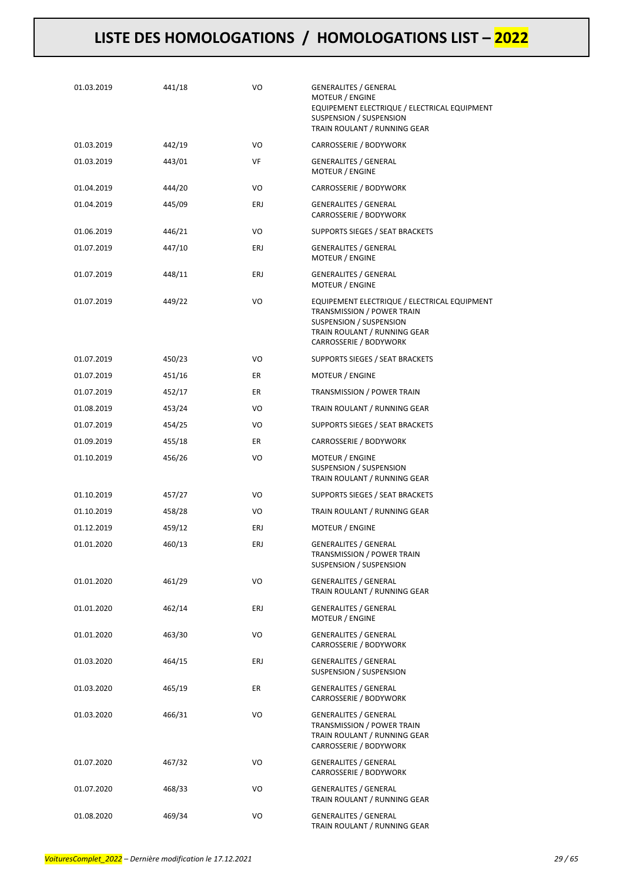# LISTE DES HOMOLOGATIONS / HOMOLOGATIONS LIST – 2022

| | | | |
|---|---|---|---|
| 01.03.2019 | 441/18 | VO | GENERALITES / GENERAL<br>MOTEUR / ENGINE<br>EQUIPEMENT ELECTRIQUE / ELECTRICAL EQUIPMENT<br>SUSPENSION / SUSPENSION<br>TRAIN ROULANT / RUNNING GEAR |
| 01.03.2019 | 442/19 | VO | CARROSSERIE / BODYWORK |
| 01.03.2019 | 443/01 | VF | GENERALITES / GENERAL<br>MOTEUR / ENGINE |
| 01.04.2019 | 444/20 | VO | CARROSSERIE / BODYWORK |
| 01.04.2019 | 445/09 | ERJ | GENERALITES / GENERAL<br>CARROSSERIE / BODYWORK |
| 01.06.2019 | 446/21 | VO | SUPPORTS SIEGES / SEAT BRACKETS |
| 01.07.2019 | 447/10 | ERJ | GENERALITES / GENERAL<br>MOTEUR / ENGINE |
| 01.07.2019 | 448/11 | ERJ | GENERALITES / GENERAL<br>MOTEUR / ENGINE |
| 01.07.2019 | 449/22 | VO | EQUIPEMENT ELECTRIQUE / ELECTRICAL EQUIPMENT<br>TRANSMISSION / POWER TRAIN<br>SUSPENSION / SUSPENSION<br>TRAIN ROULANT / RUNNING GEAR<br>CARROSSERIE / BODYWORK |
| 01.07.2019 | 450/23 | VO | SUPPORTS SIEGES / SEAT BRACKETS |
| 01.07.2019 | 451/16 | ER | MOTEUR / ENGINE |
| 01.07.2019 | 452/17 | ER | TRANSMISSION / POWER TRAIN |
| 01.08.2019 | 453/24 | VO | TRAIN ROULANT / RUNNING GEAR |
| 01.07.2019 | 454/25 | VO | SUPPORTS SIEGES / SEAT BRACKETS |
| 01.09.2019 | 455/18 | ER | CARROSSERIE / BODYWORK |
| 01.10.2019 | 456/26 | VO | MOTEUR / ENGINE<br>SUSPENSION / SUSPENSION<br>TRAIN ROULANT / RUNNING GEAR |
| 01.10.2019 | 457/27 | VO | SUPPORTS SIEGES / SEAT BRACKETS |
| 01.10.2019 | 458/28 | VO | TRAIN ROULANT / RUNNING GEAR |
| 01.12.2019 | 459/12 | ERJ | MOTEUR / ENGINE |
| 01.01.2020 | 460/13 | ERJ | GENERALITES / GENERAL<br>TRANSMISSION / POWER TRAIN<br>SUSPENSION / SUSPENSION |
| 01.01.2020 | 461/29 | VO | GENERALITES / GENERAL<br>TRAIN ROULANT / RUNNING GEAR |
| 01.01.2020 | 462/14 | ERJ | GENERALITES / GENERAL<br>MOTEUR / ENGINE |
| 01.01.2020 | 463/30 | VO | GENERALITES / GENERAL<br>CARROSSERIE / BODYWORK |
| 01.03.2020 | 464/15 | ERJ | GENERALITES / GENERAL<br>SUSPENSION / SUSPENSION |
| 01.03.2020 | 465/19 | ER | GENERALITES / GENERAL<br>CARROSSERIE / BODYWORK |
| 01.03.2020 | 466/31 | VO | GENERALITES / GENERAL<br>TRANSMISSION / POWER TRAIN<br>TRAIN ROULANT / RUNNING GEAR<br>CARROSSERIE / BODYWORK |
| 01.07.2020 | 467/32 | VO | GENERALITES / GENERAL<br>CARROSSERIE / BODYWORK |
| 01.07.2020 | 468/33 | VO | GENERALITES / GENERAL<br>TRAIN ROULANT / RUNNING GEAR |
| 01.08.2020 | 469/34 | VO | GENERALITES / GENERAL<br>TRAIN ROULANT / RUNNING GEAR |

*VoituresComplet_2022 – Dernière modification le 17.12.2021*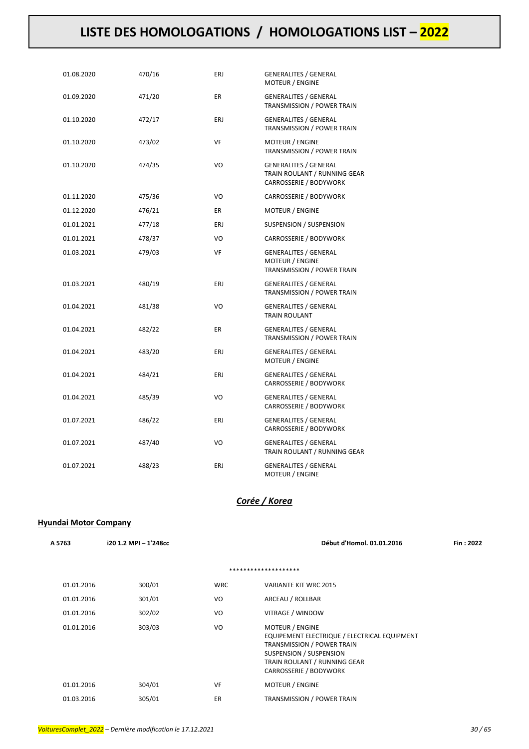| | | | |
|---|---|---|---|
| 01.08.2020 | 470/16 | ERJ | GENERALITES / GENERAL<br>MOTEUR / ENGINE |
| 01.09.2020 | 471/20 | ER | GENERALITES / GENERAL<br>TRANSMISSION / POWER TRAIN |
| 01.10.2020 | 472/17 | ERJ | GENERALITES / GENERAL<br>TRANSMISSION / POWER TRAIN |
| 01.10.2020 | 473/02 | VF | MOTEUR / ENGINE<br>TRANSMISSION / POWER TRAIN |
| 01.10.2020 | 474/35 | VO | GENERALITES / GENERAL<br>TRAIN ROULANT / RUNNING GEAR<br>CARROSSERIE / BODYWORK |
| 01.11.2020 | 475/36 | VO | CARROSSERIE / BODYWORK |
| 01.12.2020 | 476/21 | ER | MOTEUR / ENGINE |
| 01.01.2021 | 477/18 | ERJ | SUSPENSION / SUSPENSION |
| 01.01.2021 | 478/37 | VO | CARROSSERIE / BODYWORK |
| 01.03.2021 | 479/03 | VF | GENERALITES / GENERAL<br>MOTEUR / ENGINE<br>TRANSMISSION / POWER TRAIN |
| 01.03.2021 | 480/19 | ERJ | GENERALITES / GENERAL<br>TRANSMISSION / POWER TRAIN |
| 01.04.2021 | 481/38 | VO | GENERALITES / GENERAL<br>TRAIN ROULANT |
| 01.04.2021 | 482/22 | ER | GENERALITES / GENERAL<br>TRANSMISSION / POWER TRAIN |
| 01.04.2021 | 483/20 | ERJ | GENERALITES / GENERAL<br>MOTEUR / ENGINE |
| 01.04.2021 | 484/21 | ERJ | GENERALITES / GENERAL<br>CARROSSERIE / BODYWORK |
| 01.04.2021 | 485/39 | VO | GENERALITES / GENERAL<br>CARROSSERIE / BODYWORK |
| 01.07.2021 | 486/22 | ERJ | GENERALITES / GENERAL<br>CARROSSERIE / BODYWORK |
| 01.07.2021 | 487/40 | VO | GENERALITES / GENERAL<br>TRAIN ROULANT / RUNNING GEAR |
| 01.07.2021 | 488/23 | ERJ | GENERALITES / GENERAL<br>MOTEUR / ENGINE |

## *Corée / Korea*

**Hyundai Motor Company**

**A 5763** **i20 1.2 MPI – 1'248cc** **Début d'Homol. 01.01.2016** **Fin : 2022**

********************

| | | | |
|---|---|---|---|
| 01.01.2016 | 300/01 | WRC | VARIANTE KIT WRC 2015 |
| 01.01.2016 | 301/01 | VO | ARCEAU / ROLLBAR |
| 01.01.2016 | 302/02 | VO | VITRAGE / WINDOW |
| 01.01.2016 | 303/03 | VO | MOTEUR / ENGINE<br>EQUIPEMENT ELECTRIQUE / ELECTRICAL EQUIPMENT<br>TRANSMISSION / POWER TRAIN<br>SUSPENSION / SUSPENSION<br>TRAIN ROULANT / RUNNING GEAR<br>CARROSSERIE / BODYWORK |
| 01.01.2016 | 304/01 | VF | MOTEUR / ENGINE |
| 01.03.2016 | 305/01 | ER | TRANSMISSION / POWER TRAIN |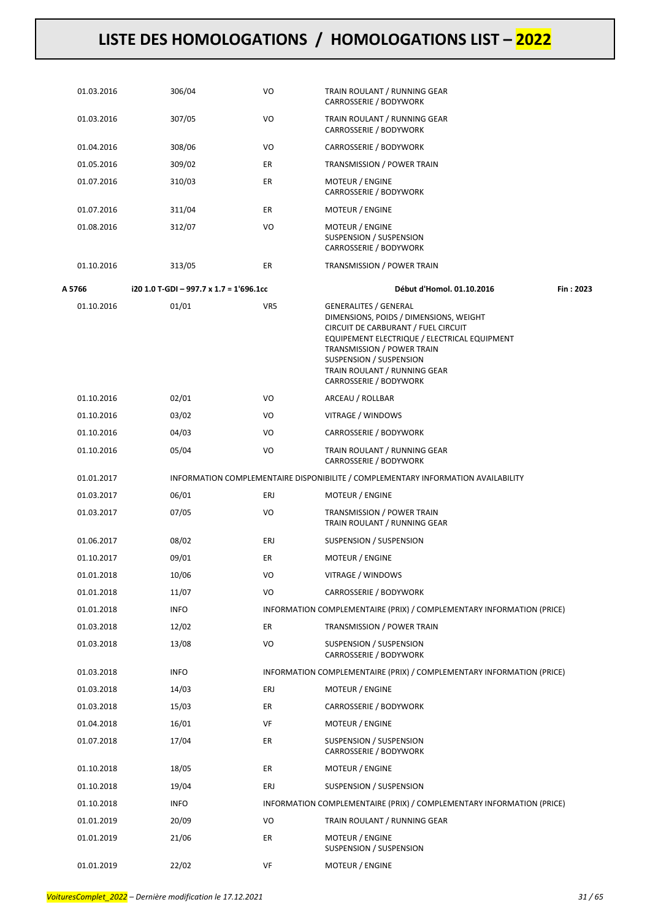# LISTE DES HOMOLOGATIONS / HOMOLOGATIONS LIST – 2022

| | | | | |
|---|---|---|---|---|
| 01.03.2016 | 306/04 | VO | TRAIN ROULANT / RUNNING GEAR<br>CARROSSERIE / BODYWORK | |
| 01.03.2016 | 307/05 | VO | TRAIN ROULANT / RUNNING GEAR<br>CARROSSERIE / BODYWORK | |
| 01.04.2016 | 308/06 | VO | CARROSSERIE / BODYWORK | |
| 01.05.2016 | 309/02 | ER | TRANSMISSION / POWER TRAIN | |
| 01.07.2016 | 310/03 | ER | MOTEUR / ENGINE<br>CARROSSERIE / BODYWORK | |
| 01.07.2016 | 311/04 | ER | MOTEUR / ENGINE | |
| 01.08.2016 | 312/07 | VO | MOTEUR / ENGINE<br>SUSPENSION / SUSPENSION<br>CARROSSERIE / BODYWORK | |
| 01.10.2016 | 313/05 | ER | TRANSMISSION / POWER TRAIN | |
| **A 5766** | **i20 1.0 T-GDI – 997.7 x 1.7 = 1'696.1cc** | | **Début d'Homol. 01.10.2016** | **Fin : 2023** |
| 01.10.2016 | 01/01 | VR5 | GENERALITES / GENERAL<br>DIMENSIONS, POIDS / DIMENSIONS, WEIGHT<br>CIRCUIT DE CARBURANT / FUEL CIRCUIT<br>EQUIPEMENT ELECTRIQUE / ELECTRICAL EQUIPMENT<br>TRANSMISSION / POWER TRAIN<br>SUSPENSION / SUSPENSION<br>TRAIN ROULANT / RUNNING GEAR<br>CARROSSERIE / BODYWORK | |
| 01.10.2016 | 02/01 | VO | ARCEAU / ROLLBAR | |
| 01.10.2016 | 03/02 | VO | VITRAGE / WINDOWS | |
| 01.10.2016 | 04/03 | VO | CARROSSERIE / BODYWORK | |
| 01.10.2016 | 05/04 | VO | TRAIN ROULANT / RUNNING GEAR<br>CARROSSERIE / BODYWORK | |
| 01.01.2017 | INFORMATION COMPLEMENTAIRE DISPONIBILITE / COMPLEMENTARY INFORMATION AVAILABILITY | | | |
| 01.03.2017 | 06/01 | ERJ | MOTEUR / ENGINE | |
| 01.03.2017 | 07/05 | VO | TRANSMISSION / POWER TRAIN<br>TRAIN ROULANT / RUNNING GEAR | |
| 01.06.2017 | 08/02 | ERJ | SUSPENSION / SUSPENSION | |
| 01.10.2017 | 09/01 | ER | MOTEUR / ENGINE | |
| 01.01.2018 | 10/06 | VO | VITRAGE / WINDOWS | |
| 01.01.2018 | 11/07 | VO | CARROSSERIE / BODYWORK | |
| 01.01.2018 | INFO | INFORMATION COMPLEMENTAIRE (PRIX) / COMPLEMENTARY INFORMATION (PRICE) | | |
| 01.03.2018 | 12/02 | ER | TRANSMISSION / POWER TRAIN | |
| 01.03.2018 | 13/08 | VO | SUSPENSION / SUSPENSION<br>CARROSSERIE / BODYWORK | |
| 01.03.2018 | INFO | INFORMATION COMPLEMENTAIRE (PRIX) / COMPLEMENTARY INFORMATION (PRICE) | | |
| 01.03.2018 | 14/03 | ERJ | MOTEUR / ENGINE | |
| 01.03.2018 | 15/03 | ER | CARROSSERIE / BODYWORK | |
| 01.04.2018 | 16/01 | VF | MOTEUR / ENGINE | |
| 01.07.2018 | 17/04 | ER | SUSPENSION / SUSPENSION<br>CARROSSERIE / BODYWORK | |
| 01.10.2018 | 18/05 | ER | MOTEUR / ENGINE | |
| 01.10.2018 | 19/04 | ERJ | SUSPENSION / SUSPENSION | |
| 01.10.2018 | INFO | INFORMATION COMPLEMENTAIRE (PRIX) / COMPLEMENTARY INFORMATION (PRICE) | | |
| 01.01.2019 | 20/09 | VO | TRAIN ROULANT / RUNNING GEAR | |
| 01.01.2019 | 21/06 | ER | MOTEUR / ENGINE<br>SUSPENSION / SUSPENSION | |
| 01.01.2019 | 22/02 | VF | MOTEUR / ENGINE | |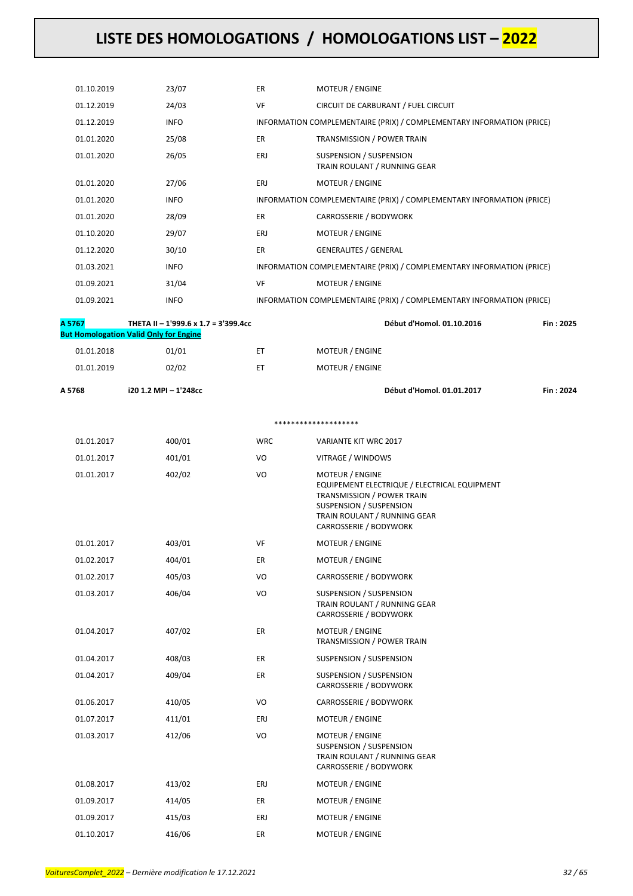# LISTE DES HOMOLOGATIONS / HOMOLOGATIONS LIST – 2022

| | | | |
|---|---|---|---|
| 01.10.2019 | 23/07 | ER | MOTEUR / ENGINE |
| 01.12.2019 | 24/03 | VF | CIRCUIT DE CARBURANT / FUEL CIRCUIT |
| 01.12.2019 | INFO | | INFORMATION COMPLEMENTAIRE (PRIX) / COMPLEMENTARY INFORMATION (PRICE) |
| 01.01.2020 | 25/08 | ER | TRANSMISSION / POWER TRAIN |
| 01.01.2020 | 26/05 | ERJ | SUSPENSION / SUSPENSION<br>TRAIN ROULANT / RUNNING GEAR |
| 01.01.2020 | 27/06 | ERJ | MOTEUR / ENGINE |
| 01.01.2020 | INFO | | INFORMATION COMPLEMENTAIRE (PRIX) / COMPLEMENTARY INFORMATION (PRICE) |
| 01.01.2020 | 28/09 | ER | CARROSSERIE / BODYWORK |
| 01.10.2020 | 29/07 | ERJ | MOTEUR / ENGINE |
| 01.12.2020 | 30/10 | ER | GENERALITES / GENERAL |
| 01.03.2021 | INFO | | INFORMATION COMPLEMENTAIRE (PRIX) / COMPLEMENTARY INFORMATION (PRICE) |
| 01.09.2021 | 31/04 | VF | MOTEUR / ENGINE |
| 01.09.2021 | INFO | | INFORMATION COMPLEMENTAIRE (PRIX) / COMPLEMENTARY INFORMATION (PRICE) |

**A 5767** **THETA II – 1'999.6 x 1.7 = 3'399.4cc** **Début d'Homol. 01.10.2016** **Fin : 2025**
**But Homologation Valid Only for Engine**

| | | | |
|---|---|---|---|
| 01.01.2018 | 01/01 | ET | MOTEUR / ENGINE |
| 01.01.2019 | 02/02 | ET | MOTEUR / ENGINE |

**A 5768** **i20 1.2 MPI – 1'248cc** **Début d'Homol. 01.01.2017** **Fin : 2024**

********************

| | | | |
|---|---|---|---|
| 01.01.2017 | 400/01 | WRC | VARIANTE KIT WRC 2017 |
| 01.01.2017 | 401/01 | VO | VITRAGE / WINDOWS |
| 01.01.2017 | 402/02 | VO | MOTEUR / ENGINE<br>EQUIPEMENT ELECTRIQUE / ELECTRICAL EQUIPMENT<br>TRANSMISSION / POWER TRAIN<br>SUSPENSION / SUSPENSION<br>TRAIN ROULANT / RUNNING GEAR<br>CARROSSERIE / BODYWORK |
| 01.01.2017 | 403/01 | VF | MOTEUR / ENGINE |
| 01.02.2017 | 404/01 | ER | MOTEUR / ENGINE |
| 01.02.2017 | 405/03 | VO | CARROSSERIE / BODYWORK |
| 01.03.2017 | 406/04 | VO | SUSPENSION / SUSPENSION<br>TRAIN ROULANT / RUNNING GEAR<br>CARROSSERIE / BODYWORK |
| 01.04.2017 | 407/02 | ER | MOTEUR / ENGINE<br>TRANSMISSION / POWER TRAIN |
| 01.04.2017 | 408/03 | ER | SUSPENSION / SUSPENSION |
| 01.04.2017 | 409/04 | ER | SUSPENSION / SUSPENSION<br>CARROSSERIE / BODYWORK |
| 01.06.2017 | 410/05 | VO | CARROSSERIE / BODYWORK |
| 01.07.2017 | 411/01 | ERJ | MOTEUR / ENGINE |
| 01.03.2017 | 412/06 | VO | MOTEUR / ENGINE<br>SUSPENSION / SUSPENSION<br>TRAIN ROULANT / RUNNING GEAR<br>CARROSSERIE / BODYWORK |
| 01.08.2017 | 413/02 | ERJ | MOTEUR / ENGINE |
| 01.09.2017 | 414/05 | ER | MOTEUR / ENGINE |
| 01.09.2017 | 415/03 | ERJ | MOTEUR / ENGINE |
| 01.10.2017 | 416/06 | ER | MOTEUR / ENGINE |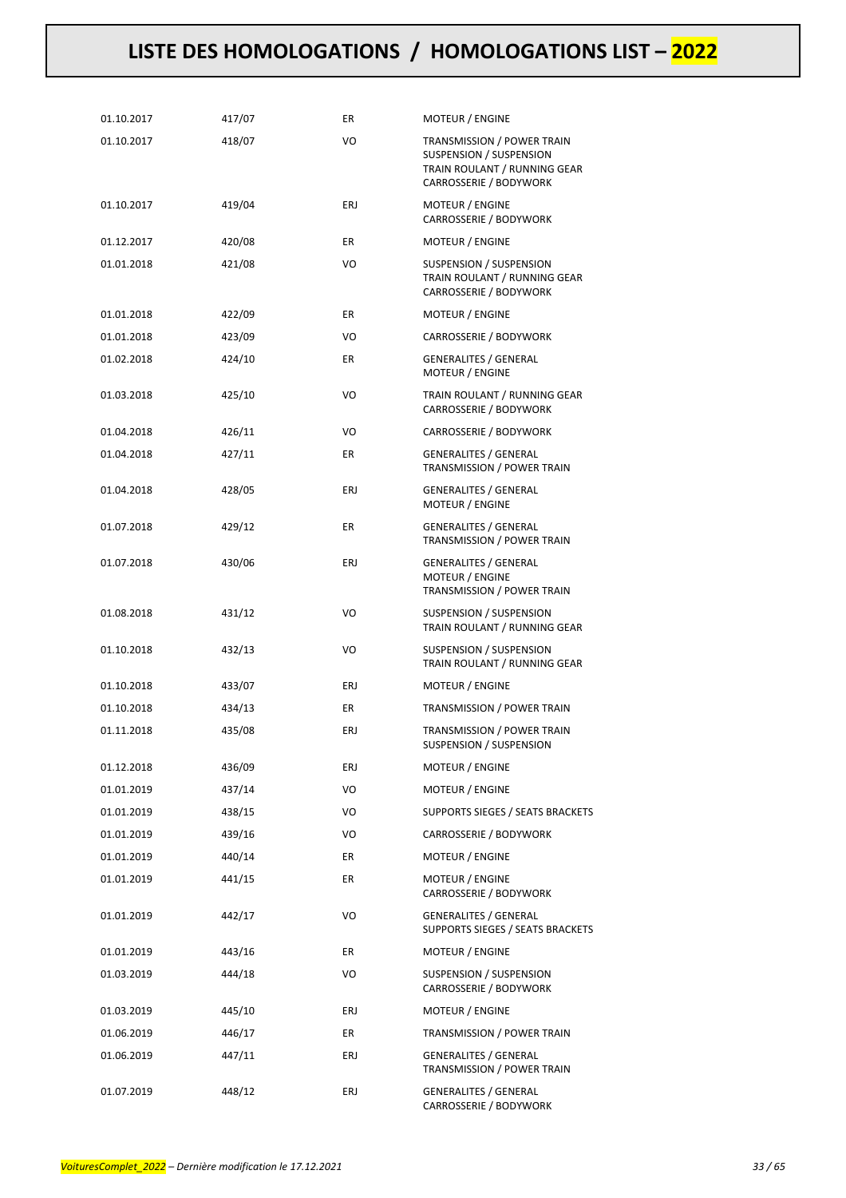# LISTE DES HOMOLOGATIONS / HOMOLOGATIONS LIST – 2022

| | | | |
|---|---|---|---|
| 01.10.2017 | 417/07 | ER | MOTEUR / ENGINE |
| 01.10.2017 | 418/07 | VO | TRANSMISSION / POWER TRAIN<br>SUSPENSION / SUSPENSION<br>TRAIN ROULANT / RUNNING GEAR<br>CARROSSERIE / BODYWORK |
| 01.10.2017 | 419/04 | ERJ | MOTEUR / ENGINE<br>CARROSSERIE / BODYWORK |
| 01.12.2017 | 420/08 | ER | MOTEUR / ENGINE |
| 01.01.2018 | 421/08 | VO | SUSPENSION / SUSPENSION<br>TRAIN ROULANT / RUNNING GEAR<br>CARROSSERIE / BODYWORK |
| 01.01.2018 | 422/09 | ER | MOTEUR / ENGINE |
| 01.01.2018 | 423/09 | VO | CARROSSERIE / BODYWORK |
| 01.02.2018 | 424/10 | ER | GENERALITES / GENERAL<br>MOTEUR / ENGINE |
| 01.03.2018 | 425/10 | VO | TRAIN ROULANT / RUNNING GEAR<br>CARROSSERIE / BODYWORK |
| 01.04.2018 | 426/11 | VO | CARROSSERIE / BODYWORK |
| 01.04.2018 | 427/11 | ER | GENERALITES / GENERAL<br>TRANSMISSION / POWER TRAIN |
| 01.04.2018 | 428/05 | ERJ | GENERALITES / GENERAL<br>MOTEUR / ENGINE |
| 01.07.2018 | 429/12 | ER | GENERALITES / GENERAL<br>TRANSMISSION / POWER TRAIN |
| 01.07.2018 | 430/06 | ERJ | GENERALITES / GENERAL<br>MOTEUR / ENGINE<br>TRANSMISSION / POWER TRAIN |
| 01.08.2018 | 431/12 | VO | SUSPENSION / SUSPENSION<br>TRAIN ROULANT / RUNNING GEAR |
| 01.10.2018 | 432/13 | VO | SUSPENSION / SUSPENSION<br>TRAIN ROULANT / RUNNING GEAR |
| 01.10.2018 | 433/07 | ERJ | MOTEUR / ENGINE |
| 01.10.2018 | 434/13 | ER | TRANSMISSION / POWER TRAIN |
| 01.11.2018 | 435/08 | ERJ | TRANSMISSION / POWER TRAIN<br>SUSPENSION / SUSPENSION |
| 01.12.2018 | 436/09 | ERJ | MOTEUR / ENGINE |
| 01.01.2019 | 437/14 | VO | MOTEUR / ENGINE |
| 01.01.2019 | 438/15 | VO | SUPPORTS SIEGES / SEATS BRACKETS |
| 01.01.2019 | 439/16 | VO | CARROSSERIE / BODYWORK |
| 01.01.2019 | 440/14 | ER | MOTEUR / ENGINE |
| 01.01.2019 | 441/15 | ER | MOTEUR / ENGINE<br>CARROSSERIE / BODYWORK |
| 01.01.2019 | 442/17 | VO | GENERALITES / GENERAL<br>SUPPORTS SIEGES / SEATS BRACKETS |
| 01.01.2019 | 443/16 | ER | MOTEUR / ENGINE |
| 01.03.2019 | 444/18 | VO | SUSPENSION / SUSPENSION<br>CARROSSERIE / BODYWORK |
| 01.03.2019 | 445/10 | ERJ | MOTEUR / ENGINE |
| 01.06.2019 | 446/17 | ER | TRANSMISSION / POWER TRAIN |
| 01.06.2019 | 447/11 | ERJ | GENERALITES / GENERAL<br>TRANSMISSION / POWER TRAIN |
| 01.07.2019 | 448/12 | ERJ | GENERALITES / GENERAL<br>CARROSSERIE / BODYWORK |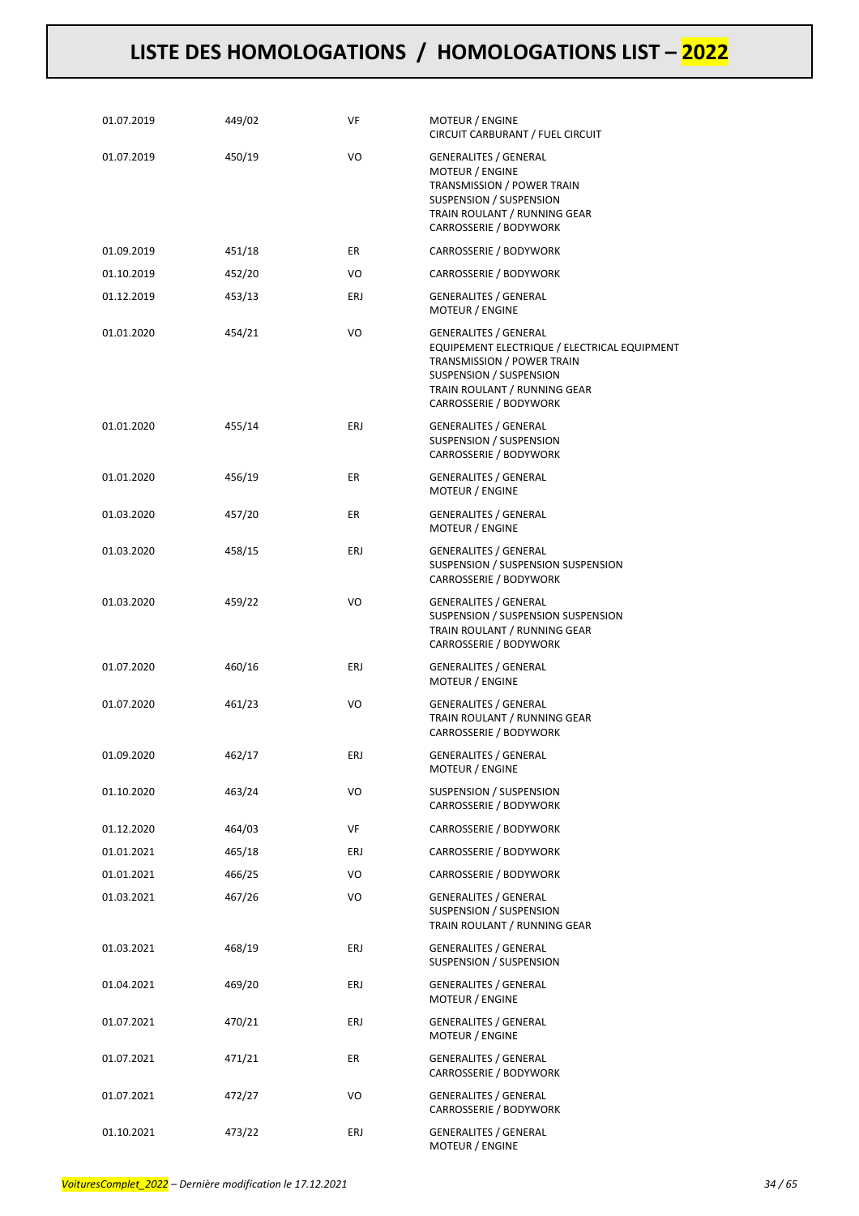# LISTE DES HOMOLOGATIONS / HOMOLOGATIONS LIST – 2022

| | | | |
|---|---|---|---|
| 01.07.2019 | 449/02 | VF | MOTEUR / ENGINE<br>CIRCUIT CARBURANT / FUEL CIRCUIT |
| 01.07.2019 | 450/19 | VO | GENERALITES / GENERAL<br>MOTEUR / ENGINE<br>TRANSMISSION / POWER TRAIN<br>SUSPENSION / SUSPENSION<br>TRAIN ROULANT / RUNNING GEAR<br>CARROSSERIE / BODYWORK |
| 01.09.2019 | 451/18 | ER | CARROSSERIE / BODYWORK |
| 01.10.2019 | 452/20 | VO | CARROSSERIE / BODYWORK |
| 01.12.2019 | 453/13 | ERJ | GENERALITES / GENERAL<br>MOTEUR / ENGINE |
| 01.01.2020 | 454/21 | VO | GENERALITES / GENERAL<br>EQUIPEMENT ELECTRIQUE / ELECTRICAL EQUIPMENT<br>TRANSMISSION / POWER TRAIN<br>SUSPENSION / SUSPENSION<br>TRAIN ROULANT / RUNNING GEAR<br>CARROSSERIE / BODYWORK |
| 01.01.2020 | 455/14 | ERJ | GENERALITES / GENERAL<br>SUSPENSION / SUSPENSION<br>CARROSSERIE / BODYWORK |
| 01.01.2020 | 456/19 | ER | GENERALITES / GENERAL<br>MOTEUR / ENGINE |
| 01.03.2020 | 457/20 | ER | GENERALITES / GENERAL<br>MOTEUR / ENGINE |
| 01.03.2020 | 458/15 | ERJ | GENERALITES / GENERAL<br>SUSPENSION / SUSPENSION SUSPENSION<br>CARROSSERIE / BODYWORK |
| 01.03.2020 | 459/22 | VO | GENERALITES / GENERAL<br>SUSPENSION / SUSPENSION SUSPENSION<br>TRAIN ROULANT / RUNNING GEAR<br>CARROSSERIE / BODYWORK |
| 01.07.2020 | 460/16 | ERJ | GENERALITES / GENERAL<br>MOTEUR / ENGINE |
| 01.07.2020 | 461/23 | VO | GENERALITES / GENERAL<br>TRAIN ROULANT / RUNNING GEAR<br>CARROSSERIE / BODYWORK |
| 01.09.2020 | 462/17 | ERJ | GENERALITES / GENERAL<br>MOTEUR / ENGINE |
| 01.10.2020 | 463/24 | VO | SUSPENSION / SUSPENSION<br>CARROSSERIE / BODYWORK |
| 01.12.2020 | 464/03 | VF | CARROSSERIE / BODYWORK |
| 01.01.2021 | 465/18 | ERJ | CARROSSERIE / BODYWORK |
| 01.01.2021 | 466/25 | VO | CARROSSERIE / BODYWORK |
| 01.03.2021 | 467/26 | VO | GENERALITES / GENERAL<br>SUSPENSION / SUSPENSION<br>TRAIN ROULANT / RUNNING GEAR |
| 01.03.2021 | 468/19 | ERJ | GENERALITES / GENERAL<br>SUSPENSION / SUSPENSION |
| 01.04.2021 | 469/20 | ERJ | GENERALITES / GENERAL<br>MOTEUR / ENGINE |
| 01.07.2021 | 470/21 | ERJ | GENERALITES / GENERAL<br>MOTEUR / ENGINE |
| 01.07.2021 | 471/21 | ER | GENERALITES / GENERAL<br>CARROSSERIE / BODYWORK |
| 01.07.2021 | 472/27 | VO | GENERALITES / GENERAL<br>CARROSSERIE / BODYWORK |
| 01.10.2021 | 473/22 | ERJ | GENERALITES / GENERAL<br>MOTEUR / ENGINE |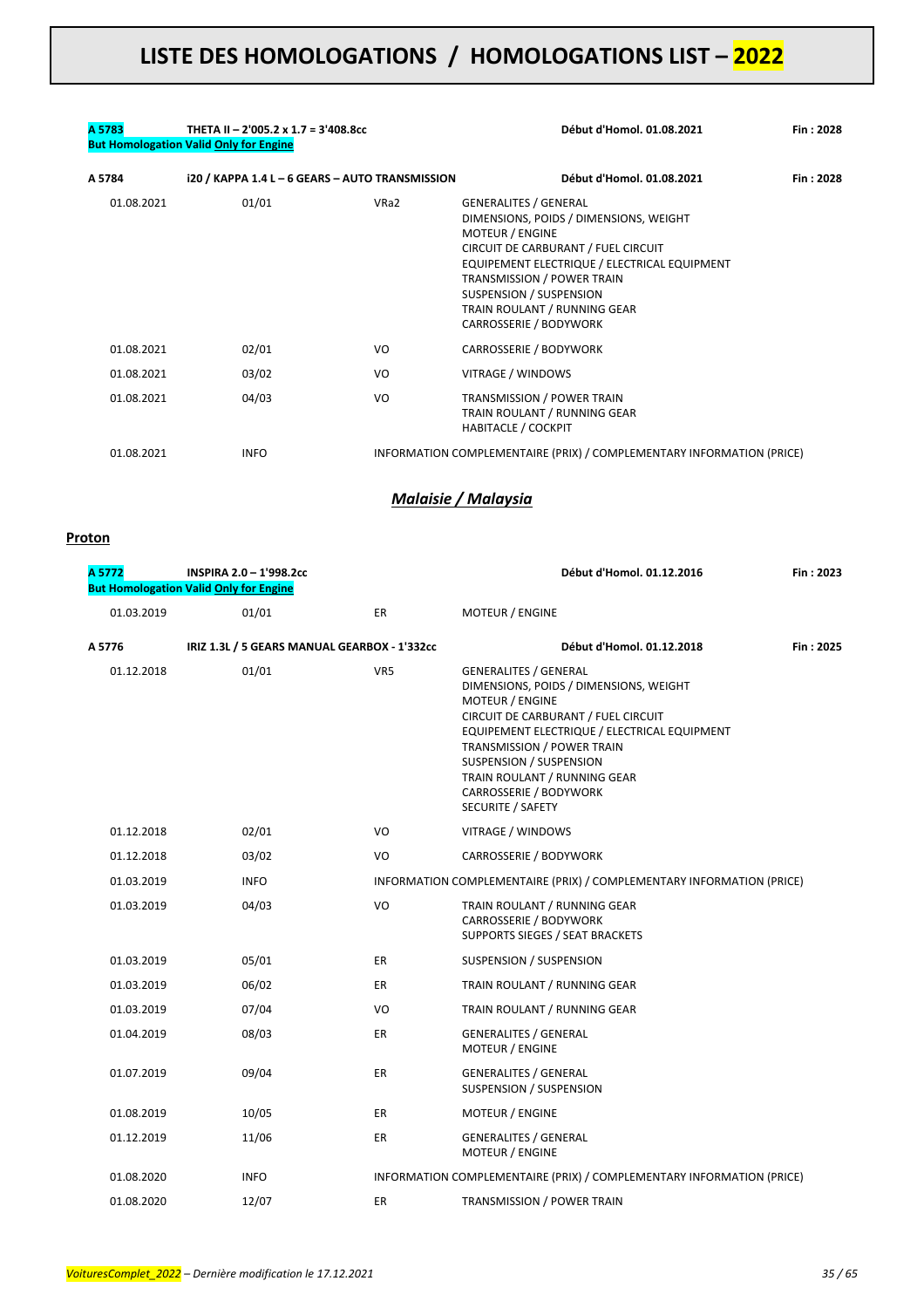# LISTE DES HOMOLOGATIONS / HOMOLOGATIONS LIST – 2022

| | | | | |
|---|---|---|---|---|
| **A 5783** | **THETA II – 2'005.2 x 1.7 = 3'408.8cc** | | **Début d'Homol. 01.08.2021** | **Fin : 2028** |
| **But Homologation Valid Only for Engine** | | | | |

| | | | | |
|---|---|---|---|---|
| **A 5784** | **i20 / KAPPA 1.4 L – 6 GEARS – AUTO TRANSMISSION** | | **Début d'Homol. 01.08.2021** | **Fin : 2028** |
| 01.08.2021 | 01/01 | VRa2 | GENERALITES / GENERAL<br>DIMENSIONS, POIDS / DIMENSIONS, WEIGHT<br>MOTEUR / ENGINE<br>CIRCUIT DE CARBURANT / FUEL CIRCUIT<br>EQUIPEMENT ELECTRIQUE / ELECTRICAL EQUIPMENT<br>TRANSMISSION / POWER TRAIN<br>SUSPENSION / SUSPENSION<br>TRAIN ROULANT / RUNNING GEAR<br>CARROSSERIE / BODYWORK | |
| 01.08.2021 | 02/01 | VO | CARROSSERIE / BODYWORK | |
| 01.08.2021 | 03/02 | VO | VITRAGE / WINDOWS | |
| 01.08.2021 | 04/03 | VO | TRANSMISSION / POWER TRAIN<br>TRAIN ROULANT / RUNNING GEAR<br>HABITACLE / COCKPIT | |
| 01.08.2021 | INFO | | INFORMATION COMPLEMENTAIRE (PRIX) / COMPLEMENTARY INFORMATION (PRICE) | |

## *Malaisie / Malaysia*

### Proton

| | | | | |
|---|---|---|---|---|
| **A 5772** | **INSPIRA 2.0 – 1'998.2cc** | | **Début d'Homol. 01.12.2016** | **Fin : 2023** |
| **But Homologation Valid Only for Engine** | | | | |
| 01.03.2019 | 01/01 | ER | MOTEUR / ENGINE | |

| | | | | |
|---|---|---|---|---|
| **A 5776** | **IRIZ 1.3L / 5 GEARS MANUAL GEARBOX - 1'332cc** | | **Début d'Homol. 01.12.2018** | **Fin : 2025** |
| 01.12.2018 | 01/01 | VR5 | GENERALITES / GENERAL<br>DIMENSIONS, POIDS / DIMENSIONS, WEIGHT<br>MOTEUR / ENGINE<br>CIRCUIT DE CARBURANT / FUEL CIRCUIT<br>EQUIPEMENT ELECTRIQUE / ELECTRICAL EQUIPMENT<br>TRANSMISSION / POWER TRAIN<br>SUSPENSION / SUSPENSION<br>TRAIN ROULANT / RUNNING GEAR<br>CARROSSERIE / BODYWORK<br>SECURITE / SAFETY | |
| 01.12.2018 | 02/01 | VO | VITRAGE / WINDOWS | |
| 01.12.2018 | 03/02 | VO | CARROSSERIE / BODYWORK | |
| 01.03.2019 | INFO | | INFORMATION COMPLEMENTAIRE (PRIX) / COMPLEMENTARY INFORMATION (PRICE) | |
| 01.03.2019 | 04/03 | VO | TRAIN ROULANT / RUNNING GEAR<br>CARROSSERIE / BODYWORK<br>SUPPORTS SIEGES / SEAT BRACKETS | |
| 01.03.2019 | 05/01 | ER | SUSPENSION / SUSPENSION | |
| 01.03.2019 | 06/02 | ER | TRAIN ROULANT / RUNNING GEAR | |
| 01.03.2019 | 07/04 | VO | TRAIN ROULANT / RUNNING GEAR | |
| 01.04.2019 | 08/03 | ER | GENERALITES / GENERAL<br>MOTEUR / ENGINE | |
| 01.07.2019 | 09/04 | ER | GENERALITES / GENERAL<br>SUSPENSION / SUSPENSION | |
| 01.08.2019 | 10/05 | ER | MOTEUR / ENGINE | |
| 01.12.2019 | 11/06 | ER | GENERALITES / GENERAL<br>MOTEUR / ENGINE | |
| 01.08.2020 | INFO | | INFORMATION COMPLEMENTAIRE (PRIX) / COMPLEMENTARY INFORMATION (PRICE) | |
| 01.08.2020 | 12/07 | ER | TRANSMISSION / POWER TRAIN | |

*VoituresComplet_2022 – Dernière modification le 17.12.2021*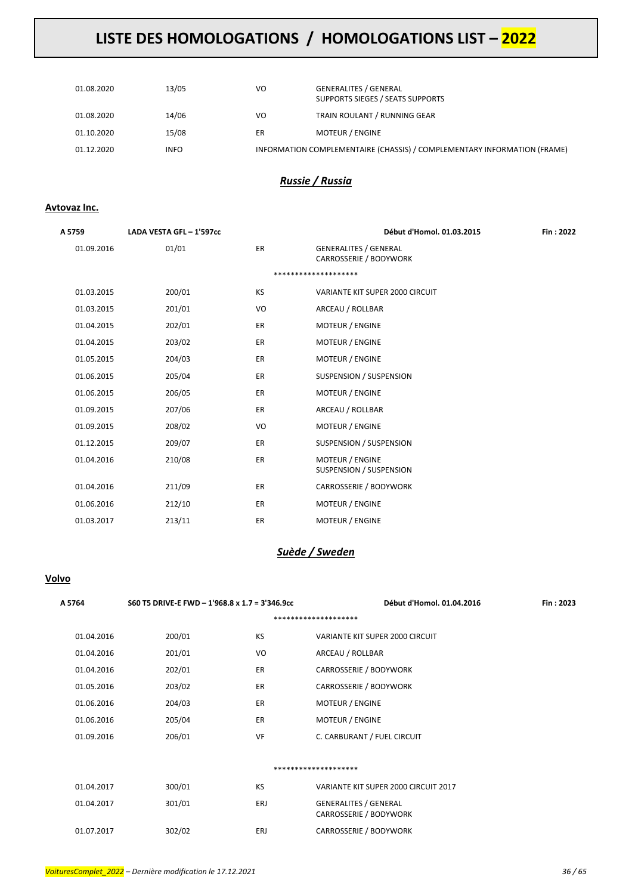| | | | |
|---|---|---|---|
| 01.08.2020 | 13/05 | VO | GENERALITES / GENERAL<br>SUPPORTS SIEGES / SEATS SUPPORTS |
| 01.08.2020 | 14/06 | VO | TRAIN ROULANT / RUNNING GEAR |
| 01.10.2020 | 15/08 | ER | MOTEUR / ENGINE |
| 01.12.2020 | INFO | | INFORMATION COMPLEMENTAIRE (CHASSIS) / COMPLEMENTARY INFORMATION (FRAME) |

## *Russie / Russia*

### Avtovaz Inc.

| A 5759 | LADA VESTA GFL – 1'597cc | | Début d'Homol. 01.03.2015 | Fin : 2022 |
|---|---|---|---|---|
| 01.09.2016 | 01/01 | ER | GENERALITES / GENERAL<br>CARROSSERIE / BODYWORK | |
| | | | ******************** | |
| 01.03.2015 | 200/01 | KS | VARIANTE KIT SUPER 2000 CIRCUIT | |
| 01.03.2015 | 201/01 | VO | ARCEAU / ROLLBAR | |
| 01.04.2015 | 202/01 | ER | MOTEUR / ENGINE | |
| 01.04.2015 | 203/02 | ER | MOTEUR / ENGINE | |
| 01.05.2015 | 204/03 | ER | MOTEUR / ENGINE | |
| 01.06.2015 | 205/04 | ER | SUSPENSION / SUSPENSION | |
| 01.06.2015 | 206/05 | ER | MOTEUR / ENGINE | |
| 01.09.2015 | 207/06 | ER | ARCEAU / ROLLBAR | |
| 01.09.2015 | 208/02 | VO | MOTEUR / ENGINE | |
| 01.12.2015 | 209/07 | ER | SUSPENSION / SUSPENSION | |
| 01.04.2016 | 210/08 | ER | MOTEUR / ENGINE<br>SUSPENSION / SUSPENSION | |
| 01.04.2016 | 211/09 | ER | CARROSSERIE / BODYWORK | |
| 01.06.2016 | 212/10 | ER | MOTEUR / ENGINE | |
| 01.03.2017 | 213/11 | ER | MOTEUR / ENGINE | |

## *Suède / Sweden*

### Volvo

| A 5764 | S60 T5 DRIVE-E FWD – 1'968.8 x 1.7 = 3'346.9cc | | Début d'Homol. 01.04.2016 | Fin : 2023 |
|---|---|---|---|---|
| | | | ******************** | |
| 01.04.2016 | 200/01 | KS | VARIANTE KIT SUPER 2000 CIRCUIT | |
| 01.04.2016 | 201/01 | VO | ARCEAU / ROLLBAR | |
| 01.04.2016 | 202/01 | ER | CARROSSERIE / BODYWORK | |
| 01.05.2016 | 203/02 | ER | CARROSSERIE / BODYWORK | |
| 01.06.2016 | 204/03 | ER | MOTEUR / ENGINE | |
| 01.06.2016 | 205/04 | ER | MOTEUR / ENGINE | |
| 01.09.2016 | 206/01 | VF | C. CARBURANT / FUEL CIRCUIT | |
| | | | ******************** | |
| 01.04.2017 | 300/01 | KS | VARIANTE KIT SUPER 2000 CIRCUIT 2017 | |
| 01.04.2017 | 301/01 | ERJ | GENERALITES / GENERAL<br>CARROSSERIE / BODYWORK | |
| 01.07.2017 | 302/02 | ERJ | CARROSSERIE / BODYWORK | |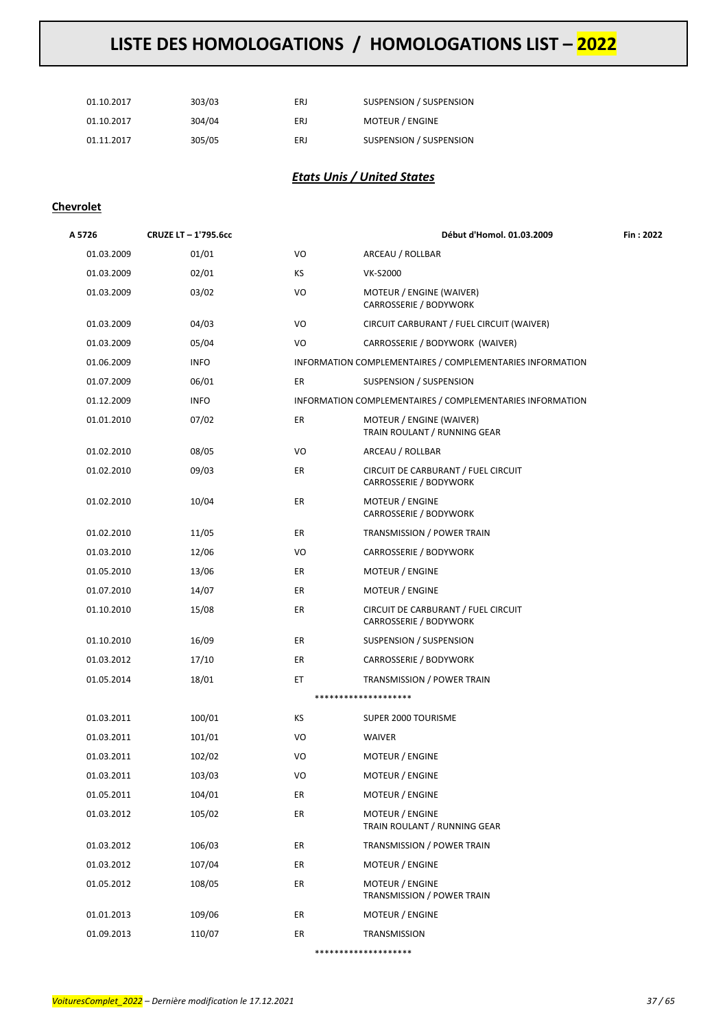| | | | |
|---|---|---|---|
| 01.10.2017 | 303/03 | ERJ | SUSPENSION / SUSPENSION |
| 01.10.2017 | 304/04 | ERJ | MOTEUR / ENGINE |
| 01.11.2017 | 305/05 | ERJ | SUSPENSION / SUSPENSION |

## *Etats Unis / United States*

### Chevrolet

| A 5726 | CRUZE LT – 1'795.6cc | | Début d'Homol. 01.03.2009 | Fin : 2022 |
|---|---|---|---|---|
| 01.03.2009 | 01/01 | VO | ARCEAU / ROLLBAR | |
| 01.03.2009 | 02/01 | KS | VK-S2000 | |
| 01.03.2009 | 03/02 | VO | MOTEUR / ENGINE (WAIVER)<br>CARROSSERIE / BODYWORK | |
| 01.03.2009 | 04/03 | VO | CIRCUIT CARBURANT / FUEL CIRCUIT (WAIVER) | |
| 01.03.2009 | 05/04 | VO | CARROSSERIE / BODYWORK (WAIVER) | |
| 01.06.2009 | INFO | | INFORMATION COMPLEMENTAIRES / COMPLEMENTARIES INFORMATION | |
| 01.07.2009 | 06/01 | ER | SUSPENSION / SUSPENSION | |
| 01.12.2009 | INFO | | INFORMATION COMPLEMENTAIRES / COMPLEMENTARIES INFORMATION | |
| 01.01.2010 | 07/02 | ER | MOTEUR / ENGINE (WAIVER)<br>TRAIN ROULANT / RUNNING GEAR | |
| 01.02.2010 | 08/05 | VO | ARCEAU / ROLLBAR | |
| 01.02.2010 | 09/03 | ER | CIRCUIT DE CARBURANT / FUEL CIRCUIT<br>CARROSSERIE / BODYWORK | |
| 01.02.2010 | 10/04 | ER | MOTEUR / ENGINE<br>CARROSSERIE / BODYWORK | |
| 01.02.2010 | 11/05 | ER | TRANSMISSION / POWER TRAIN | |
| 01.03.2010 | 12/06 | VO | CARROSSERIE / BODYWORK | |
| 01.05.2010 | 13/06 | ER | MOTEUR / ENGINE | |
| 01.07.2010 | 14/07 | ER | MOTEUR / ENGINE | |
| 01.10.2010 | 15/08 | ER | CIRCUIT DE CARBURANT / FUEL CIRCUIT<br>CARROSSERIE / BODYWORK | |
| 01.10.2010 | 16/09 | ER | SUSPENSION / SUSPENSION | |
| 01.03.2012 | 17/10 | ER | CARROSSERIE / BODYWORK | |
| 01.05.2014 | 18/01 | ET | TRANSMISSION / POWER TRAIN | |
| | | | ******************** | |
| 01.03.2011 | 100/01 | KS | SUPER 2000 TOURISME | |
| 01.03.2011 | 101/01 | VO | WAIVER | |
| 01.03.2011 | 102/02 | VO | MOTEUR / ENGINE | |
| 01.03.2011 | 103/03 | VO | MOTEUR / ENGINE | |
| 01.05.2011 | 104/01 | ER | MOTEUR / ENGINE | |
| 01.03.2012 | 105/02 | ER | MOTEUR / ENGINE<br>TRAIN ROULANT / RUNNING GEAR | |
| 01.03.2012 | 106/03 | ER | TRANSMISSION / POWER TRAIN | |
| 01.03.2012 | 107/04 | ER | MOTEUR / ENGINE | |
| 01.05.2012 | 108/05 | ER | MOTEUR / ENGINE<br>TRANSMISSION / POWER TRAIN | |
| 01.01.2013 | 109/06 | ER | MOTEUR / ENGINE | |
| 01.09.2013 | 110/07 | ER | TRANSMISSION | |
| | | | ******************** | |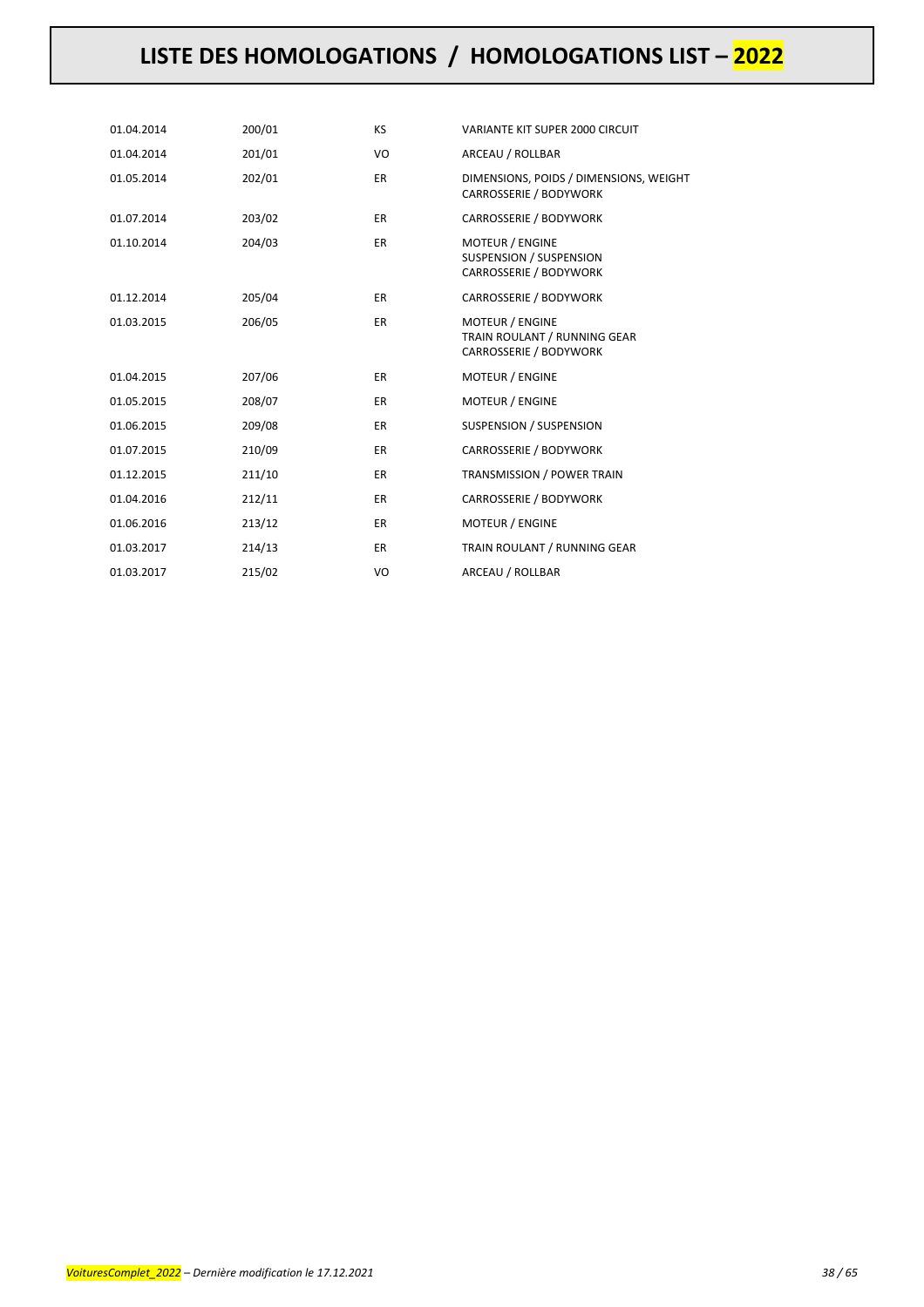# LISTE DES HOMOLOGATIONS / HOMOLOGATIONS LIST – 2022

| | | | |
|---|---|---|---|
| 01.04.2014 | 200/01 | KS | VARIANTE KIT SUPER 2000 CIRCUIT |
| 01.04.2014 | 201/01 | VO | ARCEAU / ROLLBAR |
| 01.05.2014 | 202/01 | ER | DIMENSIONS, POIDS / DIMENSIONS, WEIGHT<br>CARROSSERIE / BODYWORK |
| 01.07.2014 | 203/02 | ER | CARROSSERIE / BODYWORK |
| 01.10.2014 | 204/03 | ER | MOTEUR / ENGINE<br>SUSPENSION / SUSPENSION<br>CARROSSERIE / BODYWORK |
| 01.12.2014 | 205/04 | ER | CARROSSERIE / BODYWORK |
| 01.03.2015 | 206/05 | ER | MOTEUR / ENGINE<br>TRAIN ROULANT / RUNNING GEAR<br>CARROSSERIE / BODYWORK |
| 01.04.2015 | 207/06 | ER | MOTEUR / ENGINE |
| 01.05.2015 | 208/07 | ER | MOTEUR / ENGINE |
| 01.06.2015 | 209/08 | ER | SUSPENSION / SUSPENSION |
| 01.07.2015 | 210/09 | ER | CARROSSERIE / BODYWORK |
| 01.12.2015 | 211/10 | ER | TRANSMISSION / POWER TRAIN |
| 01.04.2016 | 212/11 | ER | CARROSSERIE / BODYWORK |
| 01.06.2016 | 213/12 | ER | MOTEUR / ENGINE |
| 01.03.2017 | 214/13 | ER | TRAIN ROULANT / RUNNING GEAR |
| 01.03.2017 | 215/02 | VO | ARCEAU / ROLLBAR |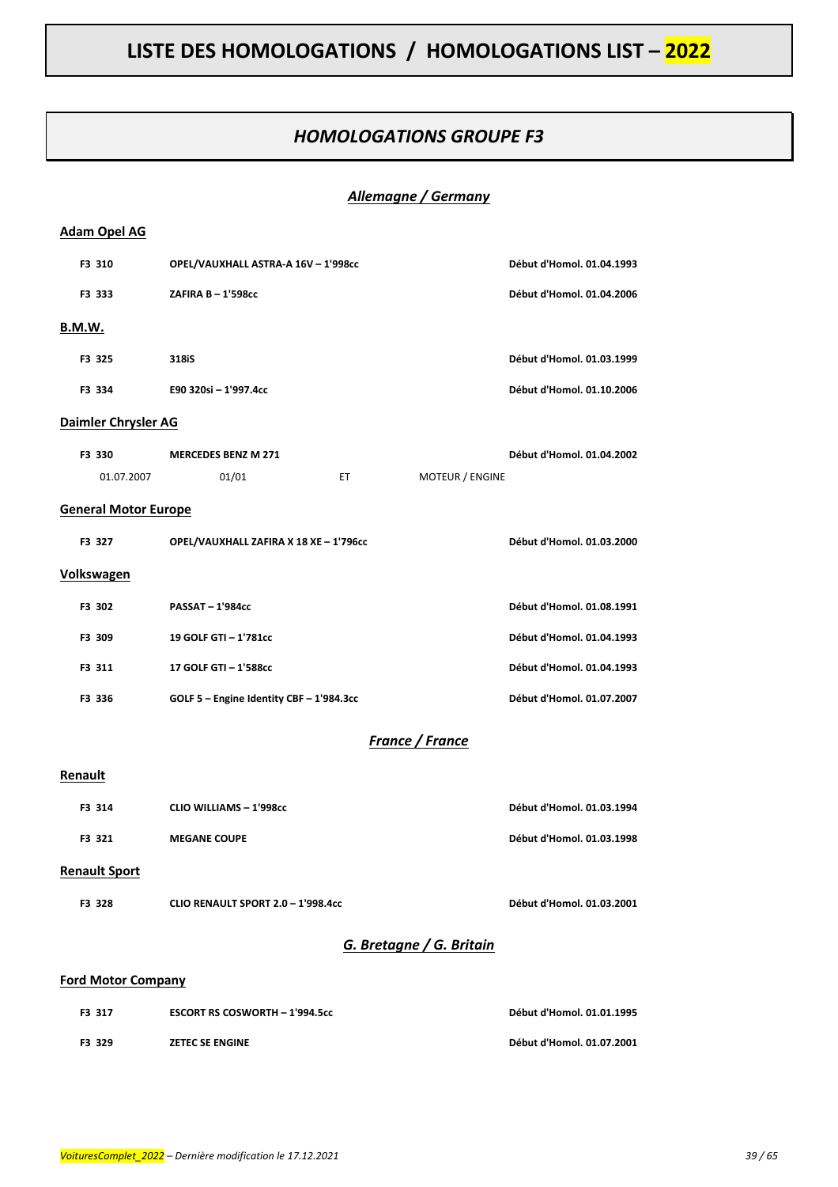# LISTE DES HOMOLOGATIONS / HOMOLOGATIONS LIST – 2022

## *HOMOLOGATIONS GROUPE F3*

### *Allemagne / Germany*

**Adam Opel AG**

| | | | |
|---|---|---|---|
| **F3 310** | **OPEL/VAUXHALL ASTRA-A 16V – 1'998cc** | | **Début d'Homol. 01.04.1993** |
| **F3 333** | **ZAFIRA B – 1'598cc** | | **Début d'Homol. 01.04.2006** |

**B.M.W.**

| | | | |
|---|---|---|---|
| **F3 325** | **318iS** | | **Début d'Homol. 01.03.1999** |
| **F3 334** | **E90 320si – 1'997.4cc** | | **Début d'Homol. 01.10.2006** |

**Daimler Chrysler AG**

| | | | | |
|---|---|---|---|---|
| **F3 330** | **MERCEDES BENZ M 271** | | | **Début d'Homol. 01.04.2002** |
| 01.07.2007 | 01/01 | ET | MOTEUR / ENGINE | |

**General Motor Europe**

| | | | |
|---|---|---|---|
| **F3 327** | **OPEL/VAUXHALL ZAFIRA X 18 XE – 1'796cc** | | **Début d'Homol. 01.03.2000** |

**Volkswagen**

| | | | |
|---|---|---|---|
| **F3 302** | **PASSAT – 1'984cc** | | **Début d'Homol. 01.08.1991** |
| **F3 309** | **19 GOLF GTI – 1'781cc** | | **Début d'Homol. 01.04.1993** |
| **F3 311** | **17 GOLF GTI – 1'588cc** | | **Début d'Homol. 01.04.1993** |
| **F3 336** | **GOLF 5 – Engine Identity CBF – 1'984.3cc** | | **Début d'Homol. 01.07.2007** |

### *France / France*

**Renault**

| | | | |
|---|---|---|---|
| **F3 314** | **CLIO WILLIAMS – 1'998cc** | | **Début d'Homol. 01.03.1994** |
| **F3 321** | **MEGANE COUPE** | | **Début d'Homol. 01.03.1998** |

**Renault Sport**

| | | | |
|---|---|---|---|
| **F3 328** | **CLIO RENAULT SPORT 2.0 – 1'998.4cc** | | **Début d'Homol. 01.03.2001** |

### *G. Bretagne / G. Britain*

**Ford Motor Company**

| | | | |
|---|---|---|---|
| **F3 317** | **ESCORT RS COSWORTH – 1'994.5cc** | | **Début d'Homol. 01.01.1995** |
| **F3 329** | **ZETEC SE ENGINE** | | **Début d'Homol. 01.07.2001** |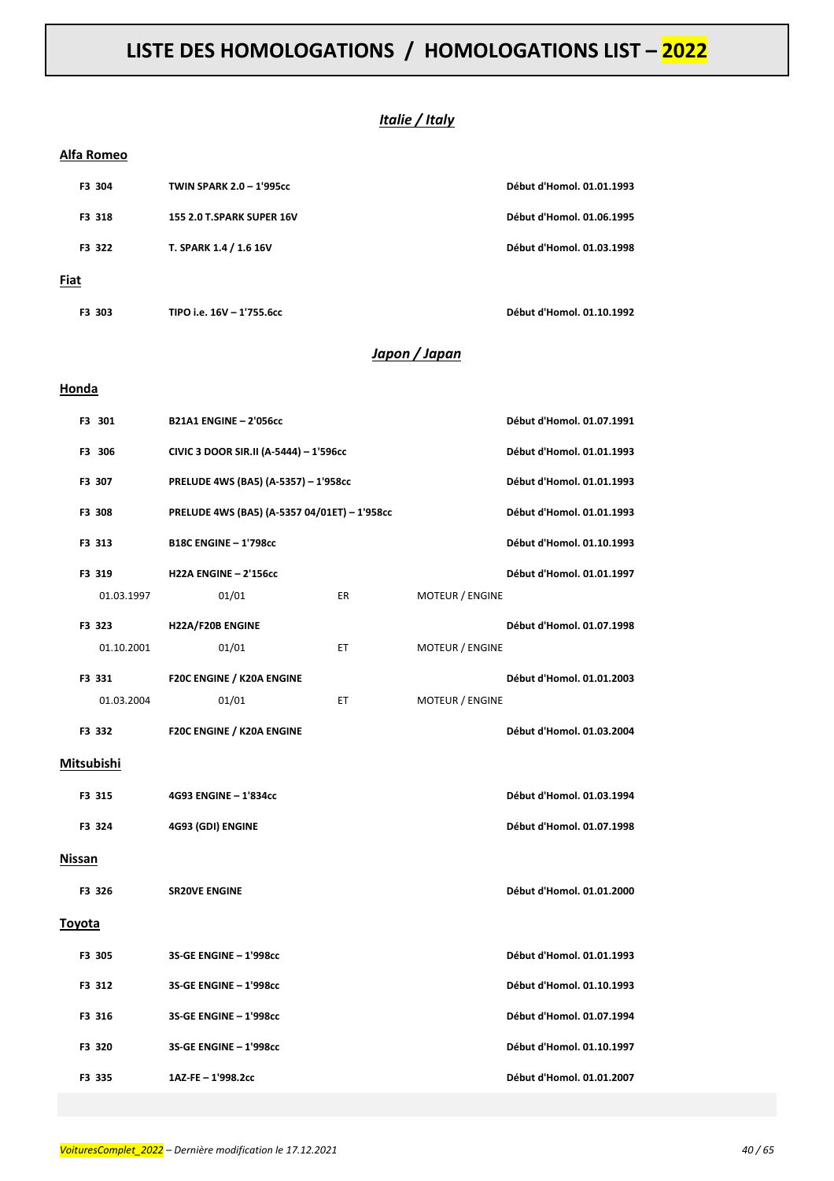# LISTE DES HOMOLOGATIONS / HOMOLOGATIONS LIST – 2022

## *Italie / Italy*

### Alfa Romeo

| | | | | |
|---|---|---|---|---|
| **F3 304** | **TWIN SPARK 2.0 – 1'995cc** | | | **Début d'Homol. 01.01.1993** |
| **F3 318** | **155 2.0 T.SPARK SUPER 16V** | | | **Début d'Homol. 01.06.1995** |
| **F3 322** | **T. SPARK 1.4 / 1.6 16V** | | | **Début d'Homol. 01.03.1998** |

### Fiat

| | | | | |
|---|---|---|---|---|
| **F3 303** | **TIPO i.e. 16V – 1'755.6cc** | | | **Début d'Homol. 01.10.1992** |

## *Japon / Japan*

### Honda

| | | | | |
|---|---|---|---|---|
| **F3 301** | **B21A1 ENGINE – 2'056cc** | | | **Début d'Homol. 01.07.1991** |
| **F3 306** | **CIVIC 3 DOOR SIR.II (A-5444) – 1'596cc** | | | **Début d'Homol. 01.01.1993** |
| **F3 307** | **PRELUDE 4WS (BA5) (A-5357) – 1'958cc** | | | **Début d'Homol. 01.01.1993** |
| **F3 308** | **PRELUDE 4WS (BA5) (A-5357 04/01ET) – 1'958cc** | | | **Début d'Homol. 01.01.1993** |
| **F3 313** | **B18C ENGINE – 1'798cc** | | | **Début d'Homol. 01.10.1993** |
| **F3 319** | **H22A ENGINE – 2'156cc** | | | **Début d'Homol. 01.01.1997** |
| 01.03.1997 | 01/01 | ER | MOTEUR / ENGINE | |
| **F3 323** | **H22A/F20B ENGINE** | | | **Début d'Homol. 01.07.1998** |
| 01.10.2001 | 01/01 | ET | MOTEUR / ENGINE | |
| **F3 331** | **F20C ENGINE / K20A ENGINE** | | | **Début d'Homol. 01.01.2003** |
| 01.03.2004 | 01/01 | ET | MOTEUR / ENGINE | |
| **F3 332** | **F20C ENGINE / K20A ENGINE** | | | **Début d'Homol. 01.03.2004** |

### Mitsubishi

| | | | | |
|---|---|---|---|---|
| **F3 315** | **4G93 ENGINE – 1'834cc** | | | **Début d'Homol. 01.03.1994** |
| **F3 324** | **4G93 (GDI) ENGINE** | | | **Début d'Homol. 01.07.1998** |

### Nissan

| | | | | |
|---|---|---|---|---|
| **F3 326** | **SR20VE ENGINE** | | | **Début d'Homol. 01.01.2000** |

### Toyota

| | | | | |
|---|---|---|---|---|
| **F3 305** | **3S-GE ENGINE – 1'998cc** | | | **Début d'Homol. 01.01.1993** |
| **F3 312** | **3S-GE ENGINE – 1'998cc** | | | **Début d'Homol. 01.10.1993** |
| **F3 316** | **3S-GE ENGINE – 1'998cc** | | | **Début d'Homol. 01.07.1994** |
| **F3 320** | **3S-GE ENGINE – 1'998cc** | | | **Début d'Homol. 01.10.1997** |
| **F3 335** | **1AZ-FE – 1'998.2cc** | | | **Début d'Homol. 01.01.2007** |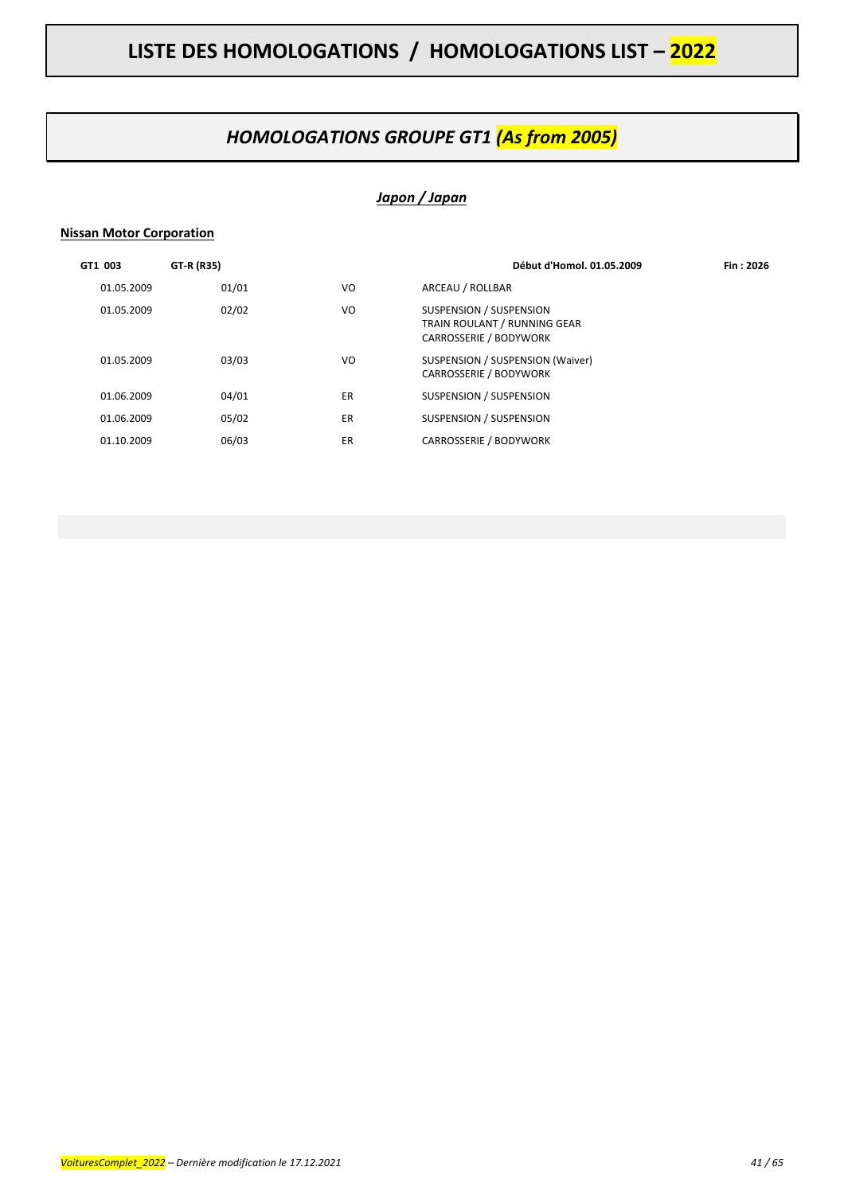# LISTE DES HOMOLOGATIONS / HOMOLOGATIONS LIST – 2022

## *HOMOLOGATIONS GROUPE GT1 (As from 2005)*

### *Japon / Japan*

**Nissan Motor Corporation**

| GT1 003 | GT-R (R35) | | Début d'Homol. 01.05.2009 | Fin : 2026 |
|---|---|---|---|---|
| 01.05.2009 | 01/01 | VO | ARCEAU / ROLLBAR | |
| 01.05.2009 | 02/02 | VO | SUSPENSION / SUSPENSION<br>TRAIN ROULANT / RUNNING GEAR<br>CARROSSERIE / BODYWORK | |
| 01.05.2009 | 03/03 | VO | SUSPENSION / SUSPENSION (Waiver)<br>CARROSSERIE / BODYWORK | |
| 01.06.2009 | 04/01 | ER | SUSPENSION / SUSPENSION | |
| 01.06.2009 | 05/02 | ER | SUSPENSION / SUSPENSION | |
| 01.10.2009 | 06/03 | ER | CARROSSERIE / BODYWORK | |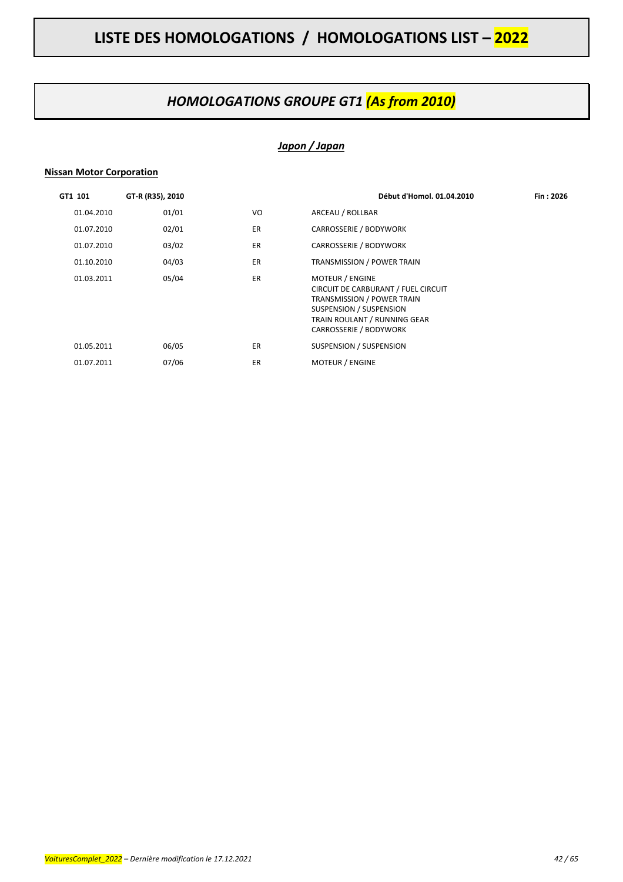# LISTE DES HOMOLOGATIONS / HOMOLOGATIONS LIST – 2022

## *HOMOLOGATIONS GROUPE GT1 (As from 2010)*

### *Japon / Japan*

**Nissan Motor Corporation**

| GT1 101 | GT-R (R35), 2010 | | Début d'Homol. 01.04.2010 | Fin : 2026 |
|---|---|---|---|---|
| 01.04.2010 | 01/01 | VO | ARCEAU / ROLLBAR | |
| 01.07.2010 | 02/01 | ER | CARROSSERIE / BODYWORK | |
| 01.07.2010 | 03/02 | ER | CARROSSERIE / BODYWORK | |
| 01.10.2010 | 04/03 | ER | TRANSMISSION / POWER TRAIN | |
| 01.03.2011 | 05/04 | ER | MOTEUR / ENGINE<br>CIRCUIT DE CARBURANT / FUEL CIRCUIT<br>TRANSMISSION / POWER TRAIN<br>SUSPENSION / SUSPENSION<br>TRAIN ROULANT / RUNNING GEAR<br>CARROSSERIE / BODYWORK | |
| 01.05.2011 | 06/05 | ER | SUSPENSION / SUSPENSION | |
| 01.07.2011 | 07/06 | ER | MOTEUR / ENGINE | |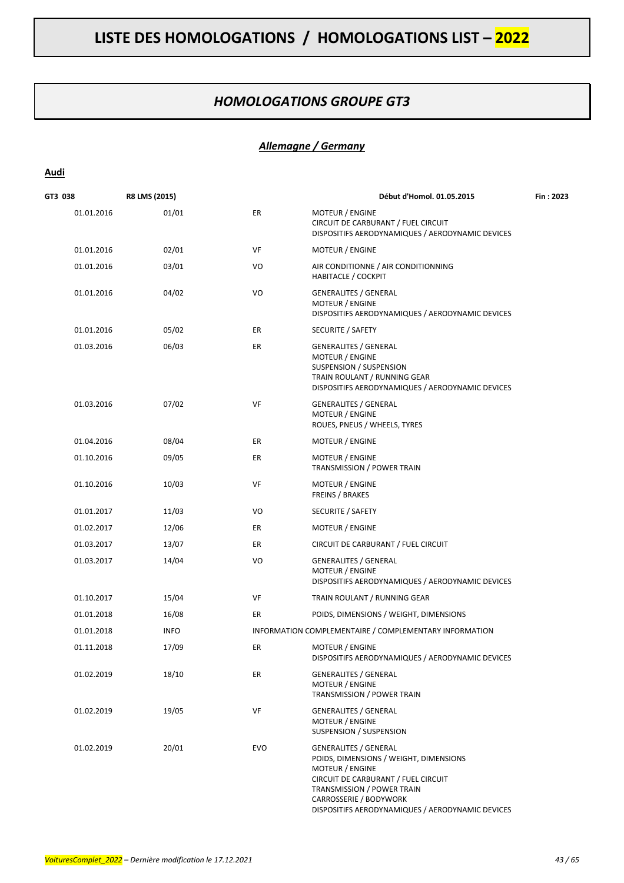# LISTE DES HOMOLOGATIONS / HOMOLOGATIONS LIST – 2022

## *HOMOLOGATIONS GROUPE GT3*

### ***Allemagne / Germany***

**Audi**

| GT3 038 | R8 LMS (2015) | | Début d'Homol. 01.05.2015 | Fin : 2023 |
|---|---|---|---|---|
| 01.01.2016 | 01/01 | ER | MOTEUR / ENGINE<br>CIRCUIT DE CARBURANT / FUEL CIRCUIT<br>DISPOSITIFS AERODYNAMIQUES / AERODYNAMIC DEVICES | |
| 01.01.2016 | 02/01 | VF | MOTEUR / ENGINE | |
| 01.01.2016 | 03/01 | VO | AIR CONDITIONNE / AIR CONDITIONNING<br>HABITACLE / COCKPIT | |
| 01.01.2016 | 04/02 | VO | GENERALITES / GENERAL<br>MOTEUR / ENGINE<br>DISPOSITIFS AERODYNAMIQUES / AERODYNAMIC DEVICES | |
| 01.01.2016 | 05/02 | ER | SECURITE / SAFETY | |
| 01.03.2016 | 06/03 | ER | GENERALITES / GENERAL<br>MOTEUR / ENGINE<br>SUSPENSION / SUSPENSION<br>TRAIN ROULANT / RUNNING GEAR<br>DISPOSITIFS AERODYNAMIQUES / AERODYNAMIC DEVICES | |
| 01.03.2016 | 07/02 | VF | GENERALITES / GENERAL<br>MOTEUR / ENGINE<br>ROUES, PNEUS / WHEELS, TYRES | |
| 01.04.2016 | 08/04 | ER | MOTEUR / ENGINE | |
| 01.10.2016 | 09/05 | ER | MOTEUR / ENGINE<br>TRANSMISSION / POWER TRAIN | |
| 01.10.2016 | 10/03 | VF | MOTEUR / ENGINE<br>FREINS / BRAKES | |
| 01.01.2017 | 11/03 | VO | SECURITE / SAFETY | |
| 01.02.2017 | 12/06 | ER | MOTEUR / ENGINE | |
| 01.03.2017 | 13/07 | ER | CIRCUIT DE CARBURANT / FUEL CIRCUIT | |
| 01.03.2017 | 14/04 | VO | GENERALITES / GENERAL<br>MOTEUR / ENGINE<br>DISPOSITIFS AERODYNAMIQUES / AERODYNAMIC DEVICES | |
| 01.10.2017 | 15/04 | VF | TRAIN ROULANT / RUNNING GEAR | |
| 01.01.2018 | 16/08 | ER | POIDS, DIMENSIONS / WEIGHT, DIMENSIONS | |
| 01.01.2018 | INFO | | INFORMATION COMPLEMENTAIRE / COMPLEMENTARY INFORMATION | |
| 01.11.2018 | 17/09 | ER | MOTEUR / ENGINE<br>DISPOSITIFS AERODYNAMIQUES / AERODYNAMIC DEVICES | |
| 01.02.2019 | 18/10 | ER | GENERALITES / GENERAL<br>MOTEUR / ENGINE<br>TRANSMISSION / POWER TRAIN | |
| 01.02.2019 | 19/05 | VF | GENERALITES / GENERAL<br>MOTEUR / ENGINE<br>SUSPENSION / SUSPENSION | |
| 01.02.2019 | 20/01 | EVO | GENERALITES / GENERAL<br>POIDS, DIMENSIONS / WEIGHT, DIMENSIONS<br>MOTEUR / ENGINE<br>CIRCUIT DE CARBURANT / FUEL CIRCUIT<br>TRANSMISSION / POWER TRAIN<br>CARROSSERIE / BODYWORK<br>DISPOSITIFS AERODYNAMIQUES / AERODYNAMIC DEVICES | |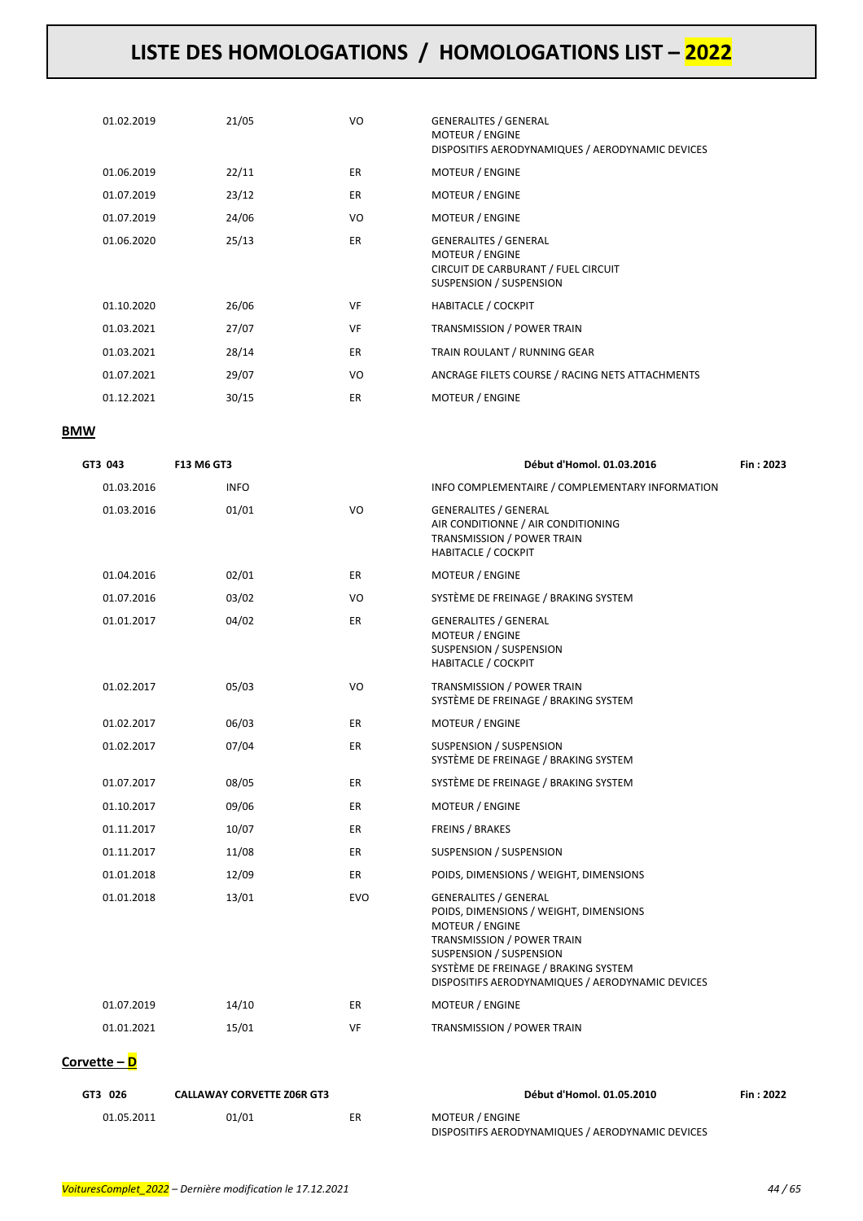# LISTE DES HOMOLOGATIONS / HOMOLOGATIONS LIST – 2022

| | | | |
|---|---|---|---|
| 01.02.2019 | 21/05 | VO | GENERALITES / GENERAL<br>MOTEUR / ENGINE<br>DISPOSITIFS AERODYNAMIQUES / AERODYNAMIC DEVICES |
| 01.06.2019 | 22/11 | ER | MOTEUR / ENGINE |
| 01.07.2019 | 23/12 | ER | MOTEUR / ENGINE |
| 01.07.2019 | 24/06 | VO | MOTEUR / ENGINE |
| 01.06.2020 | 25/13 | ER | GENERALITES / GENERAL<br>MOTEUR / ENGINE<br>CIRCUIT DE CARBURANT / FUEL CIRCUIT<br>SUSPENSION / SUSPENSION |
| 01.10.2020 | 26/06 | VF | HABITACLE / COCKPIT |
| 01.03.2021 | 27/07 | VF | TRANSMISSION / POWER TRAIN |
| 01.03.2021 | 28/14 | ER | TRAIN ROULANT / RUNNING GEAR |
| 01.07.2021 | 29/07 | VO | ANCRAGE FILETS COURSE / RACING NETS ATTACHMENTS |
| 01.12.2021 | 30/15 | ER | MOTEUR / ENGINE |

## BMW

| GT3 043 | F13 M6 GT3 | | Début d'Homol. 01.03.2016 | Fin : 2023 |
|---|---|---|---|---|
| 01.03.2016 | INFO | | INFO COMPLEMENTAIRE / COMPLEMENTARY INFORMATION | |
| 01.03.2016 | 01/01 | VO | GENERALITES / GENERAL<br>AIR CONDITIONNE / AIR CONDITIONING<br>TRANSMISSION / POWER TRAIN<br>HABITACLE / COCKPIT | |
| 01.04.2016 | 02/01 | ER | MOTEUR / ENGINE | |
| 01.07.2016 | 03/02 | VO | SYSTÈME DE FREINAGE / BRAKING SYSTEM | |
| 01.01.2017 | 04/02 | ER | GENERALITES / GENERAL<br>MOTEUR / ENGINE<br>SUSPENSION / SUSPENSION<br>HABITACLE / COCKPIT | |
| 01.02.2017 | 05/03 | VO | TRANSMISSION / POWER TRAIN<br>SYSTÈME DE FREINAGE / BRAKING SYSTEM | |
| 01.02.2017 | 06/03 | ER | MOTEUR / ENGINE | |
| 01.02.2017 | 07/04 | ER | SUSPENSION / SUSPENSION<br>SYSTÈME DE FREINAGE / BRAKING SYSTEM | |
| 01.07.2017 | 08/05 | ER | SYSTÈME DE FREINAGE / BRAKING SYSTEM | |
| 01.10.2017 | 09/06 | ER | MOTEUR / ENGINE | |
| 01.11.2017 | 10/07 | ER | FREINS / BRAKES | |
| 01.11.2017 | 11/08 | ER | SUSPENSION / SUSPENSION | |
| 01.01.2018 | 12/09 | ER | POIDS, DIMENSIONS / WEIGHT, DIMENSIONS | |
| 01.01.2018 | 13/01 | EVO | GENERALITES / GENERAL<br>POIDS, DIMENSIONS / WEIGHT, DIMENSIONS<br>MOTEUR / ENGINE<br>TRANSMISSION / POWER TRAIN<br>SUSPENSION / SUSPENSION<br>SYSTÈME DE FREINAGE / BRAKING SYSTEM<br>DISPOSITIFS AERODYNAMIQUES / AERODYNAMIC DEVICES | |
| 01.07.2019 | 14/10 | ER | MOTEUR / ENGINE | |
| 01.01.2021 | 15/01 | VF | TRANSMISSION / POWER TRAIN | |

## Corvette – D

| GT3 026 | CALLAWAY CORVETTE Z06R GT3 | | Début d'Homol. 01.05.2010 | Fin : 2022 |
|---|---|---|---|---|
| 01.05.2011 | 01/01 | ER | MOTEUR / ENGINE<br>DISPOSITIFS AERODYNAMIQUES / AERODYNAMIC DEVICES | |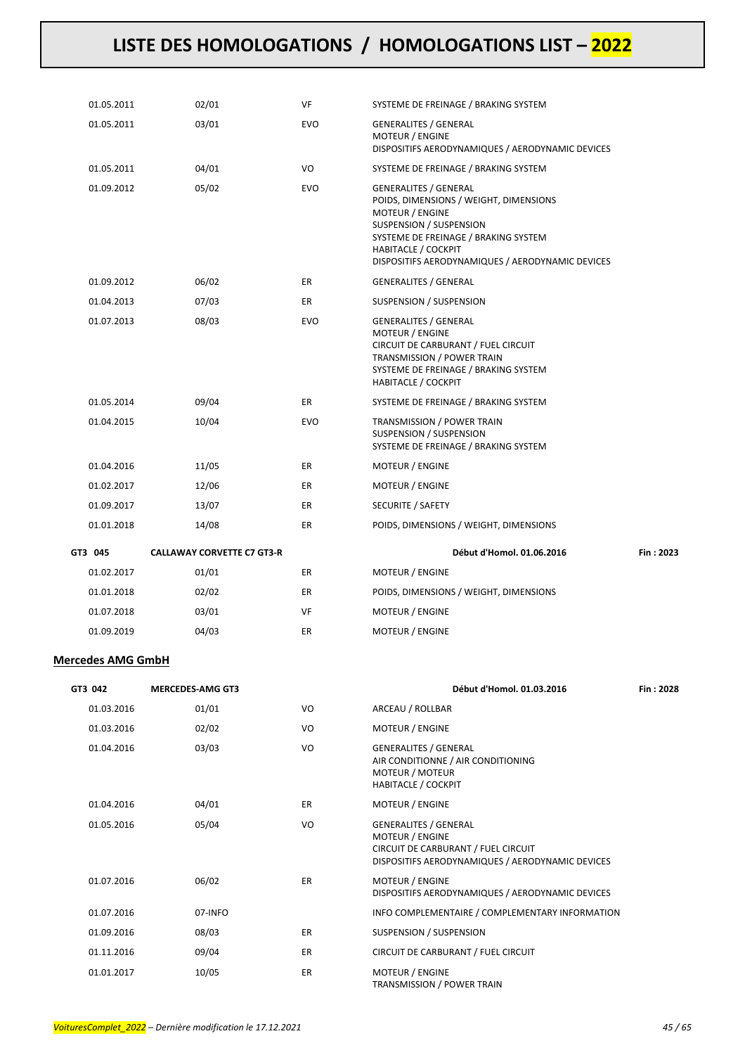| | | | | |
|---|---|---|---|---|
| 01.05.2011 | 02/01 | VF | SYSTEME DE FREINAGE / BRAKING SYSTEM | |
| 01.05.2011 | 03/01 | EVO | GENERALITES / GENERAL<br>MOTEUR / ENGINE<br>DISPOSITIFS AERODYNAMIQUES / AERODYNAMIC DEVICES | |
| 01.05.2011 | 04/01 | VO | SYSTEME DE FREINAGE / BRAKING SYSTEM | |
| 01.09.2012 | 05/02 | EVO | GENERALITES / GENERAL<br>POIDS, DIMENSIONS / WEIGHT, DIMENSIONS<br>MOTEUR / ENGINE<br>SUSPENSION / SUSPENSION<br>SYSTEME DE FREINAGE / BRAKING SYSTEM<br>HABITACLE / COCKPIT<br>DISPOSITIFS AERODYNAMIQUES / AERODYNAMIC DEVICES | |
| 01.09.2012 | 06/02 | ER | GENERALITES / GENERAL | |
| 01.04.2013 | 07/03 | ER | SUSPENSION / SUSPENSION | |
| 01.07.2013 | 08/03 | EVO | GENERALITES / GENERAL<br>MOTEUR / ENGINE<br>CIRCUIT DE CARBURANT / FUEL CIRCUIT<br>TRANSMISSION / POWER TRAIN<br>SYSTEME DE FREINAGE / BRAKING SYSTEM<br>HABITACLE / COCKPIT | |
| 01.05.2014 | 09/04 | ER | SYSTEME DE FREINAGE / BRAKING SYSTEM | |
| 01.04.2015 | 10/04 | EVO | TRANSMISSION / POWER TRAIN<br>SUSPENSION / SUSPENSION<br>SYSTEME DE FREINAGE / BRAKING SYSTEM | |
| 01.04.2016 | 11/05 | ER | MOTEUR / ENGINE | |
| 01.02.2017 | 12/06 | ER | MOTEUR / ENGINE | |
| 01.09.2017 | 13/07 | ER | SECURITE / SAFETY | |
| 01.01.2018 | 14/08 | ER | POIDS, DIMENSIONS / WEIGHT, DIMENSIONS | |
| **GT3 045** | **CALLAWAY CORVETTE C7 GT3-R** | | **Début d'Homol. 01.06.2016** | **Fin : 2023** |
| 01.02.2017 | 01/01 | ER | MOTEUR / ENGINE | |
| 01.01.2018 | 02/02 | ER | POIDS, DIMENSIONS / WEIGHT, DIMENSIONS | |
| 01.07.2018 | 03/01 | VF | MOTEUR / ENGINE | |
| 01.09.2019 | 04/03 | ER | MOTEUR / ENGINE | |

**Mercedes AMG GmbH**

| | | | | |
|---|---|---|---|---|
| **GT3 042** | **MERCEDES-AMG GT3** | | **Début d'Homol. 01.03.2016** | **Fin : 2028** |
| 01.03.2016 | 01/01 | VO | ARCEAU / ROLLBAR | |
| 01.03.2016 | 02/02 | VO | MOTEUR / ENGINE | |
| 01.04.2016 | 03/03 | VO | GENERALITES / GENERAL<br>AIR CONDITIONNE / AIR CONDITIONING<br>MOTEUR / MOTEUR<br>HABITACLE / COCKPIT | |
| 01.04.2016 | 04/01 | ER | MOTEUR / ENGINE | |
| 01.05.2016 | 05/04 | VO | GENERALITES / GENERAL<br>MOTEUR / ENGINE<br>CIRCUIT DE CARBURANT / FUEL CIRCUIT<br>DISPOSITIFS AERODYNAMIQUES / AERODYNAMIC DEVICES | |
| 01.07.2016 | 06/02 | ER | MOTEUR / ENGINE<br>DISPOSITIFS AERODYNAMIQUES / AERODYNAMIC DEVICES | |
| 01.07.2016 | 07-INFO | | INFO COMPLEMENTAIRE / COMPLEMENTARY INFORMATION | |
| 01.09.2016 | 08/03 | ER | SUSPENSION / SUSPENSION | |
| 01.11.2016 | 09/04 | ER | CIRCUIT DE CARBURANT / FUEL CIRCUIT | |
| 01.01.2017 | 10/05 | ER | MOTEUR / ENGINE<br>TRANSMISSION / POWER TRAIN | |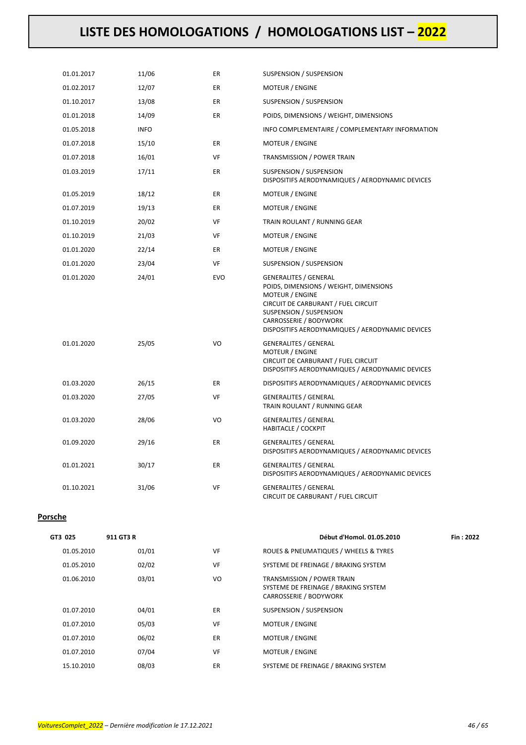| | | | |
|---|---|---|---|
| 01.01.2017 | 11/06 | ER | SUSPENSION / SUSPENSION |
| 01.02.2017 | 12/07 | ER | MOTEUR / ENGINE |
| 01.10.2017 | 13/08 | ER | SUSPENSION / SUSPENSION |
| 01.01.2018 | 14/09 | ER | POIDS, DIMENSIONS / WEIGHT, DIMENSIONS |
| 01.05.2018 | INFO | | INFO COMPLEMENTAIRE / COMPLEMENTARY INFORMATION |
| 01.07.2018 | 15/10 | ER | MOTEUR / ENGINE |
| 01.07.2018 | 16/01 | VF | TRANSMISSION / POWER TRAIN |
| 01.03.2019 | 17/11 | ER | SUSPENSION / SUSPENSION<br>DISPOSITIFS AERODYNAMIQUES / AERODYNAMIC DEVICES |
| 01.05.2019 | 18/12 | ER | MOTEUR / ENGINE |
| 01.07.2019 | 19/13 | ER | MOTEUR / ENGINE |
| 01.10.2019 | 20/02 | VF | TRAIN ROULANT / RUNNING GEAR |
| 01.10.2019 | 21/03 | VF | MOTEUR / ENGINE |
| 01.01.2020 | 22/14 | ER | MOTEUR / ENGINE |
| 01.01.2020 | 23/04 | VF | SUSPENSION / SUSPENSION |
| 01.01.2020 | 24/01 | EVO | GENERALITES / GENERAL<br>POIDS, DIMENSIONS / WEIGHT, DIMENSIONS<br>MOTEUR / ENGINE<br>CIRCUIT DE CARBURANT / FUEL CIRCUIT<br>SUSPENSION / SUSPENSION<br>CARROSSERIE / BODYWORK<br>DISPOSITIFS AERODYNAMIQUES / AERODYNAMIC DEVICES |
| 01.01.2020 | 25/05 | VO | GENERALITES / GENERAL<br>MOTEUR / ENGINE<br>CIRCUIT DE CARBURANT / FUEL CIRCUIT<br>DISPOSITIFS AERODYNAMIQUES / AERODYNAMIC DEVICES |
| 01.03.2020 | 26/15 | ER | DISPOSITIFS AERODYNAMIQUES / AERODYNAMIC DEVICES |
| 01.03.2020 | 27/05 | VF | GENERALITES / GENERAL<br>TRAIN ROULANT / RUNNING GEAR |
| 01.03.2020 | 28/06 | VO | GENERALITES / GENERAL<br>HABITACLE / COCKPIT |
| 01.09.2020 | 29/16 | ER | GENERALITES / GENERAL<br>DISPOSITIFS AERODYNAMIQUES / AERODYNAMIC DEVICES |
| 01.01.2021 | 30/17 | ER | GENERALITES / GENERAL<br>DISPOSITIFS AERODYNAMIQUES / AERODYNAMIC DEVICES |
| 01.10.2021 | 31/06 | VF | GENERALITES / GENERAL<br>CIRCUIT DE CARBURANT / FUEL CIRCUIT |

## Porsche

| GT3 025 | 911 GT3 R | | Début d'Homol. 01.05.2010 | Fin : 2022 |
|---|---|---|---|---|
| 01.05.2010 | 01/01 | VF | ROUES & PNEUMATIQUES / WHEELS & TYRES | |
| 01.05.2010 | 02/02 | VF | SYSTEME DE FREINAGE / BRAKING SYSTEM | |
| 01.06.2010 | 03/01 | VO | TRANSMISSION / POWER TRAIN<br>SYSTEME DE FREINAGE / BRAKING SYSTEM<br>CARROSSERIE / BODYWORK | |
| 01.07.2010 | 04/01 | ER | SUSPENSION / SUSPENSION | |
| 01.07.2010 | 05/03 | VF | MOTEUR / ENGINE | |
| 01.07.2010 | 06/02 | ER | MOTEUR / ENGINE | |
| 01.07.2010 | 07/04 | VF | MOTEUR / ENGINE | |
| 15.10.2010 | 08/03 | ER | SYSTEME DE FREINAGE / BRAKING SYSTEM | |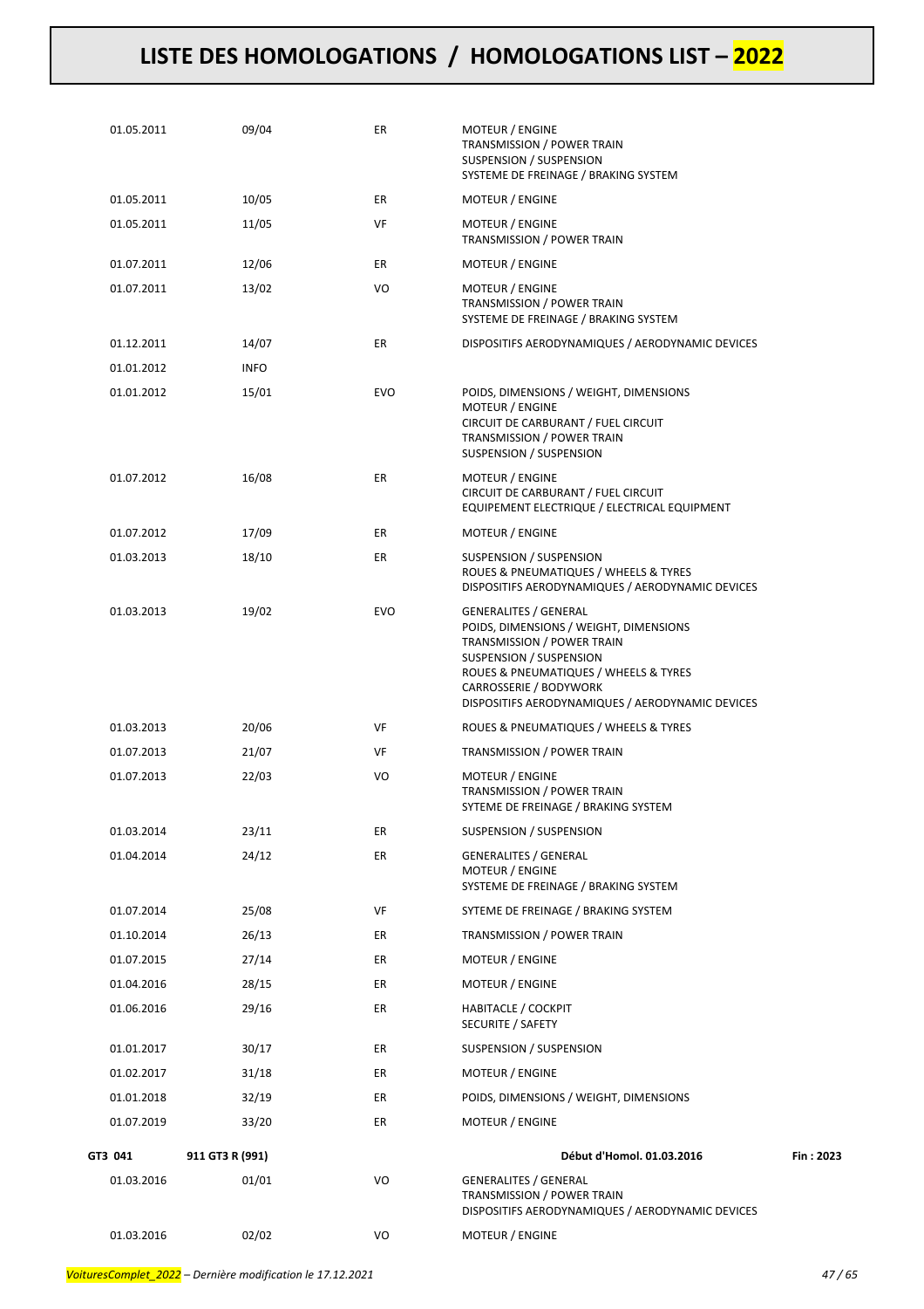# LISTE DES HOMOLOGATIONS / HOMOLOGATIONS LIST – 2022

| | | | | |
|---|---|---|---|---|
| 01.05.2011 | 09/04 | ER | MOTEUR / ENGINE<br>TRANSMISSION / POWER TRAIN<br>SUSPENSION / SUSPENSION<br>SYSTEME DE FREINAGE / BRAKING SYSTEM | |
| 01.05.2011 | 10/05 | ER | MOTEUR / ENGINE | |
| 01.05.2011 | 11/05 | VF | MOTEUR / ENGINE<br>TRANSMISSION / POWER TRAIN | |
| 01.07.2011 | 12/06 | ER | MOTEUR / ENGINE | |
| 01.07.2011 | 13/02 | VO | MOTEUR / ENGINE<br>TRANSMISSION / POWER TRAIN<br>SYSTEME DE FREINAGE / BRAKING SYSTEM | |
| 01.12.2011 | 14/07 | ER | DISPOSITIFS AERODYNAMIQUES / AERODYNAMIC DEVICES | |
| 01.01.2012 | INFO | | | |
| 01.01.2012 | 15/01 | EVO | POIDS, DIMENSIONS / WEIGHT, DIMENSIONS<br>MOTEUR / ENGINE<br>CIRCUIT DE CARBURANT / FUEL CIRCUIT<br>TRANSMISSION / POWER TRAIN<br>SUSPENSION / SUSPENSION | |
| 01.07.2012 | 16/08 | ER | MOTEUR / ENGINE<br>CIRCUIT DE CARBURANT / FUEL CIRCUIT<br>EQUIPEMENT ELECTRIQUE / ELECTRICAL EQUIPMENT | |
| 01.07.2012 | 17/09 | ER | MOTEUR / ENGINE | |
| 01.03.2013 | 18/10 | ER | SUSPENSION / SUSPENSION<br>ROUES & PNEUMATIQUES / WHEELS & TYRES<br>DISPOSITIFS AERODYNAMIQUES / AERODYNAMIC DEVICES | |
| 01.03.2013 | 19/02 | EVO | GENERALITES / GENERAL<br>POIDS, DIMENSIONS / WEIGHT, DIMENSIONS<br>TRANSMISSION / POWER TRAIN<br>SUSPENSION / SUSPENSION<br>ROUES & PNEUMATIQUES / WHEELS & TYRES<br>CARROSSERIE / BODYWORK<br>DISPOSITIFS AERODYNAMIQUES / AERODYNAMIC DEVICES | |
| 01.03.2013 | 20/06 | VF | ROUES & PNEUMATIQUES / WHEELS & TYRES | |
| 01.07.2013 | 21/07 | VF | TRANSMISSION / POWER TRAIN | |
| 01.07.2013 | 22/03 | VO | MOTEUR / ENGINE<br>TRANSMISSION / POWER TRAIN<br>SYTEME DE FREINAGE / BRAKING SYSTEM | |
| 01.03.2014 | 23/11 | ER | SUSPENSION / SUSPENSION | |
| 01.04.2014 | 24/12 | ER | GENERALITES / GENERAL<br>MOTEUR / ENGINE<br>SYSTEME DE FREINAGE / BRAKING SYSTEM | |
| 01.07.2014 | 25/08 | VF | SYTEME DE FREINAGE / BRAKING SYSTEM | |
| 01.10.2014 | 26/13 | ER | TRANSMISSION / POWER TRAIN | |
| 01.07.2015 | 27/14 | ER | MOTEUR / ENGINE | |
| 01.04.2016 | 28/15 | ER | MOTEUR / ENGINE | |
| 01.06.2016 | 29/16 | ER | HABITACLE / COCKPIT<br>SECURITE / SAFETY | |
| 01.01.2017 | 30/17 | ER | SUSPENSION / SUSPENSION | |
| 01.02.2017 | 31/18 | ER | MOTEUR / ENGINE | |
| 01.01.2018 | 32/19 | ER | POIDS, DIMENSIONS / WEIGHT, DIMENSIONS | |
| 01.07.2019 | 33/20 | ER | MOTEUR / ENGINE | |
| **GT3 041** | **911 GT3 R (991)** | | **Début d'Homol. 01.03.2016** | **Fin : 2023** |
| 01.03.2016 | 01/01 | VO | GENERALITES / GENERAL<br>TRANSMISSION / POWER TRAIN<br>DISPOSITIFS AERODYNAMIQUES / AERODYNAMIC DEVICES | |
| 01.03.2016 | 02/02 | VO | MOTEUR / ENGINE | |

*VoituresComplet_2022 – Dernière modification le 17.12.2021*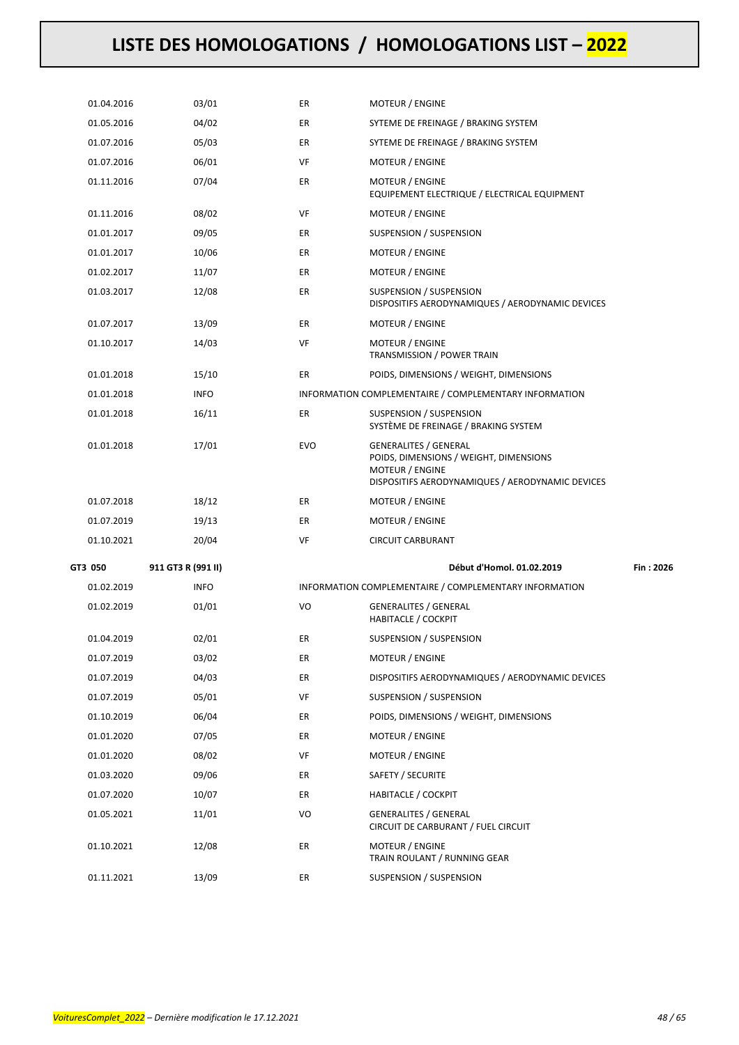# LISTE DES HOMOLOGATIONS / HOMOLOGATIONS LIST – 2022

| | | | | |
|---|---|---|---|---|
| 01.04.2016 | 03/01 | ER | MOTEUR / ENGINE | |
| 01.05.2016 | 04/02 | ER | SYTEME DE FREINAGE / BRAKING SYSTEM | |
| 01.07.2016 | 05/03 | ER | SYTEME DE FREINAGE / BRAKING SYSTEM | |
| 01.07.2016 | 06/01 | VF | MOTEUR / ENGINE | |
| 01.11.2016 | 07/04 | ER | MOTEUR / ENGINE<br>EQUIPEMENT ELECTRIQUE / ELECTRICAL EQUIPMENT | |
| 01.11.2016 | 08/02 | VF | MOTEUR / ENGINE | |
| 01.01.2017 | 09/05 | ER | SUSPENSION / SUSPENSION | |
| 01.01.2017 | 10/06 | ER | MOTEUR / ENGINE | |
| 01.02.2017 | 11/07 | ER | MOTEUR / ENGINE | |
| 01.03.2017 | 12/08 | ER | SUSPENSION / SUSPENSION<br>DISPOSITIFS AERODYNAMIQUES / AERODYNAMIC DEVICES | |
| 01.07.2017 | 13/09 | ER | MOTEUR / ENGINE | |
| 01.10.2017 | 14/03 | VF | MOTEUR / ENGINE<br>TRANSMISSION / POWER TRAIN | |
| 01.01.2018 | 15/10 | ER | POIDS, DIMENSIONS / WEIGHT, DIMENSIONS | |
| 01.01.2018 | INFO | | INFORMATION COMPLEMENTAIRE / COMPLEMENTARY INFORMATION | |
| 01.01.2018 | 16/11 | ER | SUSPENSION / SUSPENSION<br>SYSTÈME DE FREINAGE / BRAKING SYSTEM | |
| 01.01.2018 | 17/01 | EVO | GENERALITES / GENERAL<br>POIDS, DIMENSIONS / WEIGHT, DIMENSIONS<br>MOTEUR / ENGINE<br>DISPOSITIFS AERODYNAMIQUES / AERODYNAMIC DEVICES | |
| 01.07.2018 | 18/12 | ER | MOTEUR / ENGINE | |
| 01.07.2019 | 19/13 | ER | MOTEUR / ENGINE | |
| 01.10.2021 | 20/04 | VF | CIRCUIT CARBURANT | |
| **GT3 050** | **911 GT3 R (991 II)** | | **Début d'Homol. 01.02.2019** | **Fin : 2026** |
| 01.02.2019 | INFO | | INFORMATION COMPLEMENTAIRE / COMPLEMENTARY INFORMATION | |
| 01.02.2019 | 01/01 | VO | GENERALITES / GENERAL<br>HABITACLE / COCKPIT | |
| 01.04.2019 | 02/01 | ER | SUSPENSION / SUSPENSION | |
| 01.07.2019 | 03/02 | ER | MOTEUR / ENGINE | |
| 01.07.2019 | 04/03 | ER | DISPOSITIFS AERODYNAMIQUES / AERODYNAMIC DEVICES | |
| 01.07.2019 | 05/01 | VF | SUSPENSION / SUSPENSION | |
| 01.10.2019 | 06/04 | ER | POIDS, DIMENSIONS / WEIGHT, DIMENSIONS | |
| 01.01.2020 | 07/05 | ER | MOTEUR / ENGINE | |
| 01.01.2020 | 08/02 | VF | MOTEUR / ENGINE | |
| 01.03.2020 | 09/06 | ER | SAFETY / SECURITE | |
| 01.07.2020 | 10/07 | ER | HABITACLE / COCKPIT | |
| 01.05.2021 | 11/01 | VO | GENERALITES / GENERAL<br>CIRCUIT DE CARBURANT / FUEL CIRCUIT | |
| 01.10.2021 | 12/08 | ER | MOTEUR / ENGINE<br>TRAIN ROULANT / RUNNING GEAR | |
| 01.11.2021 | 13/09 | ER | SUSPENSION / SUSPENSION | |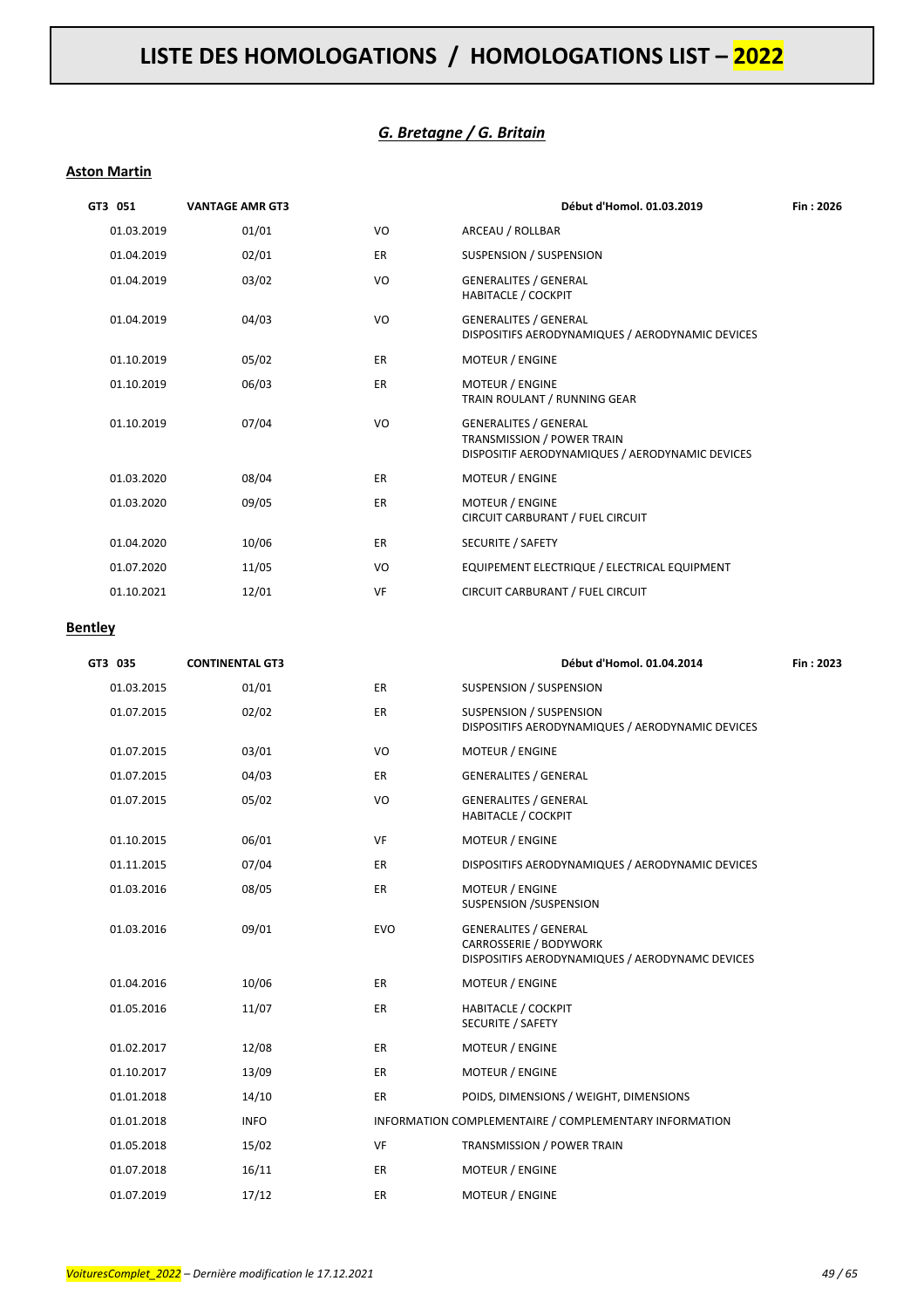# LISTE DES HOMOLOGATIONS / HOMOLOGATIONS LIST – 2022

## *G. Bretagne / G. Britain*

### Aston Martin

| GT3 051 | VANTAGE AMR GT3 | | Début d'Homol. 01.03.2019 | Fin : 2026 |
|---|---|---|---|---|
| 01.03.2019 | 01/01 | VO | ARCEAU / ROLLBAR | |
| 01.04.2019 | 02/01 | ER | SUSPENSION / SUSPENSION | |
| 01.04.2019 | 03/02 | VO | GENERALITES / GENERAL<br>HABITACLE / COCKPIT | |
| 01.04.2019 | 04/03 | VO | GENERALITES / GENERAL<br>DISPOSITIFS AERODYNAMIQUES / AERODYNAMIC DEVICES | |
| 01.10.2019 | 05/02 | ER | MOTEUR / ENGINE | |
| 01.10.2019 | 06/03 | ER | MOTEUR / ENGINE<br>TRAIN ROULANT / RUNNING GEAR | |
| 01.10.2019 | 07/04 | VO | GENERALITES / GENERAL<br>TRANSMISSION / POWER TRAIN<br>DISPOSITIF AERODYNAMIQUES / AERODYNAMIC DEVICES | |
| 01.03.2020 | 08/04 | ER | MOTEUR / ENGINE | |
| 01.03.2020 | 09/05 | ER | MOTEUR / ENGINE<br>CIRCUIT CARBURANT / FUEL CIRCUIT | |
| 01.04.2020 | 10/06 | ER | SECURITE / SAFETY | |
| 01.07.2020 | 11/05 | VO | EQUIPEMENT ELECTRIQUE / ELECTRICAL EQUIPMENT | |
| 01.10.2021 | 12/01 | VF | CIRCUIT CARBURANT / FUEL CIRCUIT | |

### Bentley

| GT3 035 | CONTINENTAL GT3 | | Début d'Homol. 01.04.2014 | Fin : 2023 |
|---|---|---|---|---|
| 01.03.2015 | 01/01 | ER | SUSPENSION / SUSPENSION | |
| 01.07.2015 | 02/02 | ER | SUSPENSION / SUSPENSION<br>DISPOSITIFS AERODYNAMIQUES / AERODYNAMIC DEVICES | |
| 01.07.2015 | 03/01 | VO | MOTEUR / ENGINE | |
| 01.07.2015 | 04/03 | ER | GENERALITES / GENERAL | |
| 01.07.2015 | 05/02 | VO | GENERALITES / GENERAL<br>HABITACLE / COCKPIT | |
| 01.10.2015 | 06/01 | VF | MOTEUR / ENGINE | |
| 01.11.2015 | 07/04 | ER | DISPOSITIFS AERODYNAMIQUES / AERODYNAMIC DEVICES | |
| 01.03.2016 | 08/05 | ER | MOTEUR / ENGINE<br>SUSPENSION /SUSPENSION | |
| 01.03.2016 | 09/01 | EVO | GENERALITES / GENERAL<br>CARROSSERIE / BODYWORK<br>DISPOSITIFS AERODYNAMIQUES / AERODYNAMC DEVICES | |
| 01.04.2016 | 10/06 | ER | MOTEUR / ENGINE | |
| 01.05.2016 | 11/07 | ER | HABITACLE / COCKPIT<br>SECURITE / SAFETY | |
| 01.02.2017 | 12/08 | ER | MOTEUR / ENGINE | |
| 01.10.2017 | 13/09 | ER | MOTEUR / ENGINE | |
| 01.01.2018 | 14/10 | ER | POIDS, DIMENSIONS / WEIGHT, DIMENSIONS | |
| 01.01.2018 | INFO | INFORMATION COMPLEMENTAIRE / COMPLEMENTARY INFORMATION | | |
| 01.05.2018 | 15/02 | VF | TRANSMISSION / POWER TRAIN | |
| 01.07.2018 | 16/11 | ER | MOTEUR / ENGINE | |
| 01.07.2019 | 17/12 | ER | MOTEUR / ENGINE | |

*VoituresComplet_2022 – Dernière modification le 17.12.2021*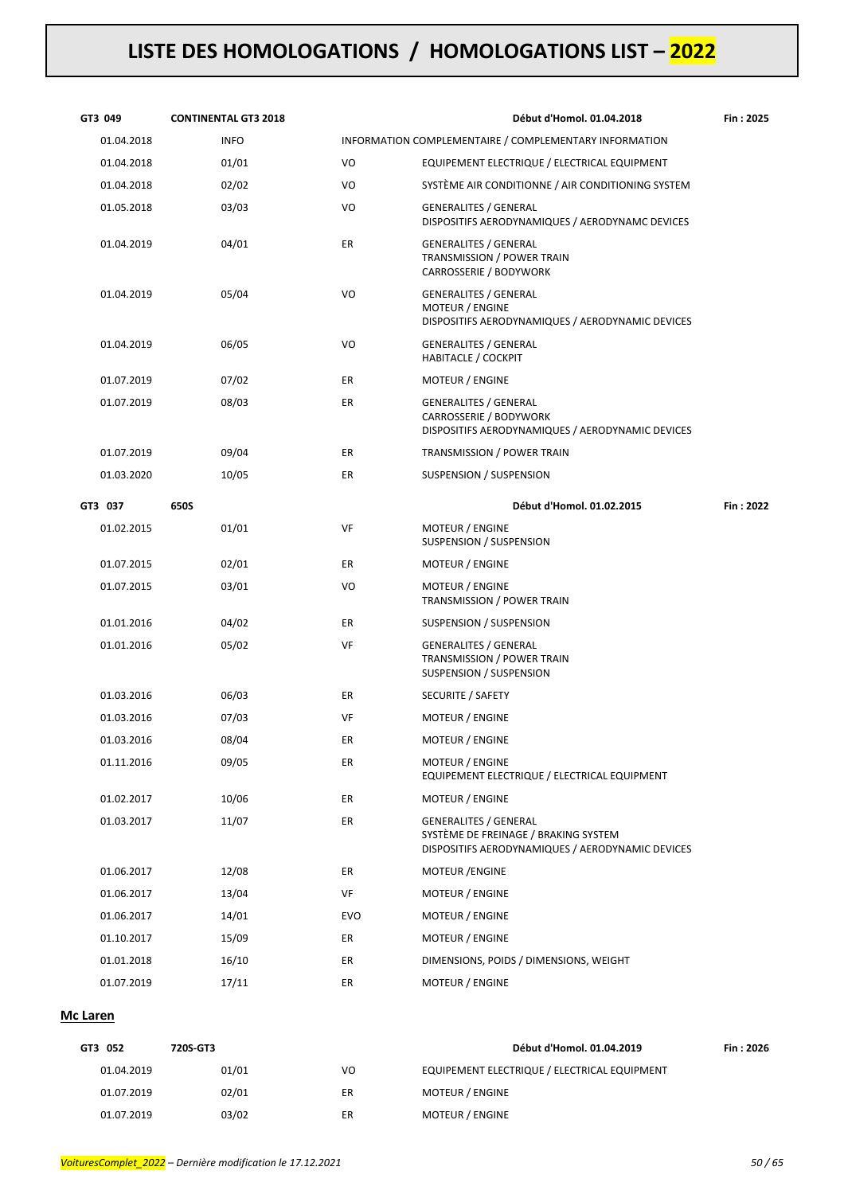# LISTE DES HOMOLOGATIONS / HOMOLOGATIONS LIST – 2022

| | | | | |
|---|---|---|---|---|
| **GT3 049** | **CONTINENTAL GT3 2018** | | **Début d'Homol. 01.04.2018** | **Fin : 2025** |
| 01.04.2018 | INFO | | INFORMATION COMPLEMENTAIRE / COMPLEMENTARY INFORMATION | |
| 01.04.2018 | 01/01 | VO | EQUIPEMENT ELECTRIQUE / ELECTRICAL EQUIPMENT | |
| 01.04.2018 | 02/02 | VO | SYSTÈME AIR CONDITIONNE / AIR CONDITIONING SYSTEM | |
| 01.05.2018 | 03/03 | VO | GENERALITES / GENERAL<br>DISPOSITIFS AERODYNAMIQUES / AERODYNAMC DEVICES | |
| 01.04.2019 | 04/01 | ER | GENERALITES / GENERAL<br>TRANSMISSION / POWER TRAIN<br>CARROSSERIE / BODYWORK | |
| 01.04.2019 | 05/04 | VO | GENERALITES / GENERAL<br>MOTEUR / ENGINE<br>DISPOSITIFS AERODYNAMIQUES / AERODYNAMIC DEVICES | |
| 01.04.2019 | 06/05 | VO | GENERALITES / GENERAL<br>HABITACLE / COCKPIT | |
| 01.07.2019 | 07/02 | ER | MOTEUR / ENGINE | |
| 01.07.2019 | 08/03 | ER | GENERALITES / GENERAL<br>CARROSSERIE / BODYWORK<br>DISPOSITIFS AERODYNAMIQUES / AERODYNAMIC DEVICES | |
| 01.07.2019 | 09/04 | ER | TRANSMISSION / POWER TRAIN | |
| 01.03.2020 | 10/05 | ER | SUSPENSION / SUSPENSION | |

| | | | | |
|---|---|---|---|---|
| **GT3 037** | **650S** | | **Début d'Homol. 01.02.2015** | **Fin : 2022** |
| 01.02.2015 | 01/01 | VF | MOTEUR / ENGINE<br>SUSPENSION / SUSPENSION | |
| 01.07.2015 | 02/01 | ER | MOTEUR / ENGINE | |
| 01.07.2015 | 03/01 | VO | MOTEUR / ENGINE<br>TRANSMISSION / POWER TRAIN | |
| 01.01.2016 | 04/02 | ER | SUSPENSION / SUSPENSION | |
| 01.01.2016 | 05/02 | VF | GENERALITES / GENERAL<br>TRANSMISSION / POWER TRAIN<br>SUSPENSION / SUSPENSION | |
| 01.03.2016 | 06/03 | ER | SECURITE / SAFETY | |
| 01.03.2016 | 07/03 | VF | MOTEUR / ENGINE | |
| 01.03.2016 | 08/04 | ER | MOTEUR / ENGINE | |
| 01.11.2016 | 09/05 | ER | MOTEUR / ENGINE<br>EQUIPEMENT ELECTRIQUE / ELECTRICAL EQUIPMENT | |
| 01.02.2017 | 10/06 | ER | MOTEUR / ENGINE | |
| 01.03.2017 | 11/07 | ER | GENERALITES / GENERAL<br>SYSTÈME DE FREINAGE / BRAKING SYSTEM<br>DISPOSITIFS AERODYNAMIQUES / AERODYNAMIC DEVICES | |
| 01.06.2017 | 12/08 | ER | MOTEUR /ENGINE | |
| 01.06.2017 | 13/04 | VF | MOTEUR / ENGINE | |
| 01.06.2017 | 14/01 | EVO | MOTEUR / ENGINE | |
| 01.10.2017 | 15/09 | ER | MOTEUR / ENGINE | |
| 01.01.2018 | 16/10 | ER | DIMENSIONS, POIDS / DIMENSIONS, WEIGHT | |
| 01.07.2019 | 17/11 | ER | MOTEUR / ENGINE | |

## Mc Laren

| | | | | |
|---|---|---|---|---|
| **GT3 052** | **720S-GT3** | | **Début d'Homol. 01.04.2019** | **Fin : 2026** |
| 01.04.2019 | 01/01 | VO | EQUIPEMENT ELECTRIQUE / ELECTRICAL EQUIPMENT | |
| 01.07.2019 | 02/01 | ER | MOTEUR / ENGINE | |
| 01.07.2019 | 03/02 | ER | MOTEUR / ENGINE | |

*VoituresComplet_2022 – Dernière modification le 17.12.2021*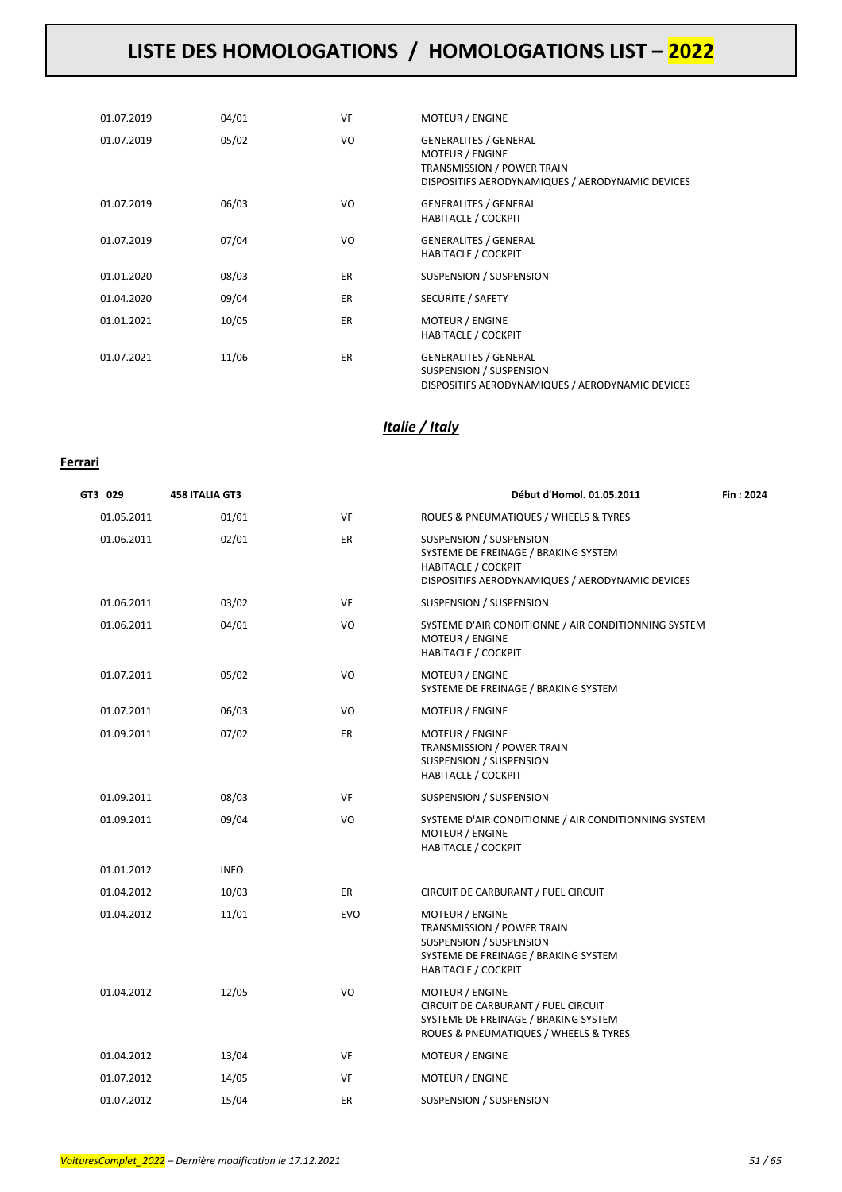# LISTE DES HOMOLOGATIONS / HOMOLOGATIONS LIST – 2022

| | | | |
|---|---|---|---|
| 01.07.2019 | 04/01 | VF | MOTEUR / ENGINE |
| 01.07.2019 | 05/02 | VO | GENERALITES / GENERAL<br>MOTEUR / ENGINE<br>TRANSMISSION / POWER TRAIN<br>DISPOSITIFS AERODYNAMIQUES / AERODYNAMIC DEVICES |
| 01.07.2019 | 06/03 | VO | GENERALITES / GENERAL<br>HABITACLE / COCKPIT |
| 01.07.2019 | 07/04 | VO | GENERALITES / GENERAL<br>HABITACLE / COCKPIT |
| 01.01.2020 | 08/03 | ER | SUSPENSION / SUSPENSION |
| 01.04.2020 | 09/04 | ER | SECURITE / SAFETY |
| 01.01.2021 | 10/05 | ER | MOTEUR / ENGINE<br>HABITACLE / COCKPIT |
| 01.07.2021 | 11/06 | ER | GENERALITES / GENERAL<br>SUSPENSION / SUSPENSION<br>DISPOSITIFS AERODYNAMIQUES / AERODYNAMIC DEVICES |

## *Italie / Italy*

### Ferrari

| GT3 029 | 458 ITALIA GT3 | | Début d'Homol. 01.05.2011 | Fin : 2024 |
|---|---|---|---|---|
| 01.05.2011 | 01/01 | VF | ROUES & PNEUMATIQUES / WHEELS & TYRES | |
| 01.06.2011 | 02/01 | ER | SUSPENSION / SUSPENSION<br>SYSTEME DE FREINAGE / BRAKING SYSTEM<br>HABITACLE / COCKPIT<br>DISPOSITIFS AERODYNAMIQUES / AERODYNAMIC DEVICES | |
| 01.06.2011 | 03/02 | VF | SUSPENSION / SUSPENSION | |
| 01.06.2011 | 04/01 | VO | SYSTEME D'AIR CONDITIONNE / AIR CONDITIONNING SYSTEM<br>MOTEUR / ENGINE<br>HABITACLE / COCKPIT | |
| 01.07.2011 | 05/02 | VO | MOTEUR / ENGINE<br>SYSTEME DE FREINAGE / BRAKING SYSTEM | |
| 01.07.2011 | 06/03 | VO | MOTEUR / ENGINE | |
| 01.09.2011 | 07/02 | ER | MOTEUR / ENGINE<br>TRANSMISSION / POWER TRAIN<br>SUSPENSION / SUSPENSION<br>HABITACLE / COCKPIT | |
| 01.09.2011 | 08/03 | VF | SUSPENSION / SUSPENSION | |
| 01.09.2011 | 09/04 | VO | SYSTEME D'AIR CONDITIONNE / AIR CONDITIONNING SYSTEM<br>MOTEUR / ENGINE<br>HABITACLE / COCKPIT | |
| 01.01.2012 | INFO | | | |
| 01.04.2012 | 10/03 | ER | CIRCUIT DE CARBURANT / FUEL CIRCUIT | |
| 01.04.2012 | 11/01 | EVO | MOTEUR / ENGINE<br>TRANSMISSION / POWER TRAIN<br>SUSPENSION / SUSPENSION<br>SYSTEME DE FREINAGE / BRAKING SYSTEM<br>HABITACLE / COCKPIT | |
| 01.04.2012 | 12/05 | VO | MOTEUR / ENGINE<br>CIRCUIT DE CARBURANT / FUEL CIRCUIT<br>SYSTEME DE FREINAGE / BRAKING SYSTEM<br>ROUES & PNEUMATIQUES / WHEELS & TYRES | |
| 01.04.2012 | 13/04 | VF | MOTEUR / ENGINE | |
| 01.07.2012 | 14/05 | VF | MOTEUR / ENGINE | |
| 01.07.2012 | 15/04 | ER | SUSPENSION / SUSPENSION | |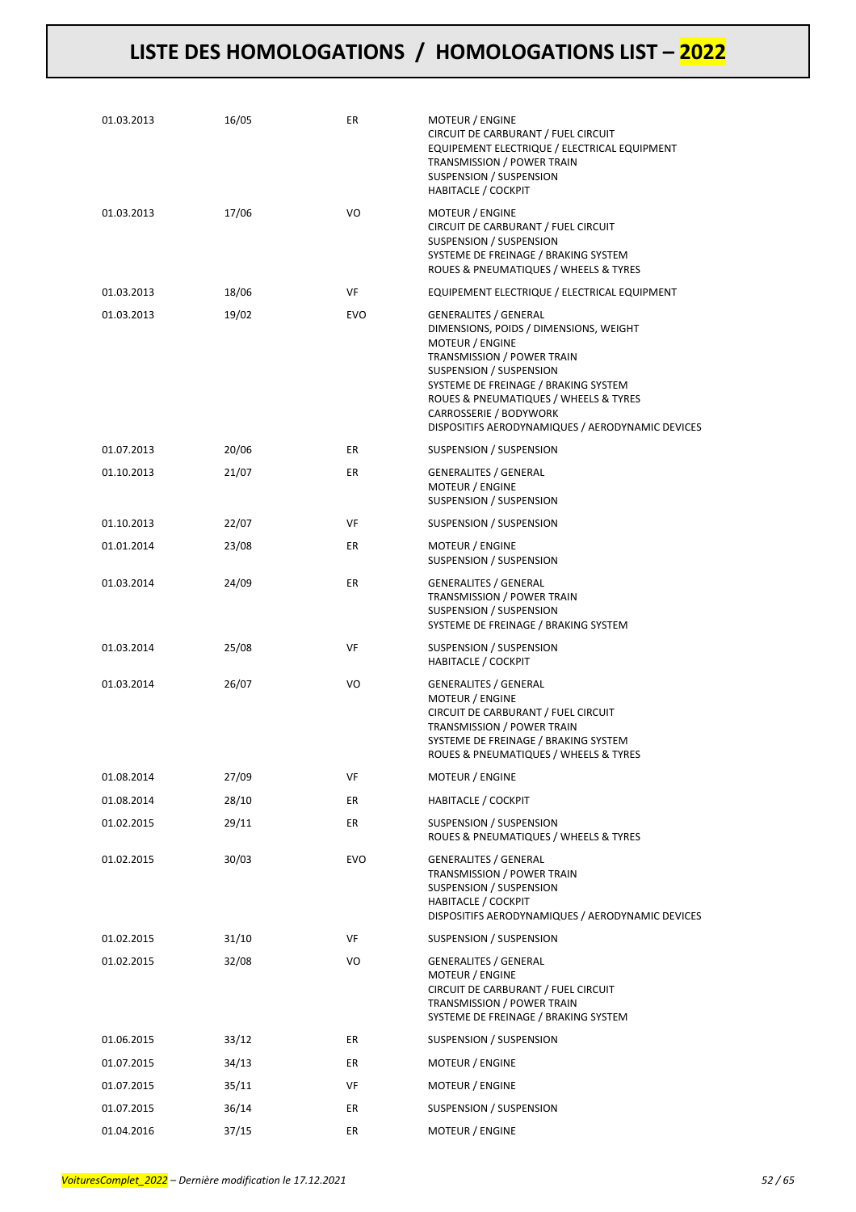| | | | |
|---|---|---|---|
| 01.03.2013 | 16/05 | ER | MOTEUR / ENGINE<br>CIRCUIT DE CARBURANT / FUEL CIRCUIT<br>EQUIPEMENT ELECTRIQUE / ELECTRICAL EQUIPMENT<br>TRANSMISSION / POWER TRAIN<br>SUSPENSION / SUSPENSION<br>HABITACLE / COCKPIT |
| 01.03.2013 | 17/06 | VO | MOTEUR / ENGINE<br>CIRCUIT DE CARBURANT / FUEL CIRCUIT<br>SUSPENSION / SUSPENSION<br>SYSTEME DE FREINAGE / BRAKING SYSTEM<br>ROUES & PNEUMATIQUES / WHEELS & TYRES |
| 01.03.2013 | 18/06 | VF | EQUIPEMENT ELECTRIQUE / ELECTRICAL EQUIPMENT |
| 01.03.2013 | 19/02 | EVO | GENERALITES / GENERAL<br>DIMENSIONS, POIDS / DIMENSIONS, WEIGHT<br>MOTEUR / ENGINE<br>TRANSMISSION / POWER TRAIN<br>SUSPENSION / SUSPENSION<br>SYSTEME DE FREINAGE / BRAKING SYSTEM<br>ROUES & PNEUMATIQUES / WHEELS & TYRES<br>CARROSSERIE / BODYWORK<br>DISPOSITIFS AERODYNAMIQUES / AERODYNAMIC DEVICES |
| 01.07.2013 | 20/06 | ER | SUSPENSION / SUSPENSION |
| 01.10.2013 | 21/07 | ER | GENERALITES / GENERAL<br>MOTEUR / ENGINE<br>SUSPENSION / SUSPENSION |
| 01.10.2013 | 22/07 | VF | SUSPENSION / SUSPENSION |
| 01.01.2014 | 23/08 | ER | MOTEUR / ENGINE<br>SUSPENSION / SUSPENSION |
| 01.03.2014 | 24/09 | ER | GENERALITES / GENERAL<br>TRANSMISSION / POWER TRAIN<br>SUSPENSION / SUSPENSION<br>SYSTEME DE FREINAGE / BRAKING SYSTEM |
| 01.03.2014 | 25/08 | VF | SUSPENSION / SUSPENSION<br>HABITACLE / COCKPIT |
| 01.03.2014 | 26/07 | VO | GENERALITES / GENERAL<br>MOTEUR / ENGINE<br>CIRCUIT DE CARBURANT / FUEL CIRCUIT<br>TRANSMISSION / POWER TRAIN<br>SYSTEME DE FREINAGE / BRAKING SYSTEM<br>ROUES & PNEUMATIQUES / WHEELS & TYRES |
| 01.08.2014 | 27/09 | VF | MOTEUR / ENGINE |
| 01.08.2014 | 28/10 | ER | HABITACLE / COCKPIT |
| 01.02.2015 | 29/11 | ER | SUSPENSION / SUSPENSION<br>ROUES & PNEUMATIQUES / WHEELS & TYRES |
| 01.02.2015 | 30/03 | EVO | GENERALITES / GENERAL<br>TRANSMISSION / POWER TRAIN<br>SUSPENSION / SUSPENSION<br>HABITACLE / COCKPIT<br>DISPOSITIFS AERODYNAMIQUES / AERODYNAMIC DEVICES |
| 01.02.2015 | 31/10 | VF | SUSPENSION / SUSPENSION |
| 01.02.2015 | 32/08 | VO | GENERALITES / GENERAL<br>MOTEUR / ENGINE<br>CIRCUIT DE CARBURANT / FUEL CIRCUIT<br>TRANSMISSION / POWER TRAIN<br>SYSTEME DE FREINAGE / BRAKING SYSTEM |
| 01.06.2015 | 33/12 | ER | SUSPENSION / SUSPENSION |
| 01.07.2015 | 34/13 | ER | MOTEUR / ENGINE |
| 01.07.2015 | 35/11 | VF | MOTEUR / ENGINE |
| 01.07.2015 | 36/14 | ER | SUSPENSION / SUSPENSION |
| 01.04.2016 | 37/15 | ER | MOTEUR / ENGINE |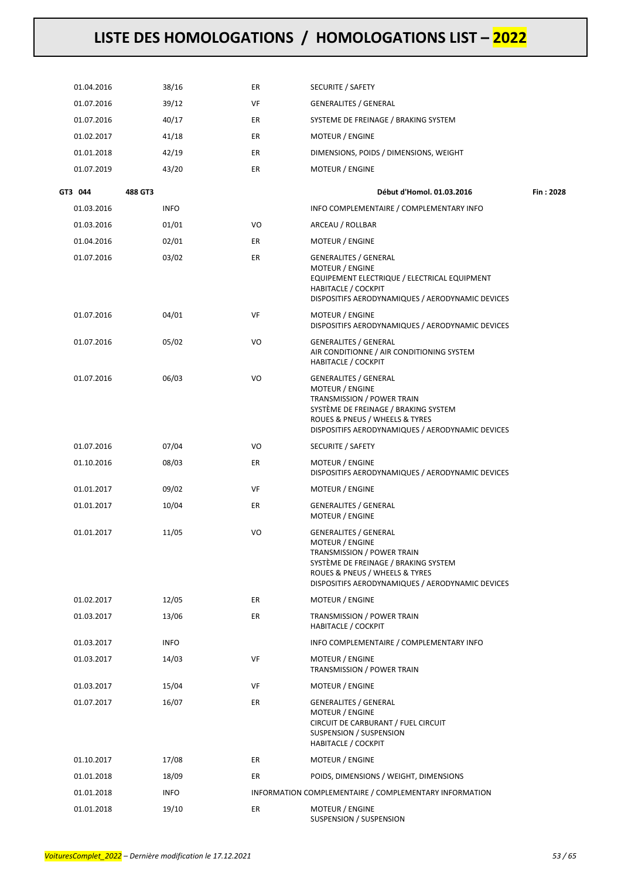# LISTE DES HOMOLOGATIONS / HOMOLOGATIONS LIST – 2022

| | | | | |
|---|---|---|---|---|
| 01.04.2016 | 38/16 | ER | SECURITE / SAFETY | |
| 01.07.2016 | 39/12 | VF | GENERALITES / GENERAL | |
| 01.07.2016 | 40/17 | ER | SYSTEME DE FREINAGE / BRAKING SYSTEM | |
| 01.02.2017 | 41/18 | ER | MOTEUR / ENGINE | |
| 01.01.2018 | 42/19 | ER | DIMENSIONS, POIDS / DIMENSIONS, WEIGHT | |
| 01.07.2019 | 43/20 | ER | MOTEUR / ENGINE | |
| **GT3 044** | **488 GT3** | | **Début d'Homol. 01.03.2016** | **Fin : 2028** |
| 01.03.2016 | INFO | | INFO COMPLEMENTAIRE / COMPLEMENTARY INFO | |
| 01.03.2016 | 01/01 | VO | ARCEAU / ROLLBAR | |
| 01.04.2016 | 02/01 | ER | MOTEUR / ENGINE | |
| 01.07.2016 | 03/02 | ER | GENERALITES / GENERAL<br>MOTEUR / ENGINE<br>EQUIPEMENT ELECTRIQUE / ELECTRICAL EQUIPMENT<br>HABITACLE / COCKPIT<br>DISPOSITIFS AERODYNAMIQUES / AERODYNAMIC DEVICES | |
| 01.07.2016 | 04/01 | VF | MOTEUR / ENGINE<br>DISPOSITIFS AERODYNAMIQUES / AERODYNAMIC DEVICES | |
| 01.07.2016 | 05/02 | VO | GENERALITES / GENERAL<br>AIR CONDITIONNE / AIR CONDITIONING SYSTEM<br>HABITACLE / COCKPIT | |
| 01.07.2016 | 06/03 | VO | GENERALITES / GENERAL<br>MOTEUR / ENGINE<br>TRANSMISSION / POWER TRAIN<br>SYSTÈME DE FREINAGE / BRAKING SYSTEM<br>ROUES & PNEUS / WHEELS & TYRES<br>DISPOSITIFS AERODYNAMIQUES / AERODYNAMIC DEVICES | |
| 01.07.2016 | 07/04 | VO | SECURITE / SAFETY | |
| 01.10.2016 | 08/03 | ER | MOTEUR / ENGINE<br>DISPOSITIFS AERODYNAMIQUES / AERODYNAMIC DEVICES | |
| 01.01.2017 | 09/02 | VF | MOTEUR / ENGINE | |
| 01.01.2017 | 10/04 | ER | GENERALITES / GENERAL<br>MOTEUR / ENGINE | |
| 01.01.2017 | 11/05 | VO | GENERALITES / GENERAL<br>MOTEUR / ENGINE<br>TRANSMISSION / POWER TRAIN<br>SYSTÈME DE FREINAGE / BRAKING SYSTEM<br>ROUES & PNEUS / WHEELS & TYRES<br>DISPOSITIFS AERODYNAMIQUES / AERODYNAMIC DEVICES | |
| 01.02.2017 | 12/05 | ER | MOTEUR / ENGINE | |
| 01.03.2017 | 13/06 | ER | TRANSMISSION / POWER TRAIN<br>HABITACLE / COCKPIT | |
| 01.03.2017 | INFO | | INFO COMPLEMENTAIRE / COMPLEMENTARY INFO | |
| 01.03.2017 | 14/03 | VF | MOTEUR / ENGINE<br>TRANSMISSION / POWER TRAIN | |
| 01.03.2017 | 15/04 | VF | MOTEUR / ENGINE | |
| 01.07.2017 | 16/07 | ER | GENERALITES / GENERAL<br>MOTEUR / ENGINE<br>CIRCUIT DE CARBURANT / FUEL CIRCUIT<br>SUSPENSION / SUSPENSION<br>HABITACLE / COCKPIT | |
| 01.10.2017 | 17/08 | ER | MOTEUR / ENGINE | |
| 01.01.2018 | 18/09 | ER | POIDS, DIMENSIONS / WEIGHT, DIMENSIONS | |
| 01.01.2018 | INFO | | INFORMATION COMPLEMENTAIRE / COMPLEMENTARY INFORMATION | |
| 01.01.2018 | 19/10 | ER | MOTEUR / ENGINE<br>SUSPENSION / SUSPENSION | |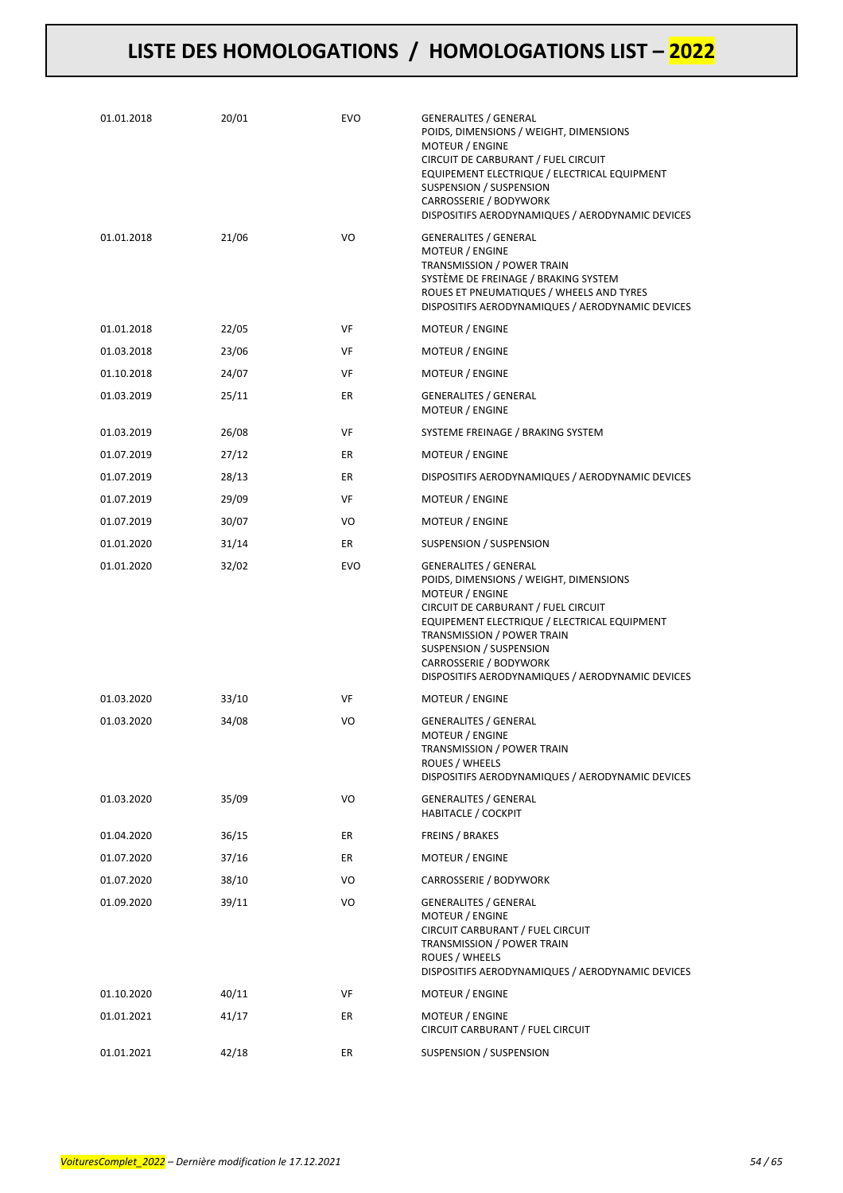# LISTE DES HOMOLOGATIONS / HOMOLOGATIONS LIST – 2022

| | | | |
|---|---|---|---|
| 01.01.2018 | 20/01 | EVO | GENERALITES / GENERAL<br>POIDS, DIMENSIONS / WEIGHT, DIMENSIONS<br>MOTEUR / ENGINE<br>CIRCUIT DE CARBURANT / FUEL CIRCUIT<br>EQUIPEMENT ELECTRIQUE / ELECTRICAL EQUIPMENT<br>SUSPENSION / SUSPENSION<br>CARROSSERIE / BODYWORK<br>DISPOSITIFS AERODYNAMIQUES / AERODYNAMIC DEVICES |
| 01.01.2018 | 21/06 | VO | GENERALITES / GENERAL<br>MOTEUR / ENGINE<br>TRANSMISSION / POWER TRAIN<br>SYSTÈME DE FREINAGE / BRAKING SYSTEM<br>ROUES ET PNEUMATIQUES / WHEELS AND TYRES<br>DISPOSITIFS AERODYNAMIQUES / AERODYNAMIC DEVICES |
| 01.01.2018 | 22/05 | VF | MOTEUR / ENGINE |
| 01.03.2018 | 23/06 | VF | MOTEUR / ENGINE |
| 01.10.2018 | 24/07 | VF | MOTEUR / ENGINE |
| 01.03.2019 | 25/11 | ER | GENERALITES / GENERAL<br>MOTEUR / ENGINE |
| 01.03.2019 | 26/08 | VF | SYSTEME FREINAGE / BRAKING SYSTEM |
| 01.07.2019 | 27/12 | ER | MOTEUR / ENGINE |
| 01.07.2019 | 28/13 | ER | DISPOSITIFS AERODYNAMIQUES / AERODYNAMIC DEVICES |
| 01.07.2019 | 29/09 | VF | MOTEUR / ENGINE |
| 01.07.2019 | 30/07 | VO | MOTEUR / ENGINE |
| 01.01.2020 | 31/14 | ER | SUSPENSION / SUSPENSION |
| 01.01.2020 | 32/02 | EVO | GENERALITES / GENERAL<br>POIDS, DIMENSIONS / WEIGHT, DIMENSIONS<br>MOTEUR / ENGINE<br>CIRCUIT DE CARBURANT / FUEL CIRCUIT<br>EQUIPEMENT ELECTRIQUE / ELECTRICAL EQUIPMENT<br>TRANSMISSION / POWER TRAIN<br>SUSPENSION / SUSPENSION<br>CARROSSERIE / BODYWORK<br>DISPOSITIFS AERODYNAMIQUES / AERODYNAMIC DEVICES |
| 01.03.2020 | 33/10 | VF | MOTEUR / ENGINE |
| 01.03.2020 | 34/08 | VO | GENERALITES / GENERAL<br>MOTEUR / ENGINE<br>TRANSMISSION / POWER TRAIN<br>ROUES / WHEELS<br>DISPOSITIFS AERODYNAMIQUES / AERODYNAMIC DEVICES |
| 01.03.2020 | 35/09 | VO | GENERALITES / GENERAL<br>HABITACLE / COCKPIT |
| 01.04.2020 | 36/15 | ER | FREINS / BRAKES |
| 01.07.2020 | 37/16 | ER | MOTEUR / ENGINE |
| 01.07.2020 | 38/10 | VO | CARROSSERIE / BODYWORK |
| 01.09.2020 | 39/11 | VO | GENERALITES / GENERAL<br>MOTEUR / ENGINE<br>CIRCUIT CARBURANT / FUEL CIRCUIT<br>TRANSMISSION / POWER TRAIN<br>ROUES / WHEELS<br>DISPOSITIFS AERODYNAMIQUES / AERODYNAMIC DEVICES |
| 01.10.2020 | 40/11 | VF | MOTEUR / ENGINE |
| 01.01.2021 | 41/17 | ER | MOTEUR / ENGINE<br>CIRCUIT CARBURANT / FUEL CIRCUIT |
| 01.01.2021 | 42/18 | ER | SUSPENSION / SUSPENSION |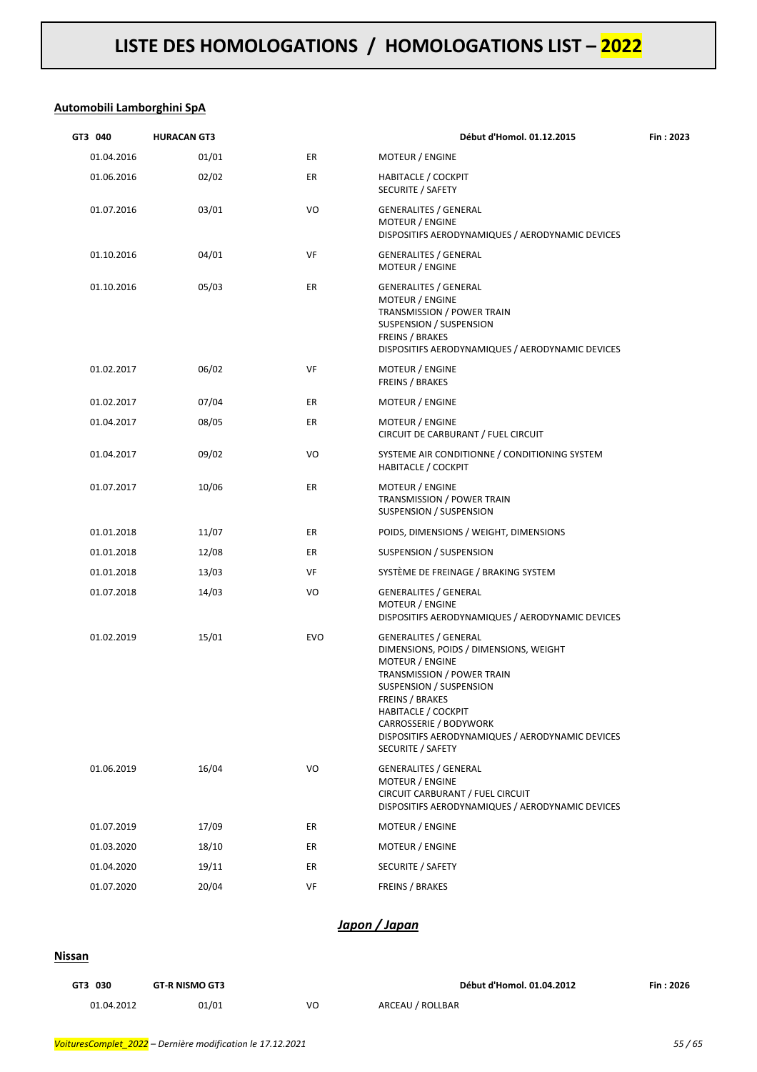# LISTE DES HOMOLOGATIONS / HOMOLOGATIONS LIST – 2022

## Automobili Lamborghini SpA

| GT3 040 | HURACAN GT3 | | Début d'Homol. 01.12.2015 | Fin : 2023 |
|---|---|---|---|---|
| 01.04.2016 | 01/01 | ER | MOTEUR / ENGINE | |
| 01.06.2016 | 02/02 | ER | HABITACLE / COCKPIT<br>SECURITE / SAFETY | |
| 01.07.2016 | 03/01 | VO | GENERALITES / GENERAL<br>MOTEUR / ENGINE<br>DISPOSITIFS AERODYNAMIQUES / AERODYNAMIC DEVICES | |
| 01.10.2016 | 04/01 | VF | GENERALITES / GENERAL<br>MOTEUR / ENGINE | |
| 01.10.2016 | 05/03 | ER | GENERALITES / GENERAL<br>MOTEUR / ENGINE<br>TRANSMISSION / POWER TRAIN<br>SUSPENSION / SUSPENSION<br>FREINS / BRAKES<br>DISPOSITIFS AERODYNAMIQUES / AERODYNAMIC DEVICES | |
| 01.02.2017 | 06/02 | VF | MOTEUR / ENGINE<br>FREINS / BRAKES | |
| 01.02.2017 | 07/04 | ER | MOTEUR / ENGINE | |
| 01.04.2017 | 08/05 | ER | MOTEUR / ENGINE<br>CIRCUIT DE CARBURANT / FUEL CIRCUIT | |
| 01.04.2017 | 09/02 | VO | SYSTEME AIR CONDITIONNE / CONDITIONING SYSTEM<br>HABITACLE / COCKPIT | |
| 01.07.2017 | 10/06 | ER | MOTEUR / ENGINE<br>TRANSMISSION / POWER TRAIN<br>SUSPENSION / SUSPENSION | |
| 01.01.2018 | 11/07 | ER | POIDS, DIMENSIONS / WEIGHT, DIMENSIONS | |
| 01.01.2018 | 12/08 | ER | SUSPENSION / SUSPENSION | |
| 01.01.2018 | 13/03 | VF | SYSTÈME DE FREINAGE / BRAKING SYSTEM | |
| 01.07.2018 | 14/03 | VO | GENERALITES / GENERAL<br>MOTEUR / ENGINE<br>DISPOSITIFS AERODYNAMIQUES / AERODYNAMIC DEVICES | |
| 01.02.2019 | 15/01 | EVO | GENERALITES / GENERAL<br>DIMENSIONS, POIDS / DIMENSIONS, WEIGHT<br>MOTEUR / ENGINE<br>TRANSMISSION / POWER TRAIN<br>SUSPENSION / SUSPENSION<br>FREINS / BRAKES<br>HABITACLE / COCKPIT<br>CARROSSERIE / BODYWORK<br>DISPOSITIFS AERODYNAMIQUES / AERODYNAMIC DEVICES<br>SECURITE / SAFETY | |
| 01.06.2019 | 16/04 | VO | GENERALITES / GENERAL<br>MOTEUR / ENGINE<br>CIRCUIT CARBURANT / FUEL CIRCUIT<br>DISPOSITIFS AERODYNAMIQUES / AERODYNAMIC DEVICES | |
| 01.07.2019 | 17/09 | ER | MOTEUR / ENGINE | |
| 01.03.2020 | 18/10 | ER | MOTEUR / ENGINE | |
| 01.04.2020 | 19/11 | ER | SECURITE / SAFETY | |
| 01.07.2020 | 20/04 | VF | FREINS / BRAKES | |

## *Japon / Japan*

## Nissan

| GT3 030 | GT-R NISMO GT3 | | Début d'Homol. 01.04.2012 | Fin : 2026 |
|---|---|---|---|---|
| 01.04.2012 | 01/01 | VO | ARCEAU / ROLLBAR | |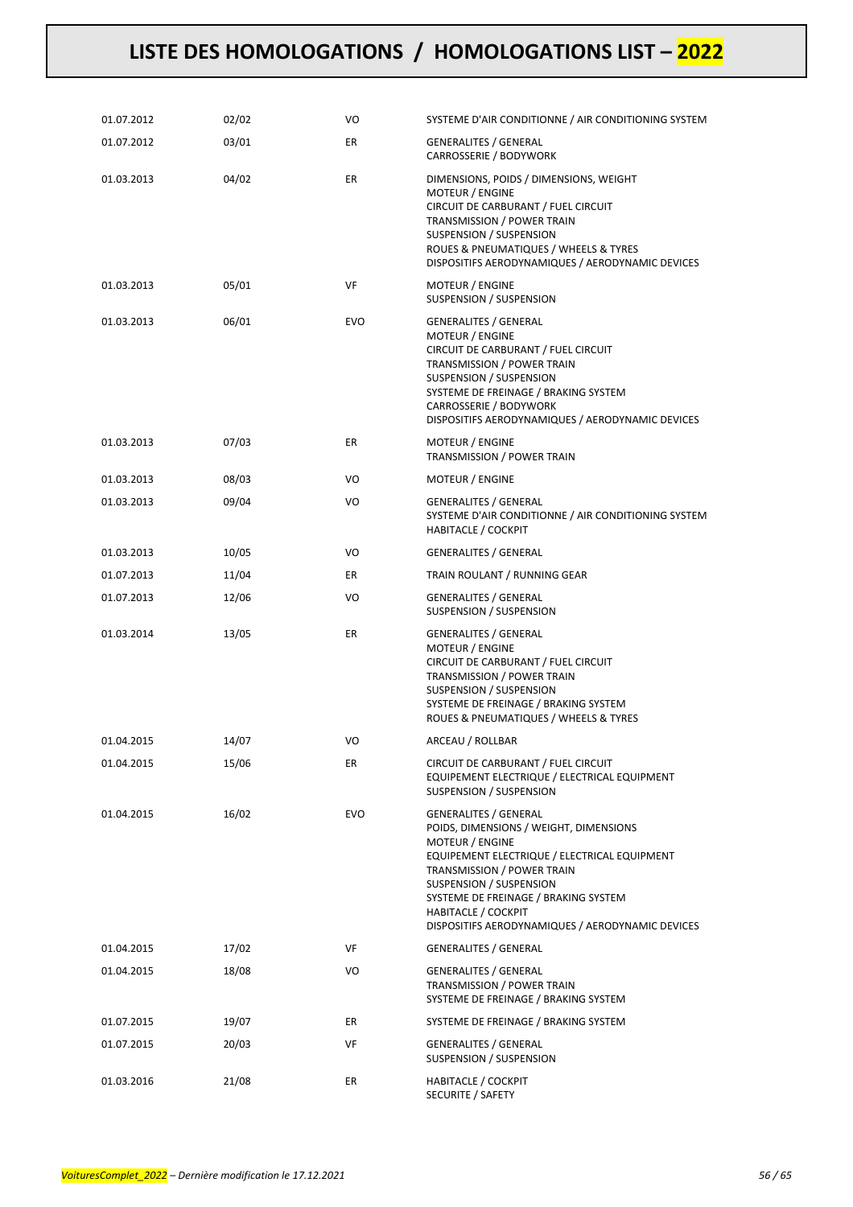# LISTE DES HOMOLOGATIONS / HOMOLOGATIONS LIST – 2022

| | | | |
|---|---|---|---|
| 01.07.2012 | 02/02 | VO | SYSTEME D'AIR CONDITIONNE / AIR CONDITIONING SYSTEM |
| 01.07.2012 | 03/01 | ER | GENERALITES / GENERAL<br>CARROSSERIE / BODYWORK |
| 01.03.2013 | 04/02 | ER | DIMENSIONS, POIDS / DIMENSIONS, WEIGHT<br>MOTEUR / ENGINE<br>CIRCUIT DE CARBURANT / FUEL CIRCUIT<br>TRANSMISSION / POWER TRAIN<br>SUSPENSION / SUSPENSION<br>ROUES & PNEUMATIQUES / WHEELS & TYRES<br>DISPOSITIFS AERODYNAMIQUES / AERODYNAMIC DEVICES |
| 01.03.2013 | 05/01 | VF | MOTEUR / ENGINE<br>SUSPENSION / SUSPENSION |
| 01.03.2013 | 06/01 | EVO | GENERALITES / GENERAL<br>MOTEUR / ENGINE<br>CIRCUIT DE CARBURANT / FUEL CIRCUIT<br>TRANSMISSION / POWER TRAIN<br>SUSPENSION / SUSPENSION<br>SYSTEME DE FREINAGE / BRAKING SYSTEM<br>CARROSSERIE / BODYWORK<br>DISPOSITIFS AERODYNAMIQUES / AERODYNAMIC DEVICES |
| 01.03.2013 | 07/03 | ER | MOTEUR / ENGINE<br>TRANSMISSION / POWER TRAIN |
| 01.03.2013 | 08/03 | VO | MOTEUR / ENGINE |
| 01.03.2013 | 09/04 | VO | GENERALITES / GENERAL<br>SYSTEME D'AIR CONDITIONNE / AIR CONDITIONING SYSTEM<br>HABITACLE / COCKPIT |
| 01.03.2013 | 10/05 | VO | GENERALITES / GENERAL |
| 01.07.2013 | 11/04 | ER | TRAIN ROULANT / RUNNING GEAR |
| 01.07.2013 | 12/06 | VO | GENERALITES / GENERAL<br>SUSPENSION / SUSPENSION |
| 01.03.2014 | 13/05 | ER | GENERALITES / GENERAL<br>MOTEUR / ENGINE<br>CIRCUIT DE CARBURANT / FUEL CIRCUIT<br>TRANSMISSION / POWER TRAIN<br>SUSPENSION / SUSPENSION<br>SYSTEME DE FREINAGE / BRAKING SYSTEM<br>ROUES & PNEUMATIQUES / WHEELS & TYRES |
| 01.04.2015 | 14/07 | VO | ARCEAU / ROLLBAR |
| 01.04.2015 | 15/06 | ER | CIRCUIT DE CARBURANT / FUEL CIRCUIT<br>EQUIPEMENT ELECTRIQUE / ELECTRICAL EQUIPMENT<br>SUSPENSION / SUSPENSION |
| 01.04.2015 | 16/02 | EVO | GENERALITES / GENERAL<br>POIDS, DIMENSIONS / WEIGHT, DIMENSIONS<br>MOTEUR / ENGINE<br>EQUIPEMENT ELECTRIQUE / ELECTRICAL EQUIPMENT<br>TRANSMISSION / POWER TRAIN<br>SUSPENSION / SUSPENSION<br>SYSTEME DE FREINAGE / BRAKING SYSTEM<br>HABITACLE / COCKPIT<br>DISPOSITIFS AERODYNAMIQUES / AERODYNAMIC DEVICES |
| 01.04.2015 | 17/02 | VF | GENERALITES / GENERAL |
| 01.04.2015 | 18/08 | VO | GENERALITES / GENERAL<br>TRANSMISSION / POWER TRAIN<br>SYSTEME DE FREINAGE / BRAKING SYSTEM |
| 01.07.2015 | 19/07 | ER | SYSTEME DE FREINAGE / BRAKING SYSTEM |
| 01.07.2015 | 20/03 | VF | GENERALITES / GENERAL<br>SUSPENSION / SUSPENSION |
| 01.03.2016 | 21/08 | ER | HABITACLE / COCKPIT<br>SECURITE / SAFETY |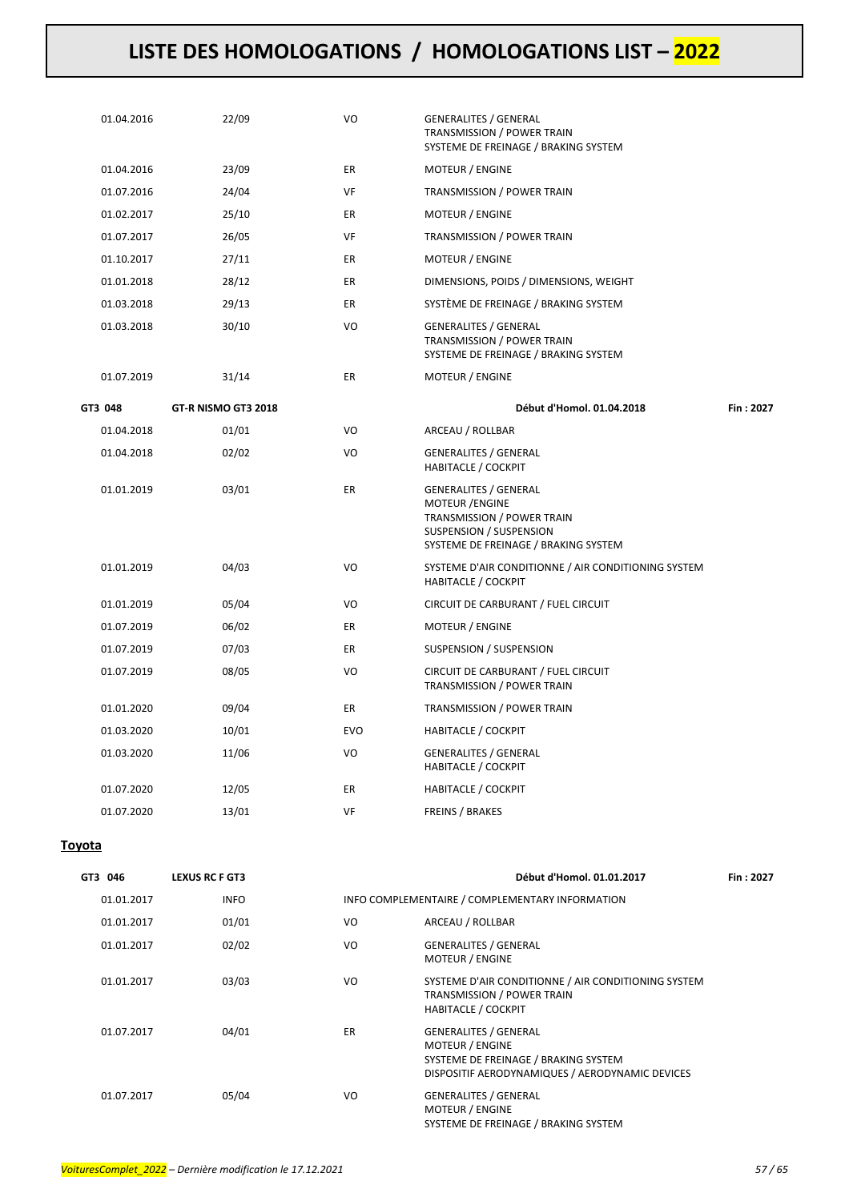| | | | | |
|---|---|---|---|---|
| 01.04.2016 | 22/09 | VO | GENERALITES / GENERAL<br>TRANSMISSION / POWER TRAIN<br>SYSTEME DE FREINAGE / BRAKING SYSTEM | |
| 01.04.2016 | 23/09 | ER | MOTEUR / ENGINE | |
| 01.07.2016 | 24/04 | VF | TRANSMISSION / POWER TRAIN | |
| 01.02.2017 | 25/10 | ER | MOTEUR / ENGINE | |
| 01.07.2017 | 26/05 | VF | TRANSMISSION / POWER TRAIN | |
| 01.10.2017 | 27/11 | ER | MOTEUR / ENGINE | |
| 01.01.2018 | 28/12 | ER | DIMENSIONS, POIDS / DIMENSIONS, WEIGHT | |
| 01.03.2018 | 29/13 | ER | SYSTÈME DE FREINAGE / BRAKING SYSTEM | |
| 01.03.2018 | 30/10 | VO | GENERALITES / GENERAL<br>TRANSMISSION / POWER TRAIN<br>SYSTEME DE FREINAGE / BRAKING SYSTEM | |
| 01.07.2019 | 31/14 | ER | MOTEUR / ENGINE | |
| **GT3 048** | **GT-R NISMO GT3 2018** | | **Début d'Homol. 01.04.2018** | **Fin : 2027** |
| 01.04.2018 | 01/01 | VO | ARCEAU / ROLLBAR | |
| 01.04.2018 | 02/02 | VO | GENERALITES / GENERAL<br>HABITACLE / COCKPIT | |
| 01.01.2019 | 03/01 | ER | GENERALITES / GENERAL<br>MOTEUR /ENGINE<br>TRANSMISSION / POWER TRAIN<br>SUSPENSION / SUSPENSION<br>SYSTEME DE FREINAGE / BRAKING SYSTEM | |
| 01.01.2019 | 04/03 | VO | SYSTEME D'AIR CONDITIONNE / AIR CONDITIONING SYSTEM<br>HABITACLE / COCKPIT | |
| 01.01.2019 | 05/04 | VO | CIRCUIT DE CARBURANT / FUEL CIRCUIT | |
| 01.07.2019 | 06/02 | ER | MOTEUR / ENGINE | |
| 01.07.2019 | 07/03 | ER | SUSPENSION / SUSPENSION | |
| 01.07.2019 | 08/05 | VO | CIRCUIT DE CARBURANT / FUEL CIRCUIT<br>TRANSMISSION / POWER TRAIN | |
| 01.01.2020 | 09/04 | ER | TRANSMISSION / POWER TRAIN | |
| 01.03.2020 | 10/01 | EVO | HABITACLE / COCKPIT | |
| 01.03.2020 | 11/06 | VO | GENERALITES / GENERAL<br>HABITACLE / COCKPIT | |
| 01.07.2020 | 12/05 | ER | HABITACLE / COCKPIT | |
| 01.07.2020 | 13/01 | VF | FREINS / BRAKES | |

## Toyota

| | | | | |
|---|---|---|---|---|
| **GT3 046** | **LEXUS RC F GT3** | | **Début d'Homol. 01.01.2017** | **Fin : 2027** |
| 01.01.2017 | INFO | INFO COMPLEMENTAIRE / COMPLEMENTARY INFORMATION | | |
| 01.01.2017 | 01/01 | VO | ARCEAU / ROLLBAR | |
| 01.01.2017 | 02/02 | VO | GENERALITES / GENERAL<br>MOTEUR / ENGINE | |
| 01.01.2017 | 03/03 | VO | SYSTEME D'AIR CONDITIONNE / AIR CONDITIONING SYSTEM<br>TRANSMISSION / POWER TRAIN<br>HABITACLE / COCKPIT | |
| 01.07.2017 | 04/01 | ER | GENERALITES / GENERAL<br>MOTEUR / ENGINE<br>SYSTEME DE FREINAGE / BRAKING SYSTEM<br>DISPOSITIF AERODYNAMIQUES / AERODYNAMIC DEVICES | |
| 01.07.2017 | 05/04 | VO | GENERALITES / GENERAL<br>MOTEUR / ENGINE<br>SYSTEME DE FREINAGE / BRAKING SYSTEM | |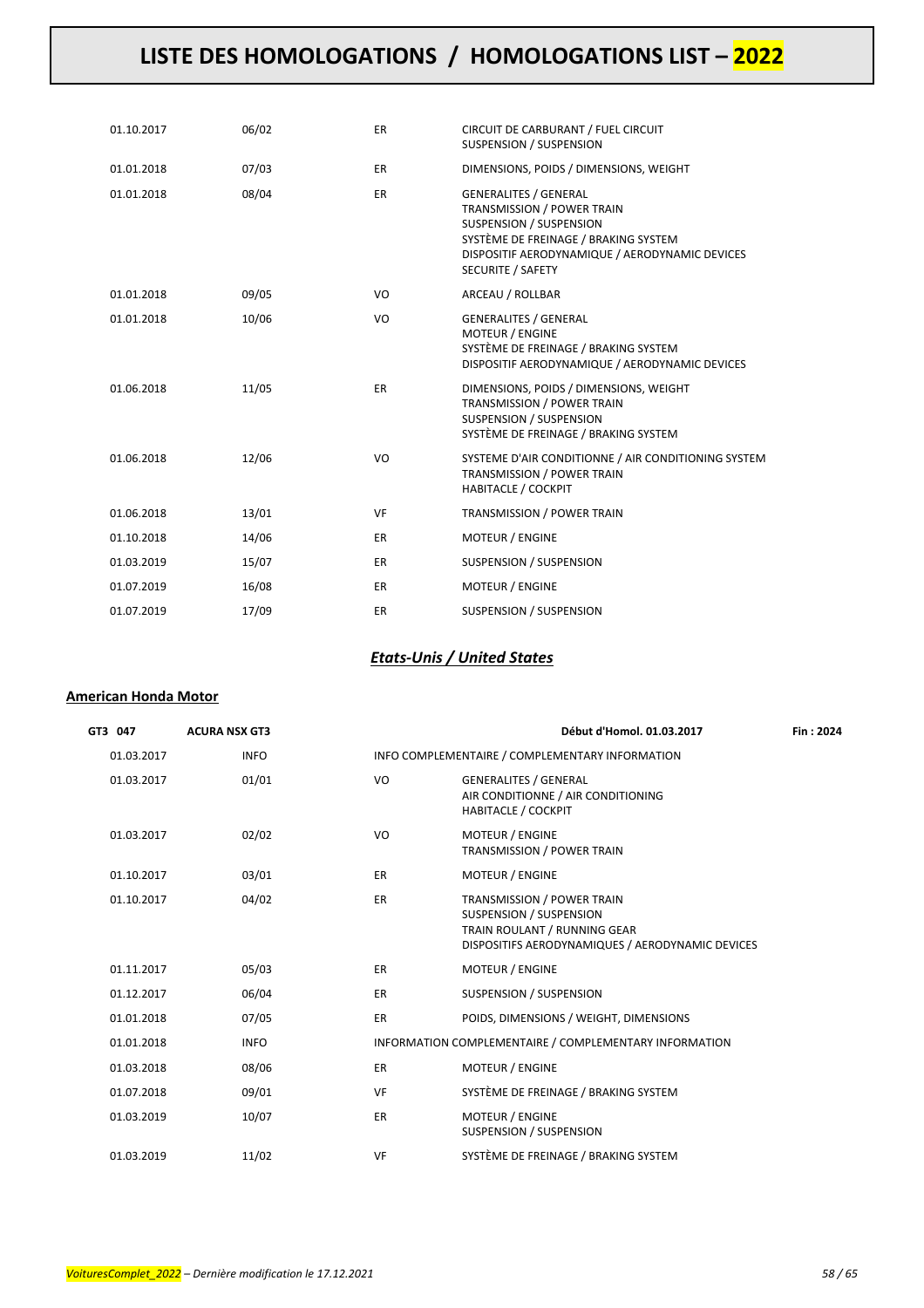| | | | |
|---|---|---|---|
| 01.10.2017 | 06/02 | ER | CIRCUIT DE CARBURANT / FUEL CIRCUIT<br>SUSPENSION / SUSPENSION |
| 01.01.2018 | 07/03 | ER | DIMENSIONS, POIDS / DIMENSIONS, WEIGHT |
| 01.01.2018 | 08/04 | ER | GENERALITES / GENERAL<br>TRANSMISSION / POWER TRAIN<br>SUSPENSION / SUSPENSION<br>SYSTÈME DE FREINAGE / BRAKING SYSTEM<br>DISPOSITIF AERODYNAMIQUE / AERODYNAMIC DEVICES<br>SECURITE / SAFETY |
| 01.01.2018 | 09/05 | VO | ARCEAU / ROLLBAR |
| 01.01.2018 | 10/06 | VO | GENERALITES / GENERAL<br>MOTEUR / ENGINE<br>SYSTÈME DE FREINAGE / BRAKING SYSTEM<br>DISPOSITIF AERODYNAMIQUE / AERODYNAMIC DEVICES |
| 01.06.2018 | 11/05 | ER | DIMENSIONS, POIDS / DIMENSIONS, WEIGHT<br>TRANSMISSION / POWER TRAIN<br>SUSPENSION / SUSPENSION<br>SYSTÈME DE FREINAGE / BRAKING SYSTEM |
| 01.06.2018 | 12/06 | VO | SYSTEME D'AIR CONDITIONNE / AIR CONDITIONING SYSTEM<br>TRANSMISSION / POWER TRAIN<br>HABITACLE / COCKPIT |
| 01.06.2018 | 13/01 | VF | TRANSMISSION / POWER TRAIN |
| 01.10.2018 | 14/06 | ER | MOTEUR / ENGINE |
| 01.03.2019 | 15/07 | ER | SUSPENSION / SUSPENSION |
| 01.07.2019 | 16/08 | ER | MOTEUR / ENGINE |
| 01.07.2019 | 17/09 | ER | SUSPENSION / SUSPENSION |

## *Etats-Unis / United States*

**American Honda Motor**

| GT3 047 | ACURA NSX GT3 | | Début d'Homol. 01.03.2017 | Fin : 2024 |
|---|---|---|---|---|
| 01.03.2017 | INFO | INFO COMPLEMENTAIRE / COMPLEMENTARY INFORMATION | | |
| 01.03.2017 | 01/01 | VO | GENERALITES / GENERAL<br>AIR CONDITIONNE / AIR CONDITIONING<br>HABITACLE / COCKPIT | |
| 01.03.2017 | 02/02 | VO | MOTEUR / ENGINE<br>TRANSMISSION / POWER TRAIN | |
| 01.10.2017 | 03/01 | ER | MOTEUR / ENGINE | |
| 01.10.2017 | 04/02 | ER | TRANSMISSION / POWER TRAIN<br>SUSPENSION / SUSPENSION<br>TRAIN ROULANT / RUNNING GEAR<br>DISPOSITIFS AERODYNAMIQUES / AERODYNAMIC DEVICES | |
| 01.11.2017 | 05/03 | ER | MOTEUR / ENGINE | |
| 01.12.2017 | 06/04 | ER | SUSPENSION / SUSPENSION | |
| 01.01.2018 | 07/05 | ER | POIDS, DIMENSIONS / WEIGHT, DIMENSIONS | |
| 01.01.2018 | INFO | INFORMATION COMPLEMENTAIRE / COMPLEMENTARY INFORMATION | | |
| 01.03.2018 | 08/06 | ER | MOTEUR / ENGINE | |
| 01.07.2018 | 09/01 | VF | SYSTÈME DE FREINAGE / BRAKING SYSTEM | |
| 01.03.2019 | 10/07 | ER | MOTEUR / ENGINE<br>SUSPENSION / SUSPENSION | |
| 01.03.2019 | 11/02 | VF | SYSTÈME DE FREINAGE / BRAKING SYSTEM | |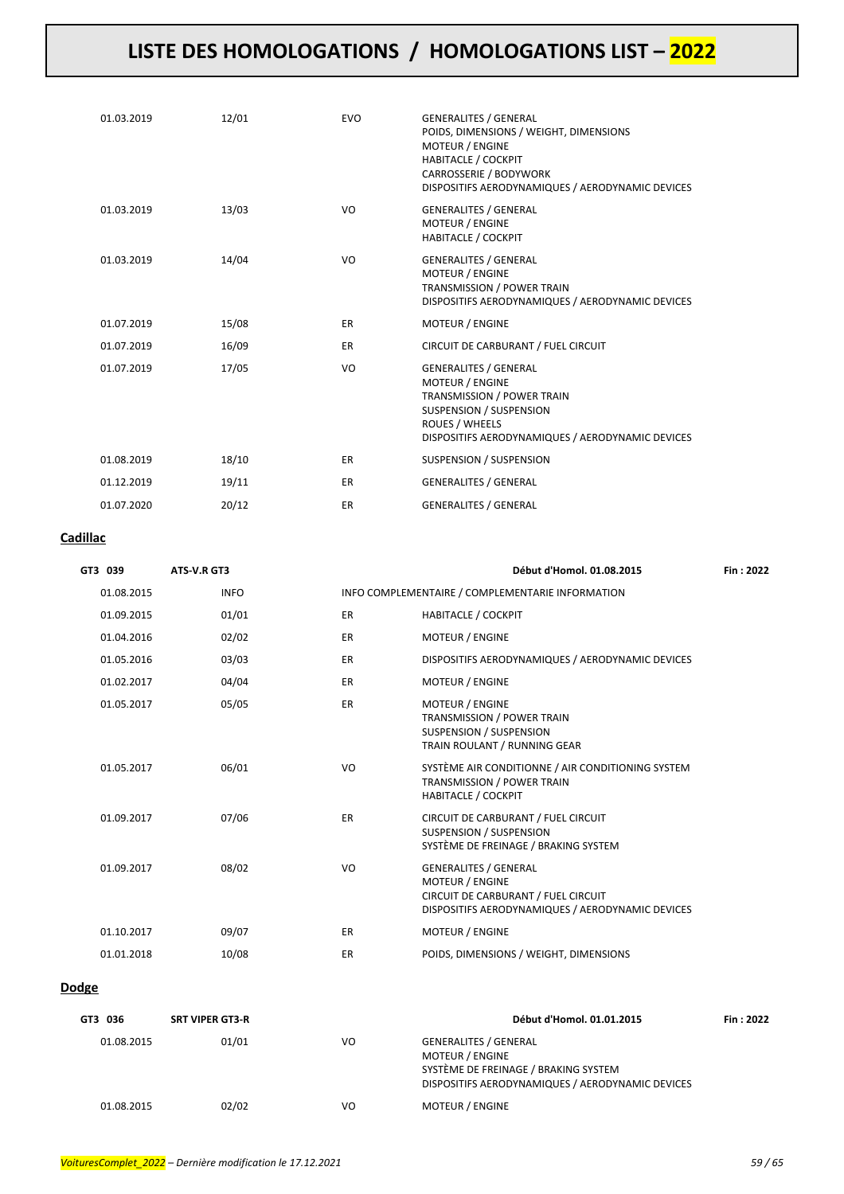| | | | |
|---|---|---|---|
| 01.03.2019 | 12/01 | EVO | GENERALITES / GENERAL<br>POIDS, DIMENSIONS / WEIGHT, DIMENSIONS<br>MOTEUR / ENGINE<br>HABITACLE / COCKPIT<br>CARROSSERIE / BODYWORK<br>DISPOSITIFS AERODYNAMIQUES / AERODYNAMIC DEVICES |
| 01.03.2019 | 13/03 | VO | GENERALITES / GENERAL<br>MOTEUR / ENGINE<br>HABITACLE / COCKPIT |
| 01.03.2019 | 14/04 | VO | GENERALITES / GENERAL<br>MOTEUR / ENGINE<br>TRANSMISSION / POWER TRAIN<br>DISPOSITIFS AERODYNAMIQUES / AERODYNAMIC DEVICES |
| 01.07.2019 | 15/08 | ER | MOTEUR / ENGINE |
| 01.07.2019 | 16/09 | ER | CIRCUIT DE CARBURANT / FUEL CIRCUIT |
| 01.07.2019 | 17/05 | VO | GENERALITES / GENERAL<br>MOTEUR / ENGINE<br>TRANSMISSION / POWER TRAIN<br>SUSPENSION / SUSPENSION<br>ROUES / WHEELS<br>DISPOSITIFS AERODYNAMIQUES / AERODYNAMIC DEVICES |
| 01.08.2019 | 18/10 | ER | SUSPENSION / SUSPENSION |
| 01.12.2019 | 19/11 | ER | GENERALITES / GENERAL |
| 01.07.2020 | 20/12 | ER | GENERALITES / GENERAL |

## Cadillac

| GT3 039 | ATS-V.R GT3 | | Début d'Homol. 01.08.2015 | Fin : 2022 |
|---|---|---|---|---|
| 01.08.2015 | INFO | INFO COMPLEMENTAIRE / COMPLEMENTARIE INFORMATION | | |
| 01.09.2015 | 01/01 | ER | HABITACLE / COCKPIT | |
| 01.04.2016 | 02/02 | ER | MOTEUR / ENGINE | |
| 01.05.2016 | 03/03 | ER | DISPOSITIFS AERODYNAMIQUES / AERODYNAMIC DEVICES | |
| 01.02.2017 | 04/04 | ER | MOTEUR / ENGINE | |
| 01.05.2017 | 05/05 | ER | MOTEUR / ENGINE<br>TRANSMISSION / POWER TRAIN<br>SUSPENSION / SUSPENSION<br>TRAIN ROULANT / RUNNING GEAR | |
| 01.05.2017 | 06/01 | VO | SYSTÈME AIR CONDITIONNE / AIR CONDITIONING SYSTEM<br>TRANSMISSION / POWER TRAIN<br>HABITACLE / COCKPIT | |
| 01.09.2017 | 07/06 | ER | CIRCUIT DE CARBURANT / FUEL CIRCUIT<br>SUSPENSION / SUSPENSION<br>SYSTÈME DE FREINAGE / BRAKING SYSTEM | |
| 01.09.2017 | 08/02 | VO | GENERALITES / GENERAL<br>MOTEUR / ENGINE<br>CIRCUIT DE CARBURANT / FUEL CIRCUIT<br>DISPOSITIFS AERODYNAMIQUES / AERODYNAMIC DEVICES | |
| 01.10.2017 | 09/07 | ER | MOTEUR / ENGINE | |
| 01.01.2018 | 10/08 | ER | POIDS, DIMENSIONS / WEIGHT, DIMENSIONS | |

## Dodge

| GT3 036 | SRT VIPER GT3-R | | Début d'Homol. 01.01.2015 | Fin : 2022 |
|---|---|---|---|---|
| 01.08.2015 | 01/01 | VO | GENERALITES / GENERAL<br>MOTEUR / ENGINE<br>SYSTÈME DE FREINAGE / BRAKING SYSTEM<br>DISPOSITIFS AERODYNAMIQUES / AERODYNAMIC DEVICES | |
| 01.08.2015 | 02/02 | VO | MOTEUR / ENGINE | |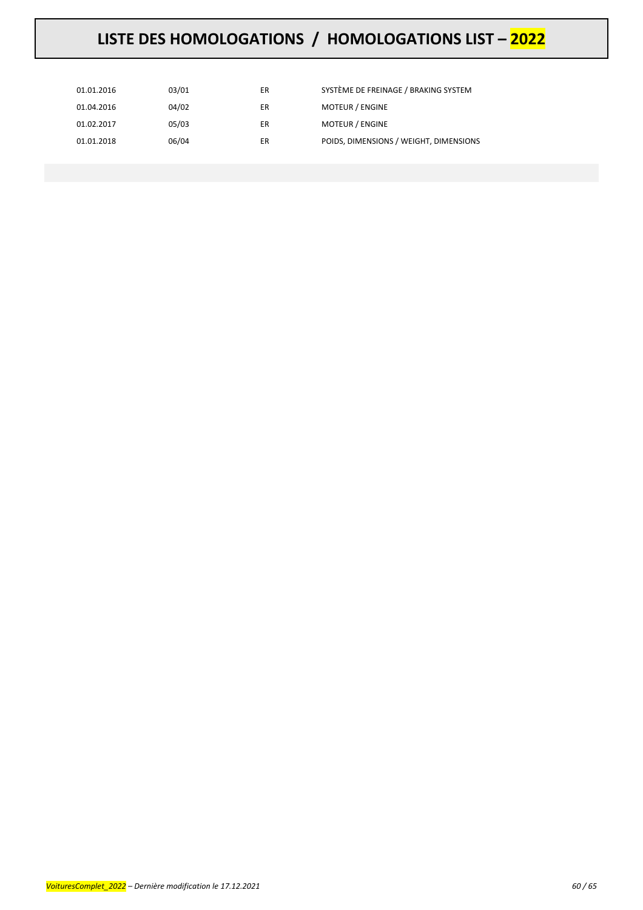# LISTE DES HOMOLOGATIONS / HOMOLOGATIONS LIST – 2022

| | | | |
|---|---|---|---|
| 01.01.2016 | 03/01 | ER | SYSTÈME DE FREINAGE / BRAKING SYSTEM |
| 01.04.2016 | 04/02 | ER | MOTEUR / ENGINE |
| 01.02.2017 | 05/03 | ER | MOTEUR / ENGINE |
| 01.01.2018 | 06/04 | ER | POIDS, DIMENSIONS / WEIGHT, DIMENSIONS |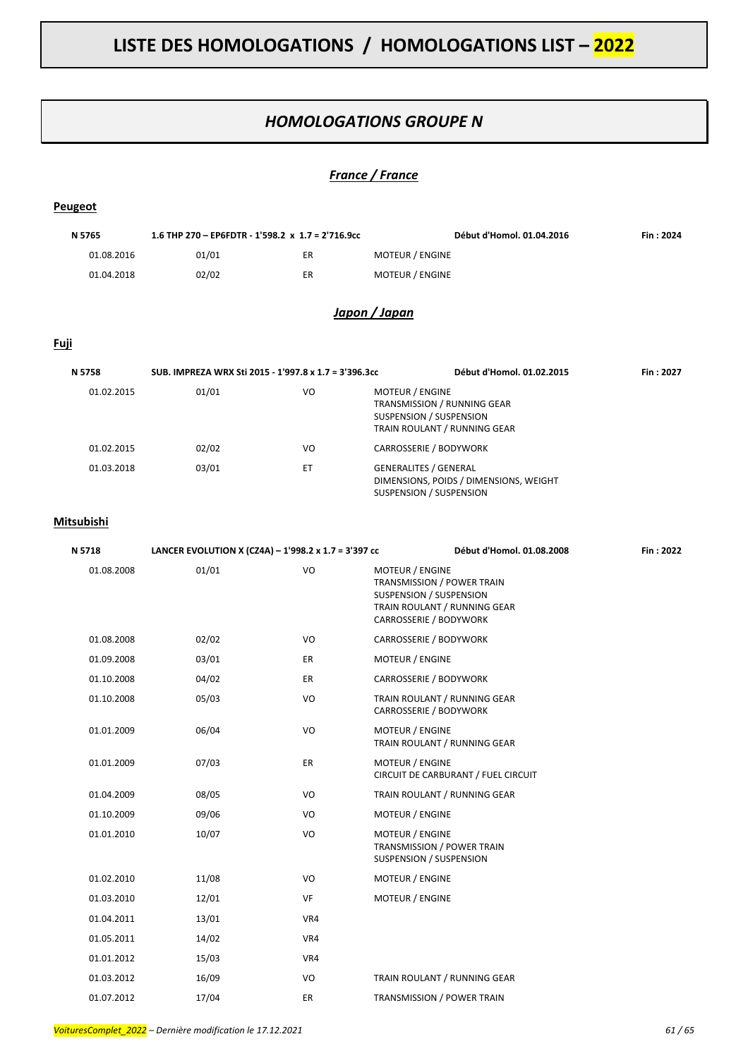# LISTE DES HOMOLOGATIONS / HOMOLOGATIONS LIST – 2022

## *HOMOLOGATIONS GROUPE N*

### *France / France*

**Peugeot**

| N 5765 | 1.6 THP 270 – EP6FDTR - 1'598.2 x 1.7 = 2'716.9cc | | Début d'Homol. 01.04.2016 | Fin : 2024 |
|---|---|---|---|---|
| 01.08.2016 | 01/01 | ER | MOTEUR / ENGINE | |
| 01.04.2018 | 02/02 | ER | MOTEUR / ENGINE | |

### *Japon / Japan*

**Fuji**

| N 5758 | SUB. IMPREZA WRX Sti 2015 - 1'997.8 x 1.7 = 3'396.3cc | | Début d'Homol. 01.02.2015 | Fin : 2027 |
|---|---|---|---|---|
| 01.02.2015 | 01/01 | VO | MOTEUR / ENGINE<br>TRANSMISSION / RUNNING GEAR<br>SUSPENSION / SUSPENSION<br>TRAIN ROULANT / RUNNING GEAR | |
| 01.02.2015 | 02/02 | VO | CARROSSERIE / BODYWORK | |
| 01.03.2018 | 03/01 | ET | GENERALITES / GENERAL<br>DIMENSIONS, POIDS / DIMENSIONS, WEIGHT<br>SUSPENSION / SUSPENSION | |

**Mitsubishi**

| N 5718 | LANCER EVOLUTION X (CZ4A) – 1'998.2 x 1.7 = 3'397 cc | | Début d'Homol. 01.08.2008 | Fin : 2022 |
|---|---|---|---|---|
| 01.08.2008 | 01/01 | VO | MOTEUR / ENGINE<br>TRANSMISSION / POWER TRAIN<br>SUSPENSION / SUSPENSION<br>TRAIN ROULANT / RUNNING GEAR<br>CARROSSERIE / BODYWORK | |
| 01.08.2008 | 02/02 | VO | CARROSSERIE / BODYWORK | |
| 01.09.2008 | 03/01 | ER | MOTEUR / ENGINE | |
| 01.10.2008 | 04/02 | ER | CARROSSERIE / BODYWORK | |
| 01.10.2008 | 05/03 | VO | TRAIN ROULANT / RUNNING GEAR<br>CARROSSERIE / BODYWORK | |
| 01.01.2009 | 06/04 | VO | MOTEUR / ENGINE<br>TRAIN ROULANT / RUNNING GEAR | |
| 01.01.2009 | 07/03 | ER | MOTEUR / ENGINE<br>CIRCUIT DE CARBURANT / FUEL CIRCUIT | |
| 01.04.2009 | 08/05 | VO | TRAIN ROULANT / RUNNING GEAR | |
| 01.10.2009 | 09/06 | VO | MOTEUR / ENGINE | |
| 01.01.2010 | 10/07 | VO | MOTEUR / ENGINE<br>TRANSMISSION / POWER TRAIN<br>SUSPENSION / SUSPENSION | |
| 01.02.2010 | 11/08 | VO | MOTEUR / ENGINE | |
| 01.03.2010 | 12/01 | VF | MOTEUR / ENGINE | |
| 01.04.2011 | 13/01 | VR4 | | |
| 01.05.2011 | 14/02 | VR4 | | |
| 01.01.2012 | 15/03 | VR4 | | |
| 01.03.2012 | 16/09 | VO | TRAIN ROULANT / RUNNING GEAR | |
| 01.07.2012 | 17/04 | ER | TRANSMISSION / POWER TRAIN | |

*VoituresComplet_2022 – Dernière modification le 17.12.2021*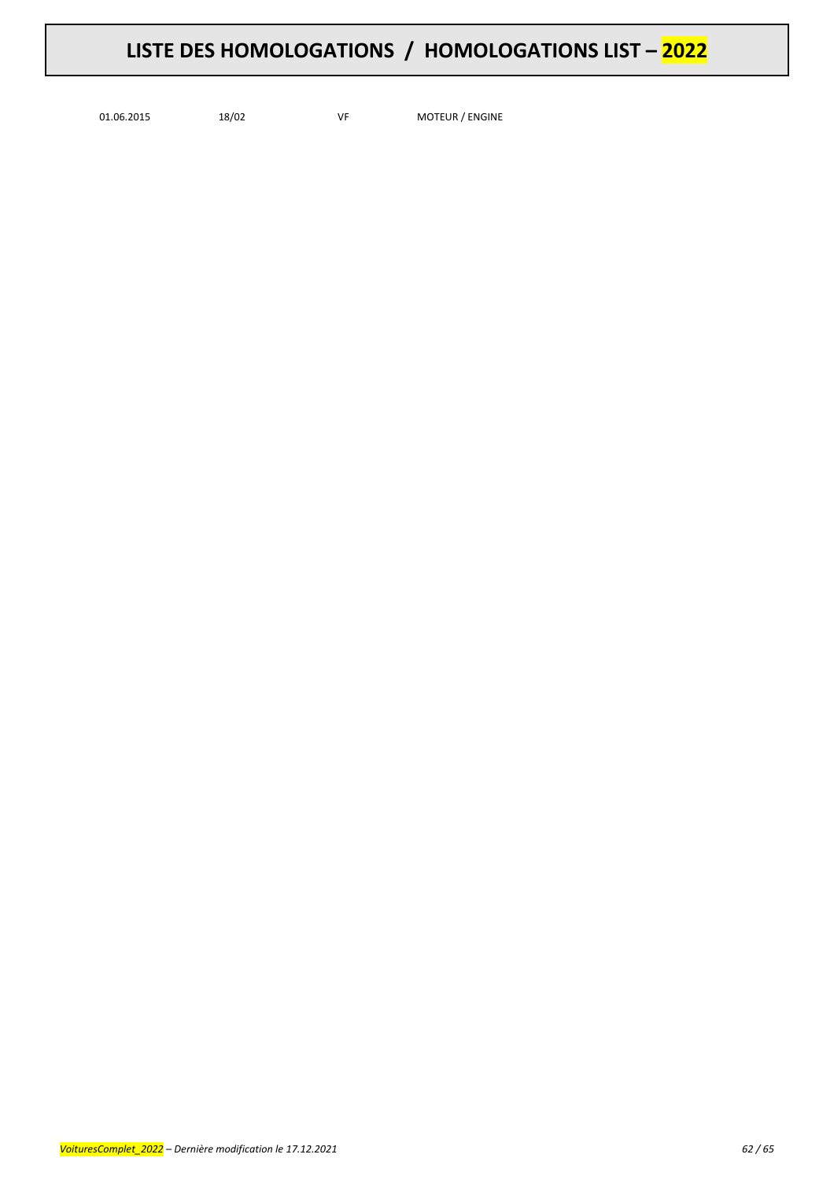# LISTE DES HOMOLOGATIONS / HOMOLOGATIONS LIST – 2022

| 01.06.2015 | 18/02 | VF | MOTEUR / ENGINE |
|---|---|---|---|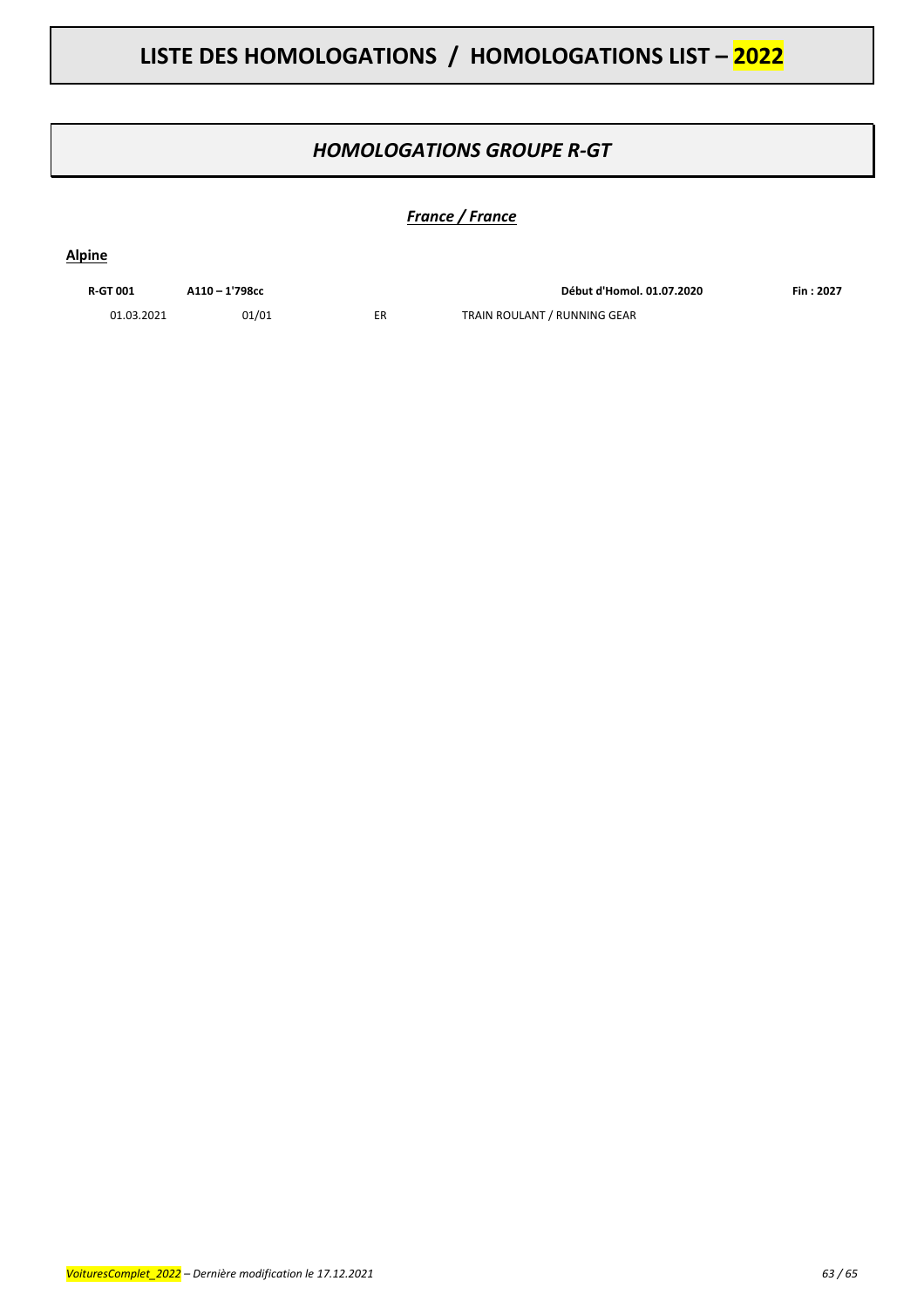# LISTE DES HOMOLOGATIONS / HOMOLOGATIONS LIST – 2022

## *HOMOLOGATIONS GROUPE R-GT*

### ***France / France***

**Alpine**

| **R-GT 001** | **A110 – 1'798cc** | | **Début d'Homol. 01.07.2020** | **Fin : 2027** |
|---|---|---|---|---|
| 01.03.2021 | 01/01 | ER | TRAIN ROULANT / RUNNING GEAR | |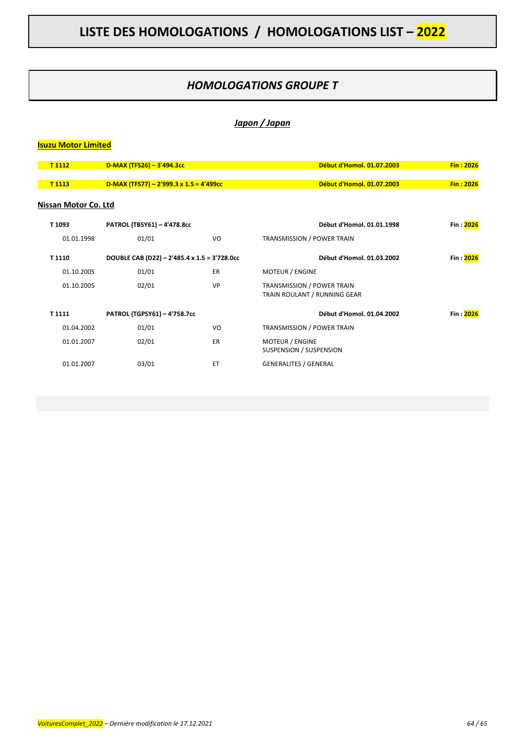# LISTE DES HOMOLOGATIONS / HOMOLOGATIONS LIST – 2022

## *HOMOLOGATIONS GROUPE T*

### *Japon / Japan*

**Isuzu Motor Limited**

| | | | | |
|---|---|---|---|---|
| **T 1112** | **D-MAX (TFS26) – 3'494.3cc** | | **Début d'Homol. 01.07.2003** | **Fin : 2026** |
| **T 1113** | **D-MAX (TFS77) – 2'999.3 x 1.5 = 4'499cc** | | **Début d'Homol. 01.07.2003** | **Fin : 2026** |

**Nissan Motor Co. Ltd**

| | | | | |
|---|---|---|---|---|
| **T 1093** | **PATROL (TBSY61) – 4'478.8cc** | | **Début d'Homol. 01.01.1998** | **Fin : 2026** |
| 01.01.1998 | 01/01 | VO | TRANSMISSION / POWER TRAIN | |
| **T 1110** | **DOUBLE CAB (D22) – 2'485.4 x 1.5 = 3'728.0cc** | | **Début d'Homol. 01.03.2002** | **Fin : 2026** |
| 01.10.2005 | 01/01 | ER | MOTEUR / ENGINE | |
| 01.10.2005 | 02/01 | VP | TRANSMISSION / POWER TRAIN<br>TRAIN ROULANT / RUNNING GEAR | |
| **T 1111** | **PATROL (TGPSY61) – 4'758.7cc** | | **Début d'Homol. 01.04.2002** | **Fin : 2026** |
| 01.04.2002 | 01/01 | VO | TRANSMISSION / POWER TRAIN | |
| 01.01.2007 | 02/01 | ER | MOTEUR / ENGINE<br>SUSPENSION / SUSPENSION | |
| 01.01.2007 | 03/01 | ET | GENERALITES / GENERAL | |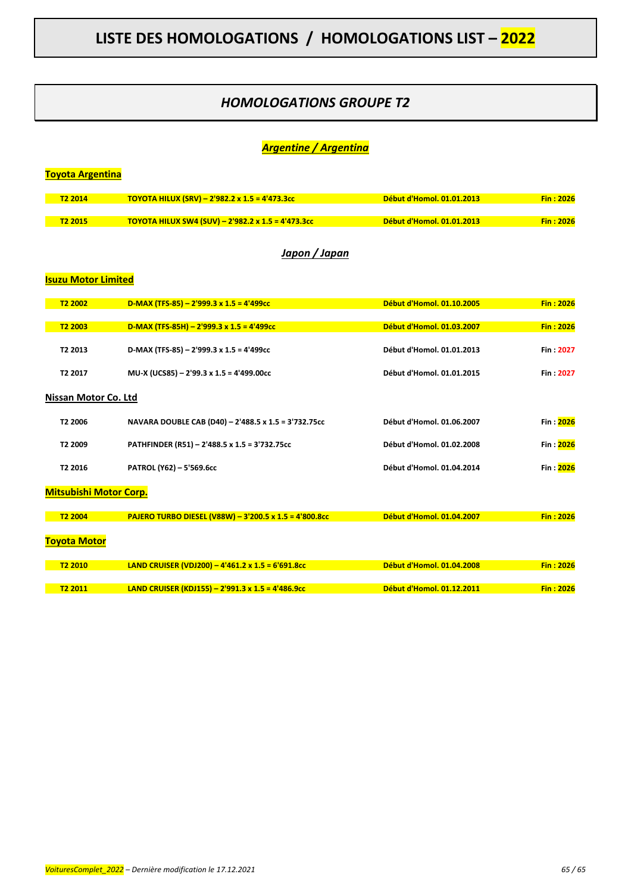# LISTE DES HOMOLOGATIONS / HOMOLOGATIONS LIST – 2022

## *HOMOLOGATIONS GROUPE T2*

### *Argentine / Argentina*

**Toyota Argentina**

| | | | |
|---|---|---|---|
| **T2 2014** | **TOYOTA HILUX (SRV) – 2'982.2 x 1.5 = 4'473.3cc** | **Début d'Homol. 01.01.2013** | **Fin : 2026** |
| **T2 2015** | **TOYOTA HILUX SW4 (SUV) – 2'982.2 x 1.5 = 4'473.3cc** | **Début d'Homol. 01.01.2013** | **Fin : 2026** |

### *Japon / Japan*

**Isuzu Motor Limited**

| | | | |
|---|---|---|---|
| **T2 2002** | **D-MAX (TFS-85) – 2'999.3 x 1.5 = 4'499cc** | **Début d'Homol. 01.10.2005** | **Fin : 2026** |
| **T2 2003** | **D-MAX (TFS-85H) – 2'999.3 x 1.5 = 4'499cc** | **Début d'Homol. 01.03.2007** | **Fin : 2026** |
| **T2 2013** | **D-MAX (TFS-85) – 2'999.3 x 1.5 = 4'499cc** | **Début d'Homol. 01.01.2013** | **Fin : 2027** |
| **T2 2017** | **MU-X (UCS85) – 2'99.3 x 1.5 = 4'499.00cc** | **Début d'Homol. 01.01.2015** | **Fin : 2027** |

**Nissan Motor Co. Ltd**

| | | | |
|---|---|---|---|
| **T2 2006** | **NAVARA DOUBLE CAB (D40) – 2'488.5 x 1.5 = 3'732.75cc** | **Début d'Homol. 01.06.2007** | **Fin : 2026** |
| **T2 2009** | **PATHFINDER (R51) – 2'488.5 x 1.5 = 3'732.75cc** | **Début d'Homol. 01.02.2008** | **Fin : 2026** |
| **T2 2016** | **PATROL (Y62) – 5'569.6cc** | **Début d'Homol. 01.04.2014** | **Fin : 2026** |

**Mitsubishi Motor Corp.**

| | | | |
|---|---|---|---|
| **T2 2004** | **PAJERO TURBO DIESEL (V88W) – 3'200.5 x 1.5 = 4'800.8cc** | **Début d'Homol. 01.04.2007** | **Fin : 2026** |

**Toyota Motor**

| | | | |
|---|---|---|---|
| **T2 2010** | **LAND CRUISER (VDJ200) – 4'461.2 x 1.5 = 6'691.8cc** | **Début d'Homol. 01.04.2008** | **Fin : 2026** |
| **T2 2011** | **LAND CRUISER (KDJ155) – 2'991.3 x 1.5 = 4'486.9cc** | **Début d'Homol. 01.12.2011** | **Fin : 2026** |

*VoituresComplet_2022 – Dernière modification le 17.12.2021*